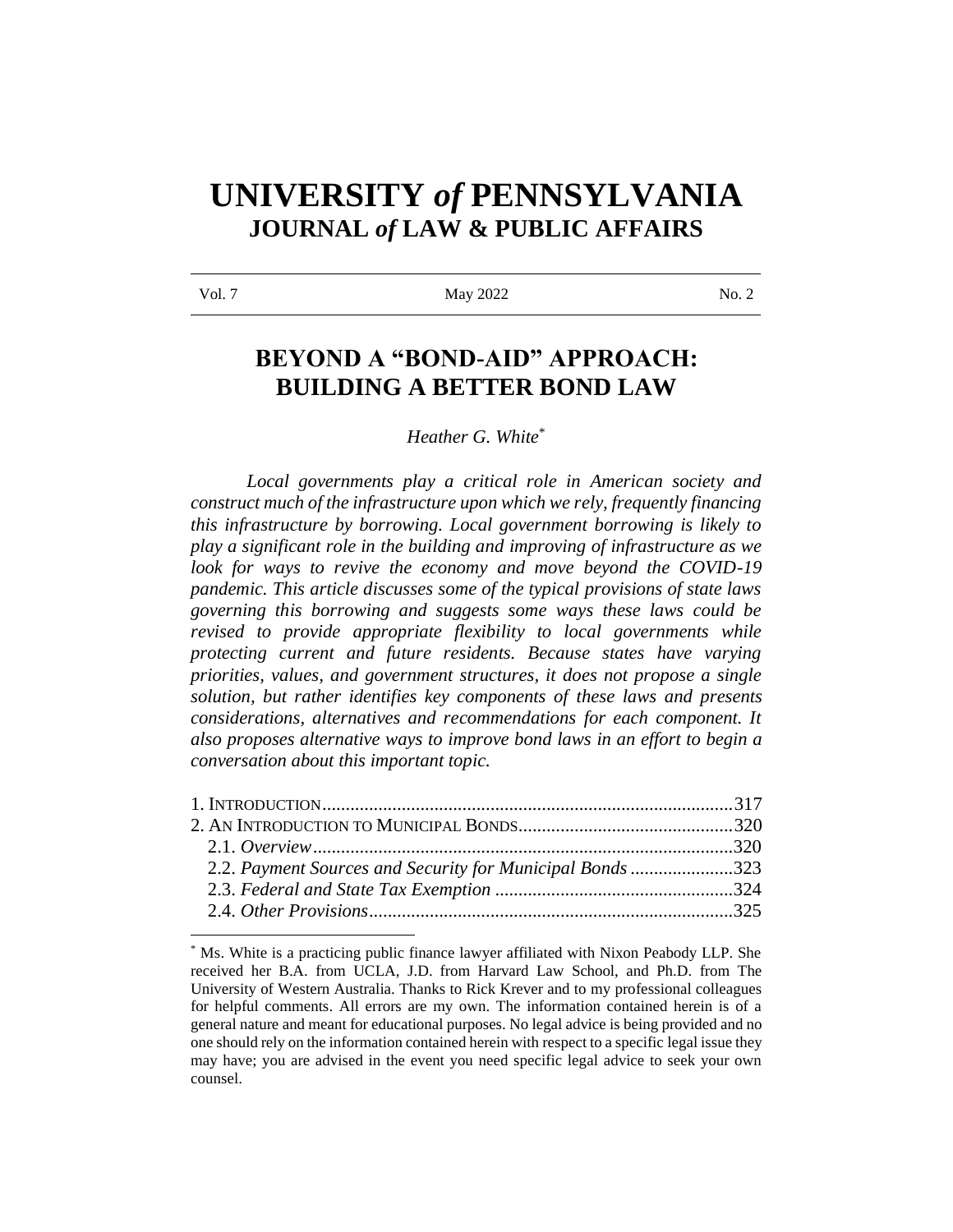# UNIVERSITY *of* PENNSYLVANIA
## JOURNAL *of* LAW & PUBLIC AFFAIRS

Vol. 7 | May 2022 | No. 2

# BEYOND A "BOND-AID" APPROACH: BUILDING A BETTER BOND LAW

*Heather G. White*[*]

*Local governments play a critical role in American society and construct much of the infrastructure upon which we rely, frequently financing this infrastructure by borrowing. Local government borrowing is likely to play a significant role in the building and improving of infrastructure as we look for ways to revive the economy and move beyond the COVID-19 pandemic. This article discusses some of the typical provisions of state laws governing this borrowing and suggests some ways these laws could be revised to provide appropriate flexibility to local governments while protecting current and future residents. Because states have varying priorities, values, and government structures, it does not propose a single solution, but rather identifies key components of these laws and presents considerations, alternatives and recommendations for each component. It also proposes alternative ways to improve bond laws in an effort to begin a conversation about this important topic.*

1. INTRODUCTION .......................................................................................317
2. AN INTRODUCTION TO MUNICIPAL BONDS..............................................320
   2.1. *Overview*..........................................................................................320
   2.2. *Payment Sources and Security for Municipal Bonds* ......................323
   2.3. *Federal and State Tax Exemption* ..................................................324
   2.4. *Other Provisions*.............................................................................325

[*] Ms. White is a practicing public finance lawyer affiliated with Nixon Peabody LLP. She received her B.A. from UCLA, J.D. from Harvard Law School, and Ph.D. from The University of Western Australia. Thanks to Rick Krever and to my professional colleagues for helpful comments. All errors are my own. The information contained herein is of a general nature and meant for educational purposes. No legal advice is being provided and no one should rely on the information contained herein with respect to a specific legal issue they may have; you are advised in the event you need specific legal advice to seek your own counsel.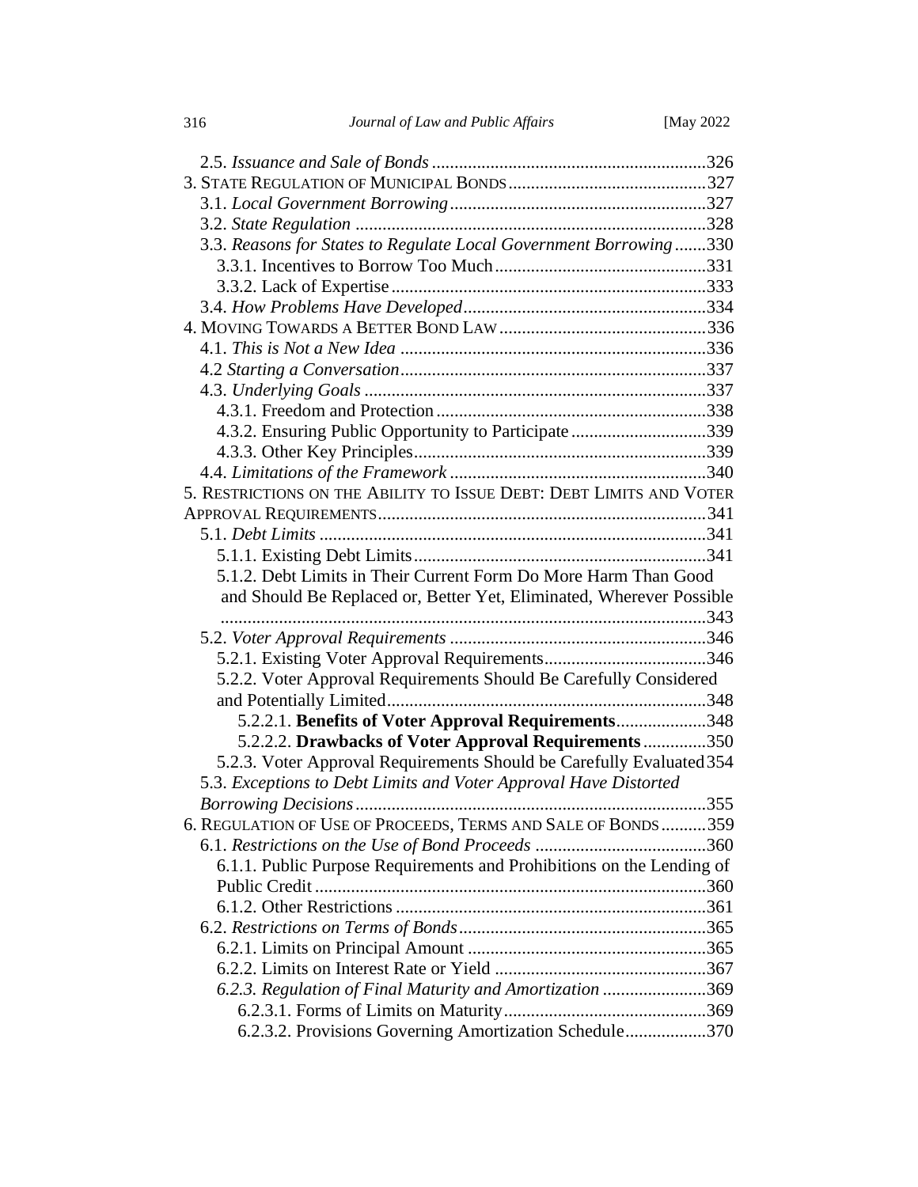2.5. *Issuance and Sale of Bonds* ............................................................326
3. STATE REGULATION OF MUNICIPAL BONDS ............................................327
3.1. *Local Government Borrowing* ........................................................327
3.2. *State Regulation* ............................................................................328
3.3. *Reasons for States to Regulate Local Government Borrowing* .......330
3.3.1. Incentives to Borrow Too Much ...............................................331
3.3.2. Lack of Expertise ......................................................................333
3.4. *How Problems Have Developed* ......................................................334
4. MOVING TOWARDS A BETTER BOND LAW ..............................................336
4.1. *This is Not a New Idea* ...................................................................336
4.2 *Starting a Conversation* ....................................................................337
4.3. *Underlying Goals* ............................................................................337
4.3.1. Freedom and Protection ............................................................338
4.3.2. Ensuring Public Opportunity to Participate ..............................339
4.3.3. Other Key Principles .................................................................339
4.4. *Limitations of the Framework* .........................................................340
5. RESTRICTIONS ON THE ABILITY TO ISSUE DEBT: DEBT LIMITS AND VOTER APPROVAL REQUIREMENTS .........................................................................341
5.1. *Debt Limits* .....................................................................................341
5.1.1. Existing Debt Limits .................................................................341
5.1.2. Debt Limits in Their Current Form Do More Harm Than Good and Should Be Replaced or, Better Yet, Eliminated, Wherever Possible ..........................................................................................................343
5.2. *Voter Approval Requirements* .........................................................346
5.2.1. Existing Voter Approval Requirements ....................................346
5.2.2. Voter Approval Requirements Should Be Carefully Considered and Potentially Limited .......................................................................348
5.2.2.1. **Benefits of Voter Approval Requirements** ....................348
5.2.2.2. **Drawbacks of Voter Approval Requirements** ..............350
5.2.3. Voter Approval Requirements Should be Carefully Evaluated 354
5.3. *Exceptions to Debt Limits and Voter Approval Have Distorted Borrowing Decisions* ..............................................................................355
6. REGULATION OF USE OF PROCEEDS, TERMS AND SALE OF BONDS ..........359
6.1. *Restrictions on the Use of Bond Proceeds* ......................................360
6.1.1. Public Purpose Requirements and Prohibitions on the Lending of Public Credit .......................................................................................360
6.1.2. Other Restrictions .....................................................................361
6.2. *Restrictions on Terms of Bonds* .......................................................365
6.2.1. Limits on Principal Amount .....................................................365
6.2.2. Limits on Interest Rate or Yield ...............................................367
*6.2.3. Regulation of Final Maturity and Amortization* .......................369
6.2.3.1. Forms of Limits on Maturity .............................................369
6.2.3.2. Provisions Governing Amortization Schedule ..................370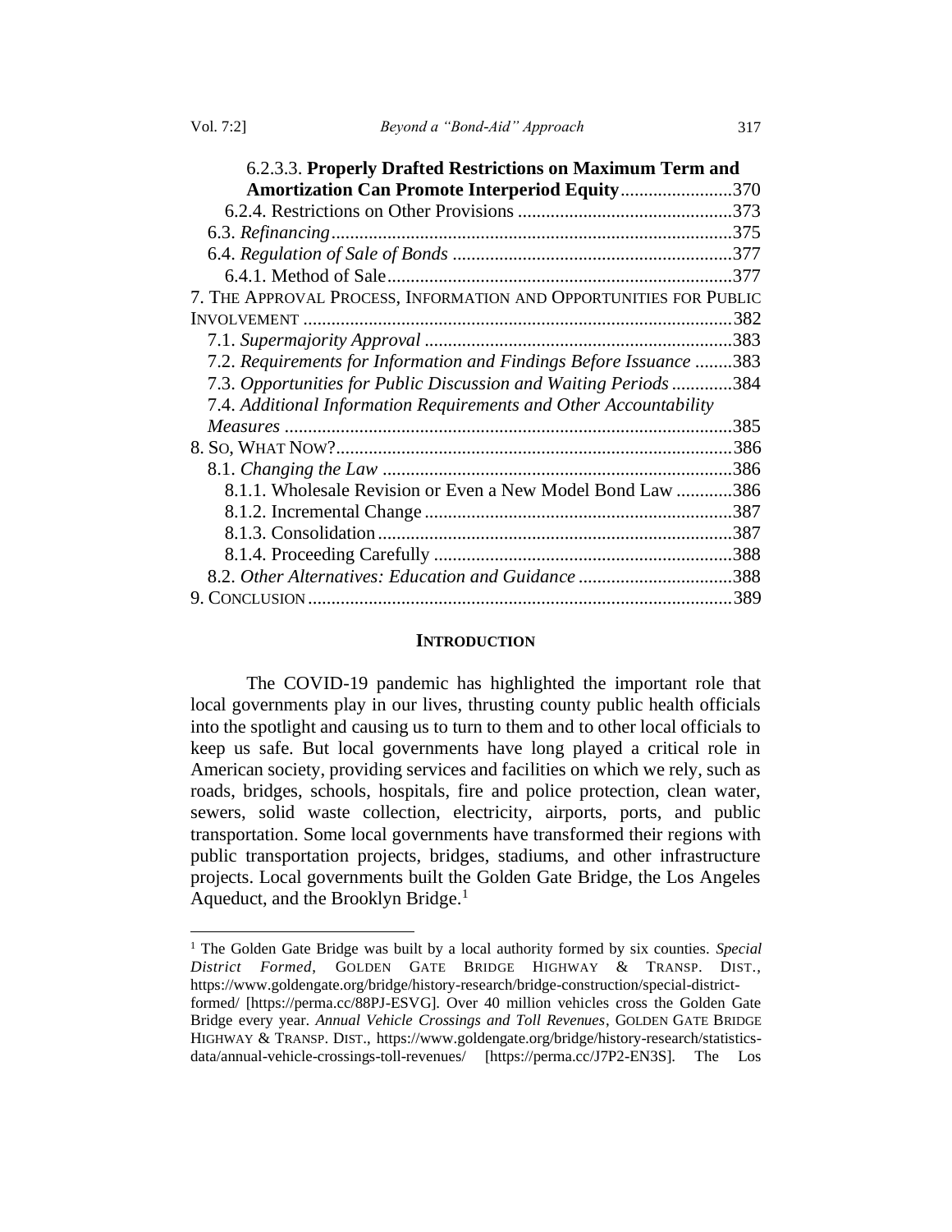6.2.3.3. **Properly Drafted Restrictions on Maximum Term and Amortization Can Promote Interperiod Equity**........................370
6.2.4. Restrictions on Other Provisions ..............................................373
6.3. *Refinancing*......................................................................................375
6.4. *Regulation of Sale of Bonds* ............................................................377
6.4.1. Method of Sale..........................................................................377
7. THE APPROVAL PROCESS, INFORMATION AND OPPORTUNITIES FOR PUBLIC INVOLVEMENT ............................................................................................382
7.1. *Supermajority Approval* ..................................................................383
7.2. *Requirements for Information and Findings Before Issuance* ........383
7.3. *Opportunities for Public Discussion and Waiting Periods* .............384
7.4. *Additional Information Requirements and Other Accountability Measures* ................................................................................................385
8. SO, WHAT NOW?....................................................................................386
8.1. *Changing the Law* ...........................................................................386
8.1.1. Wholesale Revision or Even a New Model Bond Law ............386
8.1.2. Incremental Change ..................................................................387
8.1.3. Consolidation............................................................................387
8.1.4. Proceeding Carefully ................................................................388
8.2. *Other Alternatives: Education and Guidance* .................................388
9. CONCLUSION...........................................................................................389

## INTRODUCTION

The COVID-19 pandemic has highlighted the important role that local governments play in our lives, thrusting county public health officials into the spotlight and causing us to turn to them and to other local officials to keep us safe. But local governments have long played a critical role in American society, providing services and facilities on which we rely, such as roads, bridges, schools, hospitals, fire and police protection, clean water, sewers, solid waste collection, electricity, airports, ports, and public transportation. Some local governments have transformed their regions with public transportation projects, bridges, stadiums, and other infrastructure projects. Local governments built the Golden Gate Bridge, the Los Angeles Aqueduct, and the Brooklyn Bridge.[1]

---

[1] The Golden Gate Bridge was built by a local authority formed by six counties. *Special District Formed*, GOLDEN GATE BRIDGE HIGHWAY & TRANSP. DIST., https://www.goldengate.org/bridge/history-research/bridge-construction/special-district-formed/ [https://perma.cc/88PJ-ESVG]. Over 40 million vehicles cross the Golden Gate Bridge every year. *Annual Vehicle Crossings and Toll Revenues*, GOLDEN GATE BRIDGE HIGHWAY & TRANSP. DIST., https://www.goldengate.org/bridge/history-research/statistics-data/annual-vehicle-crossings-toll-revenues/ [https://perma.cc/J7P2-EN3S]. The Los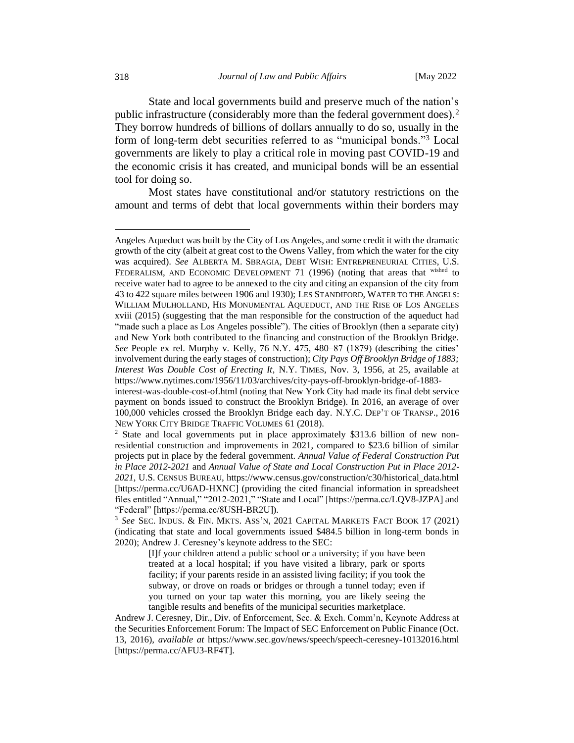State and local governments build and preserve much of the nation's public infrastructure (considerably more than the federal government does).[2] They borrow hundreds of billions of dollars annually to do so, usually in the form of long-term debt securities referred to as "municipal bonds."[3] Local governments are likely to play a critical role in moving past COVID-19 and the economic crisis it has created, and municipal bonds will be an essential tool for doing so.

Most states have constitutional and/or statutory restrictions on the amount and terms of debt that local governments within their borders may

---

Angeles Aqueduct was built by the City of Los Angeles, and some credit it with the dramatic growth of the city (albeit at great cost to the Owens Valley, from which the water for the city was acquired). *See* ALBERTA M. SBRAGIA, DEBT WISH: ENTREPRENEURIAL CITIES, U.S. FEDERALISM, AND ECONOMIC DEVELOPMENT 71 (1996) (noting that areas that wished to receive water had to agree to be annexed to the city and citing an expansion of the city from 43 to 422 square miles between 1906 and 1930); LES STANDIFORD, WATER TO THE ANGELS: WILLIAM MULHOLLAND, HIS MONUMENTAL AQUEDUCT, AND THE RISE OF LOS ANGELES xviii (2015) (suggesting that the man responsible for the construction of the aqueduct had "made such a place as Los Angeles possible"). The cities of Brooklyn (then a separate city) and New York both contributed to the financing and construction of the Brooklyn Bridge. *See* People ex rel. Murphy v. Kelly, 76 N.Y. 475, 480–87 (1879) (describing the cities' involvement during the early stages of construction); *City Pays Off Brooklyn Bridge of 1883; Interest Was Double Cost of Erecting It*, N.Y. TIMES, Nov. 3, 1956, at 25, available at https://www.nytimes.com/1956/11/03/archives/city-pays-off-brooklyn-bridge-of-1883-interest-was-double-cost-of.html (noting that New York City had made its final debt service payment on bonds issued to construct the Brooklyn Bridge). In 2016, an average of over 100,000 vehicles crossed the Brooklyn Bridge each day. N.Y.C. DEP'T OF TRANSP., 2016 NEW YORK CITY BRIDGE TRAFFIC VOLUMES 61 (2018).

[2] State and local governments put in place approximately $313.6 billion of new non-residential construction and improvements in 2021, compared to $23.6 billion of similar projects put in place by the federal government. *Annual Value of Federal Construction Put in Place 2012-2021* and *Annual Value of State and Local Construction Put in Place 2012-2021*, U.S. CENSUS BUREAU, https://www.census.gov/construction/c30/historical_data.html [https://perma.cc/U6AD-HXNC] (providing the cited financial information in spreadsheet files entitled "Annual," "2012-2021," "State and Local" [https://perma.cc/LQV8-JZPA] and "Federal" [https://perma.cc/8USH-BR2U]).

[3] *See* SEC. INDUS. & FIN. MKTS. ASS'N, 2021 CAPITAL MARKETS FACT BOOK 17 (2021) (indicating that state and local governments issued $484.5 billion in long-term bonds in 2020); Andrew J. Ceresney's keynote address to the SEC:

> [I]f your children attend a public school or a university; if you have been treated at a local hospital; if you have visited a library, park or sports facility; if your parents reside in an assisted living facility; if you took the subway, or drove on roads or bridges or through a tunnel today; even if you turned on your tap water this morning, you are likely seeing the tangible results and benefits of the municipal securities marketplace.

Andrew J. Ceresney, Dir., Div. of Enforcement, Sec. & Exch. Comm'n, Keynote Address at the Securities Enforcement Forum: The Impact of SEC Enforcement on Public Finance (Oct. 13, 2016), *available at* https://www.sec.gov/news/speech/speech-ceresney-10132016.html [https://perma.cc/AFU3-RF4T].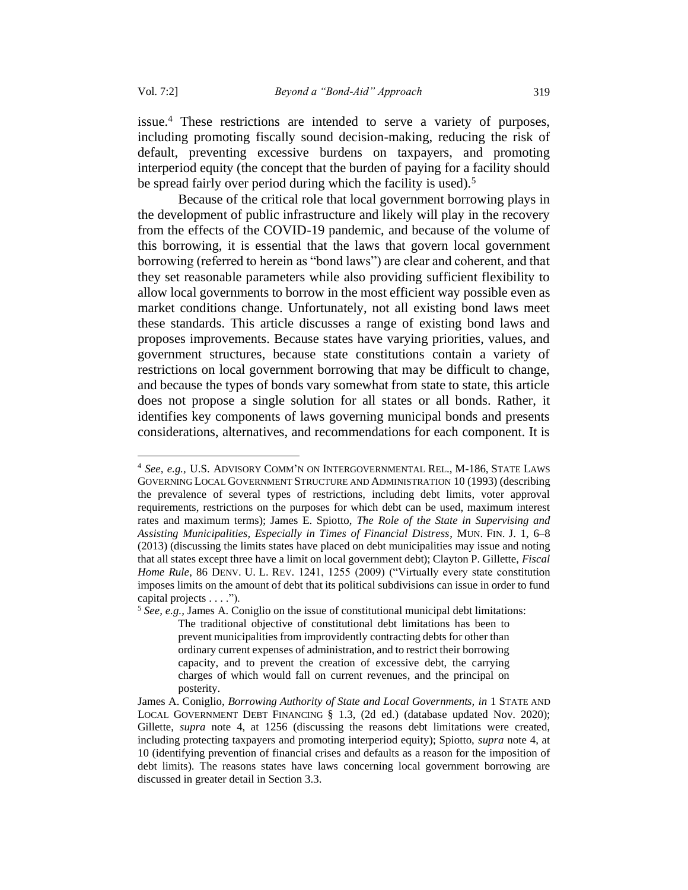issue.[4] These restrictions are intended to serve a variety of purposes, including promoting fiscally sound decision-making, reducing the risk of default, preventing excessive burdens on taxpayers, and promoting interperiod equity (the concept that the burden of paying for a facility should be spread fairly over period during which the facility is used).[5]

Because of the critical role that local government borrowing plays in the development of public infrastructure and likely will play in the recovery from the effects of the COVID-19 pandemic, and because of the volume of this borrowing, it is essential that the laws that govern local government borrowing (referred to herein as "bond laws") are clear and coherent, and that they set reasonable parameters while also providing sufficient flexibility to allow local governments to borrow in the most efficient way possible even as market conditions change. Unfortunately, not all existing bond laws meet these standards. This article discusses a range of existing bond laws and proposes improvements. Because states have varying priorities, values, and government structures, because state constitutions contain a variety of restrictions on local government borrowing that may be difficult to change, and because the types of bonds vary somewhat from state to state, this article does not propose a single solution for all states or all bonds. Rather, it identifies key components of laws governing municipal bonds and presents considerations, alternatives, and recommendations for each component. It is

---

[4] *See, e.g.*, U.S. ADVISORY COMM'N ON INTERGOVERNMENTAL REL., M-186, STATE LAWS GOVERNING LOCAL GOVERNMENT STRUCTURE AND ADMINISTRATION 10 (1993) (describing the prevalence of several types of restrictions, including debt limits, voter approval requirements, restrictions on the purposes for which debt can be used, maximum interest rates and maximum terms); James E. Spiotto, *The Role of the State in Supervising and Assisting Municipalities, Especially in Times of Financial Distress*, MUN. FIN. J. 1, 6–8 (2013) (discussing the limits states have placed on debt municipalities may issue and noting that all states except three have a limit on local government debt); Clayton P. Gillette, *Fiscal Home Rule*, 86 DENV. U. L. REV. 1241, 1255 (2009) ("Virtually every state constitution imposes limits on the amount of debt that its political subdivisions can issue in order to fund capital projects . . . .").

[5] *See, e.g.*, James A. Coniglio on the issue of constitutional municipal debt limitations:

> The traditional objective of constitutional debt limitations has been to prevent municipalities from improvidently contracting debts for other than ordinary current expenses of administration, and to restrict their borrowing capacity, and to prevent the creation of excessive debt, the carrying charges of which would fall on current revenues, and the principal on posterity.

James A. Coniglio, *Borrowing Authority of State and Local Governments*, *in* 1 STATE AND LOCAL GOVERNMENT DEBT FINANCING § 1.3, (2d ed.) (database updated Nov. 2020); Gillette, *supra* note 4, at 1256 (discussing the reasons debt limitations were created, including protecting taxpayers and promoting interperiod equity); Spiotto, *supra* note 4, at 10 (identifying prevention of financial crises and defaults as a reason for the imposition of debt limits). The reasons states have laws concerning local government borrowing are discussed in greater detail in Section 3.3.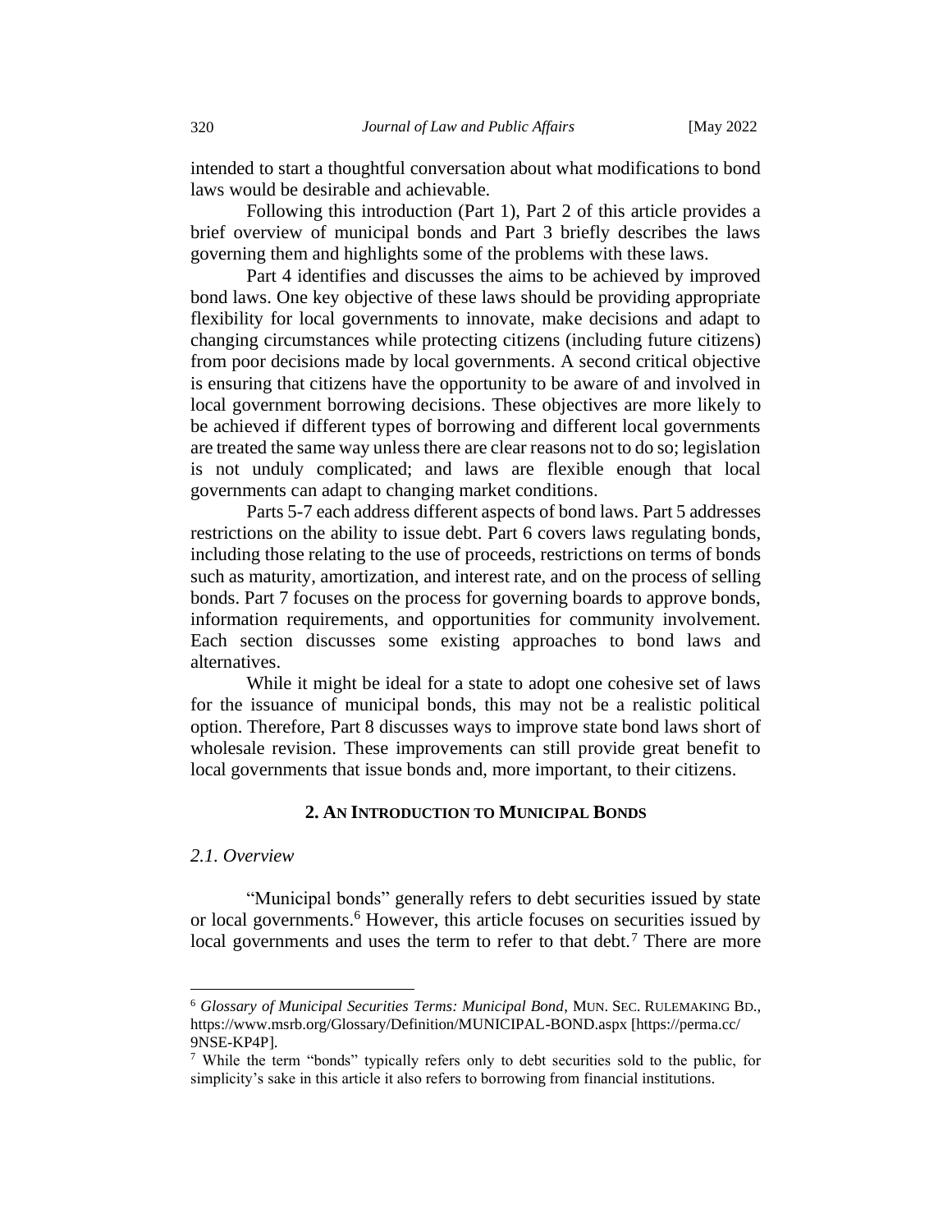intended to start a thoughtful conversation about what modifications to bond laws would be desirable and achievable.

Following this introduction (Part 1), Part 2 of this article provides a brief overview of municipal bonds and Part 3 briefly describes the laws governing them and highlights some of the problems with these laws.

Part 4 identifies and discusses the aims to be achieved by improved bond laws. One key objective of these laws should be providing appropriate flexibility for local governments to innovate, make decisions and adapt to changing circumstances while protecting citizens (including future citizens) from poor decisions made by local governments. A second critical objective is ensuring that citizens have the opportunity to be aware of and involved in local government borrowing decisions. These objectives are more likely to be achieved if different types of borrowing and different local governments are treated the same way unless there are clear reasons not to do so; legislation is not unduly complicated; and laws are flexible enough that local governments can adapt to changing market conditions.

Parts 5-7 each address different aspects of bond laws. Part 5 addresses restrictions on the ability to issue debt. Part 6 covers laws regulating bonds, including those relating to the use of proceeds, restrictions on terms of bonds such as maturity, amortization, and interest rate, and on the process of selling bonds. Part 7 focuses on the process for governing boards to approve bonds, information requirements, and opportunities for community involvement. Each section discusses some existing approaches to bond laws and alternatives.

While it might be ideal for a state to adopt one cohesive set of laws for the issuance of municipal bonds, this may not be a realistic political option. Therefore, Part 8 discusses ways to improve state bond laws short of wholesale revision. These improvements can still provide great benefit to local governments that issue bonds and, more important, to their citizens.

## 2. An Introduction to Municipal Bonds

### *2.1. Overview*

"Municipal bonds" generally refers to debt securities issued by state or local governments.[6] However, this article focuses on securities issued by local governments and uses the term to refer to that debt.[7] There are more

---

[6] *Glossary of Municipal Securities Terms: Municipal Bond*, MUN. SEC. RULEMAKING BD., https://www.msrb.org/Glossary/Definition/MUNICIPAL-BOND.aspx [https://perma.cc/9NSE-KP4P].

[7] While the term "bonds" typically refers only to debt securities sold to the public, for simplicity's sake in this article it also refers to borrowing from financial institutions.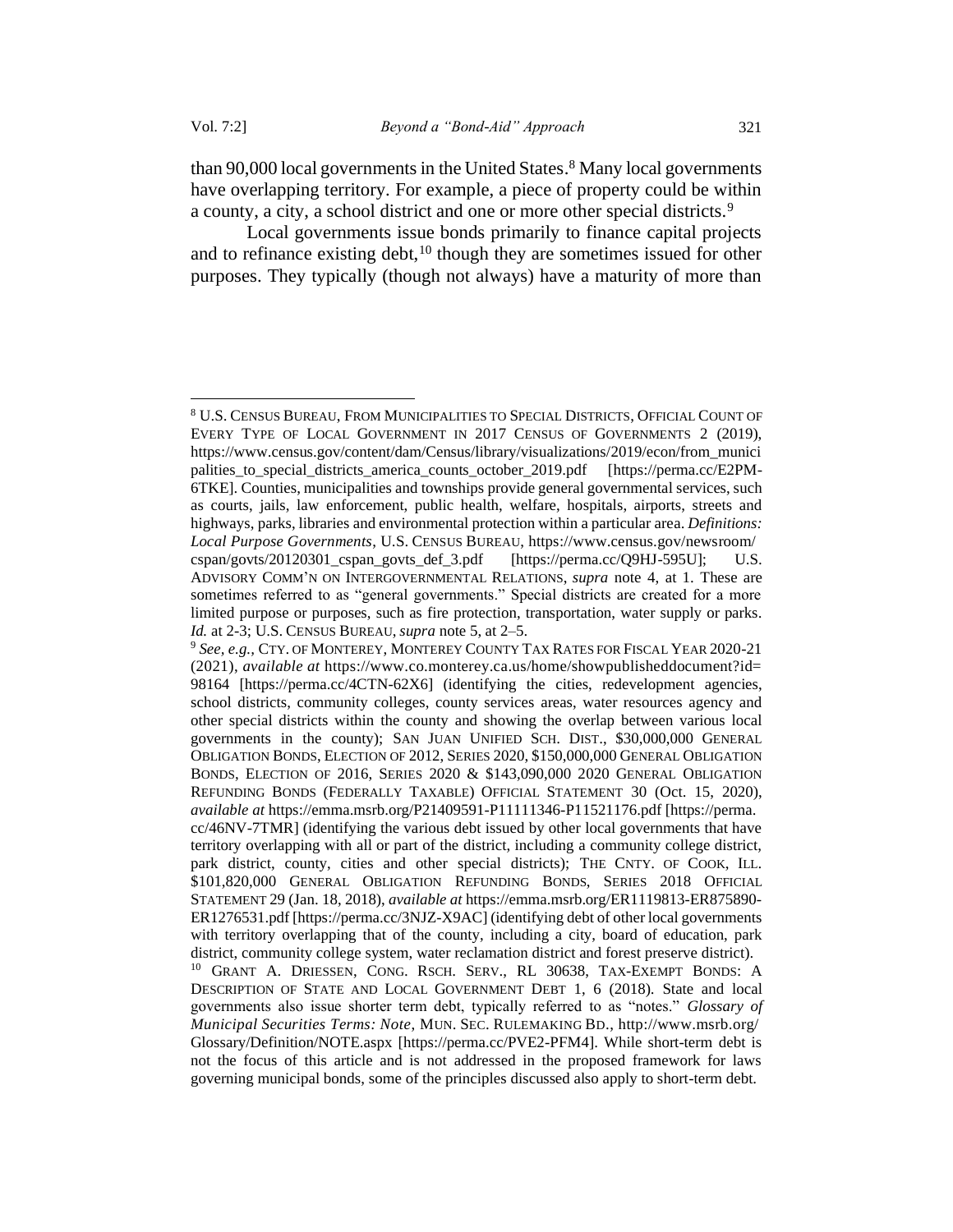than 90,000 local governments in the United States.[8] Many local governments have overlapping territory. For example, a piece of property could be within a county, a city, a school district and one or more other special districts.[9]

Local governments issue bonds primarily to finance capital projects and to refinance existing debt,[10] though they are sometimes issued for other purposes. They typically (though not always) have a maturity of more than

---

[8] U.S. CENSUS BUREAU, FROM MUNICIPALITIES TO SPECIAL DISTRICTS, OFFICIAL COUNT OF EVERY TYPE OF LOCAL GOVERNMENT IN 2017 CENSUS OF GOVERNMENTS 2 (2019), https://www.census.gov/content/dam/Census/library/visualizations/2019/econ/from_municipalities_to_special_districts_america_counts_october_2019.pdf [https://perma.cc/E2PM-6TKE]. Counties, municipalities and townships provide general governmental services, such as courts, jails, law enforcement, public health, welfare, hospitals, airports, streets and highways, parks, libraries and environmental protection within a particular area. *Definitions: Local Purpose Governments*, U.S. CENSUS BUREAU, https://www.census.gov/newsroom/cspan/govts/20120301_cspan_govts_def_3.pdf [https://perma.cc/Q9HJ-595U]; U.S. ADVISORY COMM'N ON INTERGOVERNMENTAL RELATIONS, *supra* note 4, at 1. These are sometimes referred to as "general governments." Special districts are created for a more limited purpose or purposes, such as fire protection, transportation, water supply or parks. *Id.* at 2-3; U.S. CENSUS BUREAU, *supra* note 5, at 2–5.

[9] *See, e.g.*, CTY. OF MONTEREY, MONTEREY COUNTY TAX RATES FOR FISCAL YEAR 2020-21 (2021), *available at* https://www.co.monterey.ca.us/home/showpublisheddocument?id=98164 [https://perma.cc/4CTN-62X6] (identifying the cities, redevelopment agencies, school districts, community colleges, county services areas, water resources agency and other special districts within the county and showing the overlap between various local governments in the county); SAN JUAN UNIFIED SCH. DIST., $30,000,000 GENERAL OBLIGATION BONDS, ELECTION OF 2012, SERIES 2020, $150,000,000 GENERAL OBLIGATION BONDS, ELECTION OF 2016, SERIES 2020 & $143,090,000 2020 GENERAL OBLIGATION REFUNDING BONDS (FEDERALLY TAXABLE) OFFICIAL STATEMENT 30 (Oct. 15, 2020), *available at* https://emma.msrb.org/P21409591-P11111346-P11521176.pdf [https://perma.cc/46NV-7TMR] (identifying the various debt issued by other local governments that have territory overlapping with all or part of the district, including a community college district, park district, county, cities and other special districts); THE CNTY. OF COOK, ILL. $101,820,000 GENERAL OBLIGATION REFUNDING BONDS, SERIES 2018 OFFICIAL STATEMENT 29 (Jan. 18, 2018), *available at* https://emma.msrb.org/ER1119813-ER875890-ER1276531.pdf [https://perma.cc/3NJZ-X9AC] (identifying debt of other local governments with territory overlapping that of the county, including a city, board of education, park district, community college system, water reclamation district and forest preserve district).

[10] GRANT A. DRIESSEN, CONG. RSCH. SERV., RL 30638, TAX-EXEMPT BONDS: A DESCRIPTION OF STATE AND LOCAL GOVERNMENT DEBT 1, 6 (2018). State and local governments also issue shorter term debt, typically referred to as "notes." *Glossary of Municipal Securities Terms: Note*, MUN. SEC. RULEMAKING BD., http://www.msrb.org/Glossary/Definition/NOTE.aspx [https://perma.cc/PVE2-PFM4]. While short-term debt is not the focus of this article and is not addressed in the proposed framework for laws governing municipal bonds, some of the principles discussed also apply to short-term debt.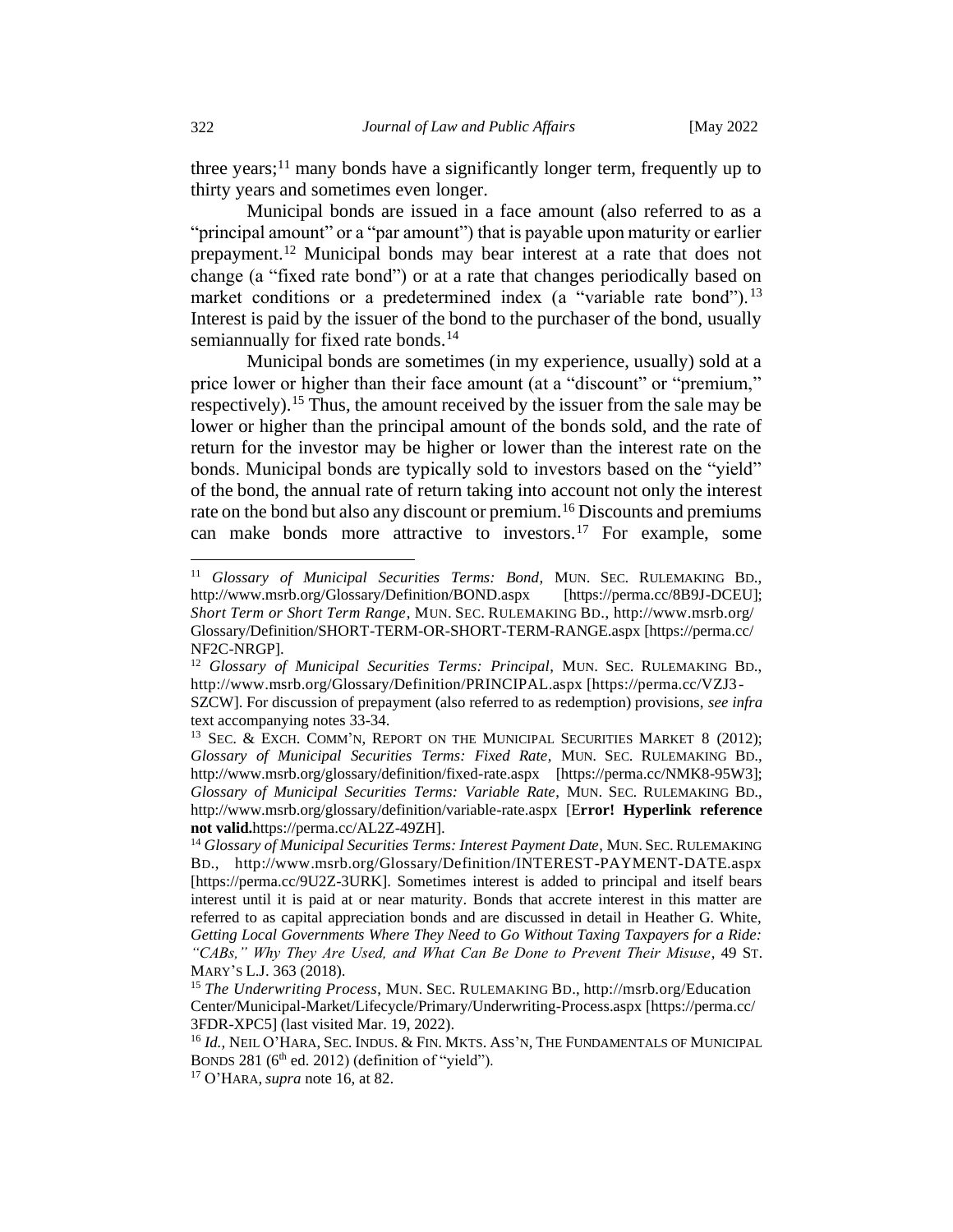three years;[11] many bonds have a significantly longer term, frequently up to thirty years and sometimes even longer.

Municipal bonds are issued in a face amount (also referred to as a "principal amount" or a "par amount") that is payable upon maturity or earlier prepayment.[12] Municipal bonds may bear interest at a rate that does not change (a "fixed rate bond") or at a rate that changes periodically based on market conditions or a predetermined index (a "variable rate bond").[13] Interest is paid by the issuer of the bond to the purchaser of the bond, usually semiannually for fixed rate bonds.[14]

Municipal bonds are sometimes (in my experience, usually) sold at a price lower or higher than their face amount (at a "discount" or "premium," respectively).[15] Thus, the amount received by the issuer from the sale may be lower or higher than the principal amount of the bonds sold, and the rate of return for the investor may be higher or lower than the interest rate on the bonds. Municipal bonds are typically sold to investors based on the "yield" of the bond, the annual rate of return taking into account not only the interest rate on the bond but also any discount or premium.[16] Discounts and premiums can make bonds more attractive to investors.[17] For example, some

---

[11] *Glossary of Municipal Securities Terms: Bond*, MUN. SEC. RULEMAKING BD., http://www.msrb.org/Glossary/Definition/BOND.aspx [https://perma.cc/8B9J-DCEU]; *Short Term or Short Term Range*, MUN. SEC. RULEMAKING BD., http://www.msrb.org/Glossary/Definition/SHORT-TERM-OR-SHORT-TERM-RANGE.aspx [https://perma.cc/NF2C-NRGP].

[12] *Glossary of Municipal Securities Terms: Principal*, MUN. SEC. RULEMAKING BD., http://www.msrb.org/Glossary/Definition/PRINCIPAL.aspx [https://perma.cc/VZJ3-SZCW]. For discussion of prepayment (also referred to as redemption) provisions, *see infra* text accompanying notes 33-34.

[13] SEC. & EXCH. COMM'N, REPORT ON THE MUNICIPAL SECURITIES MARKET 8 (2012); *Glossary of Municipal Securities Terms: Fixed Rate*, MUN. SEC. RULEMAKING BD., http://www.msrb.org/glossary/definition/fixed-rate.aspx [https://perma.cc/NMK8-95W3]; *Glossary of Municipal Securities Terms: Variable Rate*, MUN. SEC. RULEMAKING BD., http://www.msrb.org/glossary/definition/variable-rate.aspx [E**rror! Hyperlink reference not valid.**https://perma.cc/AL2Z-49ZH].

[14] *Glossary of Municipal Securities Terms: Interest Payment Date*, MUN. SEC. RULEMAKING BD., http://www.msrb.org/Glossary/Definition/INTEREST-PAYMENT-DATE.aspx [https://perma.cc/9U2Z-3URK]. Sometimes interest is added to principal and itself bears interest until it is paid at or near maturity. Bonds that accrete interest in this matter are referred to as capital appreciation bonds and are discussed in detail in Heather G. White, *Getting Local Governments Where They Need to Go Without Taxing Taxpayers for a Ride: "CABs," Why They Are Used, and What Can Be Done to Prevent Their Misuse*, 49 ST. MARY'S L.J. 363 (2018).

[15] *The Underwriting Process*, MUN. SEC. RULEMAKING BD., http://msrb.org/Education Center/Municipal-Market/Lifecycle/Primary/Underwriting-Process.aspx [https://perma.cc/3FDR-XPC5] (last visited Mar. 19, 2022).

[16] *Id.*, NEIL O'HARA, SEC. INDUS. & FIN. MKTS. ASS'N, THE FUNDAMENTALS OF MUNICIPAL BONDS 281 (6th ed. 2012) (definition of "yield").

[17] O'HARA, *supra* note 16, at 82.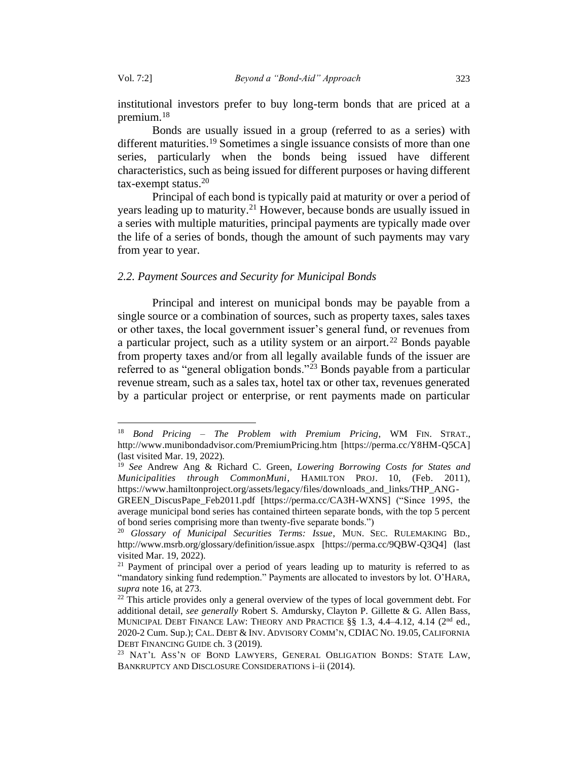institutional investors prefer to buy long-term bonds that are priced at a premium.[18]

Bonds are usually issued in a group (referred to as a series) with different maturities.[19] Sometimes a single issuance consists of more than one series, particularly when the bonds being issued have different characteristics, such as being issued for different purposes or having different tax-exempt status.[20]

Principal of each bond is typically paid at maturity or over a period of years leading up to maturity.[21] However, because bonds are usually issued in a series with multiple maturities, principal payments are typically made over the life of a series of bonds, though the amount of such payments may vary from year to year.

### *2.2. Payment Sources and Security for Municipal Bonds*

Principal and interest on municipal bonds may be payable from a single source or a combination of sources, such as property taxes, sales taxes or other taxes, the local government issuer's general fund, or revenues from a particular project, such as a utility system or an airport.[22] Bonds payable from property taxes and/or from all legally available funds of the issuer are referred to as "general obligation bonds."[23] Bonds payable from a particular revenue stream, such as a sales tax, hotel tax or other tax, revenues generated by a particular project or enterprise, or rent payments made on particular

---

[18] *Bond Pricing – The Problem with Premium Pricing*, WM FIN. STRAT., http://www.munibondadvisor.com/PremiumPricing.htm [https://perma.cc/Y8HM-Q5CA] (last visited Mar. 19, 2022).

[19] *See* Andrew Ang & Richard C. Green, *Lowering Borrowing Costs for States and Municipalities through CommonMuni*, HAMILTON PROJ. 10, (Feb. 2011), https://www.hamiltonproject.org/assets/legacy/files/downloads_and_links/THP_ANG-GREEN_DiscusPape_Feb2011.pdf [https://perma.cc/CA3H-WXNS] ("Since 1995, the average municipal bond series has contained thirteen separate bonds, with the top 5 percent of bond series comprising more than twenty-five separate bonds.")

[20] *Glossary of Municipal Securities Terms: Issue*, MUN. SEC. RULEMAKING BD., http://www.msrb.org/glossary/definition/issue.aspx [https://perma.cc/9QBW-Q3Q4] (last visited Mar. 19, 2022).

[21] Payment of principal over a period of years leading up to maturity is referred to as "mandatory sinking fund redemption." Payments are allocated to investors by lot. O'HARA, *supra* note 16, at 273.

[22] This article provides only a general overview of the types of local government debt. For additional detail, *see generally* Robert S. Amdursky, Clayton P. Gillette & G. Allen Bass, MUNICIPAL DEBT FINANCE LAW: THEORY AND PRACTICE §§ 1.3, 4.4–4.12, 4.14 (2nd ed., 2020-2 Cum. Sup.); CAL. DEBT & INV. ADVISORY COMM'N, CDIAC NO. 19.05, CALIFORNIA DEBT FINANCING GUIDE ch. 3 (2019).

[23] NAT'L ASS'N OF BOND LAWYERS, GENERAL OBLIGATION BONDS: STATE LAW, BANKRUPTCY AND DISCLOSURE CONSIDERATIONS i–ii (2014).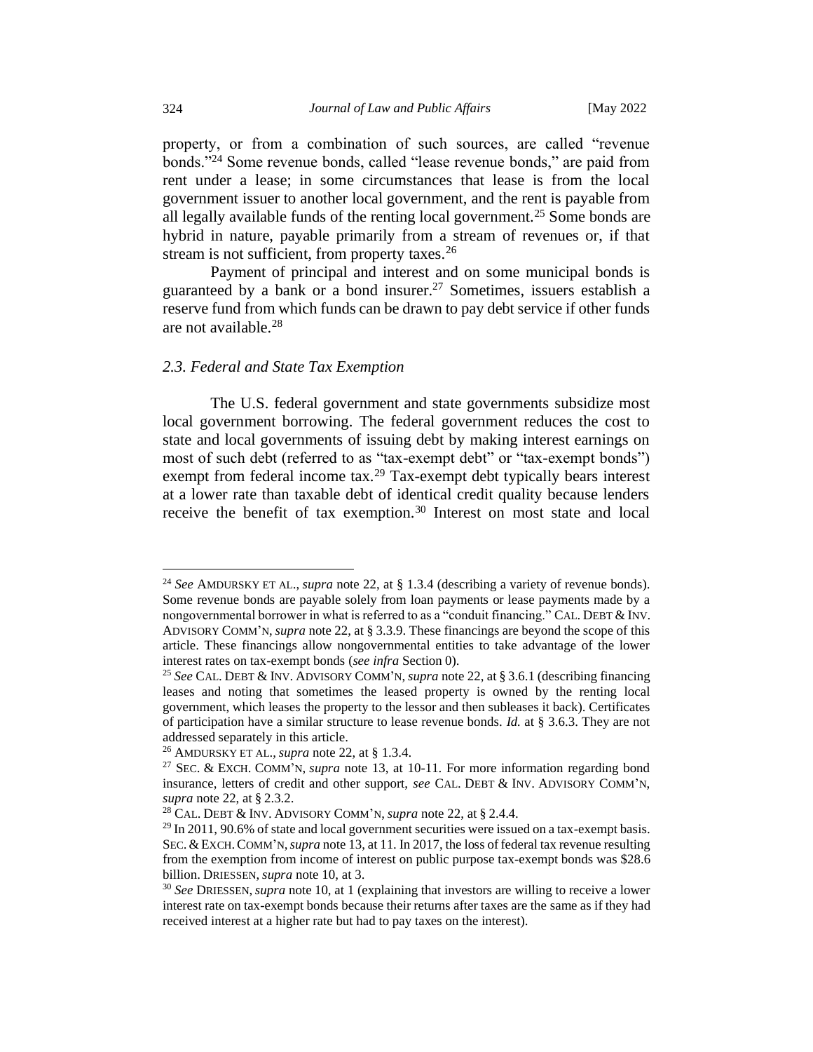property, or from a combination of such sources, are called "revenue bonds."[24] Some revenue bonds, called "lease revenue bonds," are paid from rent under a lease; in some circumstances that lease is from the local government issuer to another local government, and the rent is payable from all legally available funds of the renting local government.[25] Some bonds are hybrid in nature, payable primarily from a stream of revenues or, if that stream is not sufficient, from property taxes.[26]

Payment of principal and interest and on some municipal bonds is guaranteed by a bank or a bond insurer.[27] Sometimes, issuers establish a reserve fund from which funds can be drawn to pay debt service if other funds are not available.[28]

### *2.3. Federal and State Tax Exemption*

The U.S. federal government and state governments subsidize most local government borrowing. The federal government reduces the cost to state and local governments of issuing debt by making interest earnings on most of such debt (referred to as "tax-exempt debt" or "tax-exempt bonds") exempt from federal income tax.[29] Tax-exempt debt typically bears interest at a lower rate than taxable debt of identical credit quality because lenders receive the benefit of tax exemption.[30] Interest on most state and local

---

[24] *See* AMDURSKY ET AL., *supra* note 22, at § 1.3.4 (describing a variety of revenue bonds). Some revenue bonds are payable solely from loan payments or lease payments made by a nongovernmental borrower in what is referred to as a "conduit financing." CAL. DEBT & INV. ADVISORY COMM'N, *supra* note 22, at § 3.3.9. These financings are beyond the scope of this article. These financings allow nongovernmental entities to take advantage of the lower interest rates on tax-exempt bonds (*see infra* Section 0).

[25] *See* CAL. DEBT & INV. ADVISORY COMM'N, *supra* note 22, at § 3.6.1 (describing financing leases and noting that sometimes the leased property is owned by the renting local government, which leases the property to the lessor and then subleases it back). Certificates of participation have a similar structure to lease revenue bonds. *Id.* at § 3.6.3. They are not addressed separately in this article.

[26] AMDURSKY ET AL., *supra* note 22, at § 1.3.4.

[27] SEC. & EXCH. COMM'N, *supra* note 13, at 10-11. For more information regarding bond insurance, letters of credit and other support, *see* CAL. DEBT & INV. ADVISORY COMM'N, *supra* note 22, at § 2.3.2.

[28] CAL. DEBT & INV. ADVISORY COMM'N, *supra* note 22, at § 2.4.4.

[29] In 2011, 90.6% of state and local government securities were issued on a tax-exempt basis. SEC. & EXCH. COMM'N, *supra* note 13, at 11. In 2017, the loss of federal tax revenue resulting from the exemption from income of interest on public purpose tax-exempt bonds was $28.6 billion. DRIESSEN, *supra* note 10, at 3.

[30] *See* DRIESSEN, *supra* note 10, at 1 (explaining that investors are willing to receive a lower interest rate on tax-exempt bonds because their returns after taxes are the same as if they had received interest at a higher rate but had to pay taxes on the interest).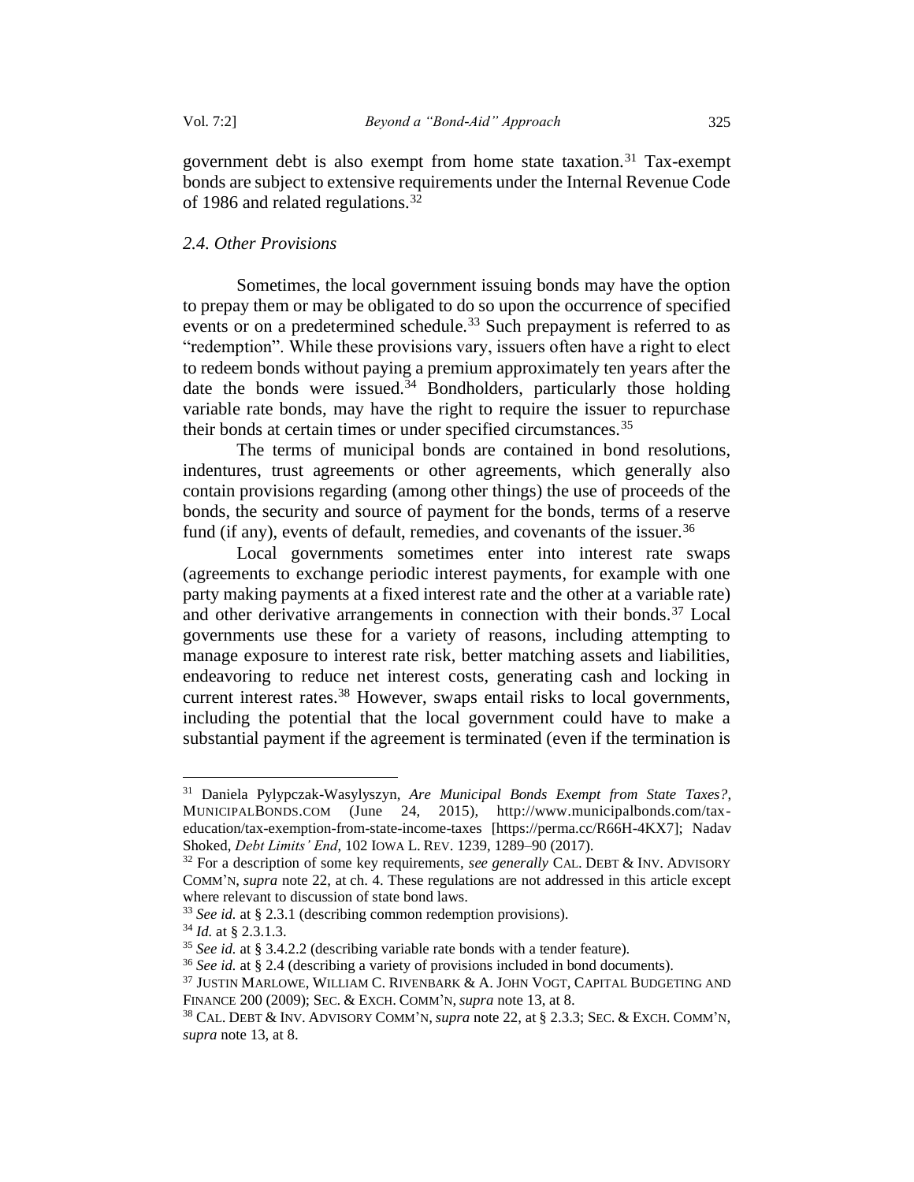government debt is also exempt from home state taxation.[31] Tax-exempt bonds are subject to extensive requirements under the Internal Revenue Code of 1986 and related regulations.[32]

### *2.4. Other Provisions*

Sometimes, the local government issuing bonds may have the option to prepay them or may be obligated to do so upon the occurrence of specified events or on a predetermined schedule.[33] Such prepayment is referred to as "redemption". While these provisions vary, issuers often have a right to elect to redeem bonds without paying a premium approximately ten years after the date the bonds were issued.[34] Bondholders, particularly those holding variable rate bonds, may have the right to require the issuer to repurchase their bonds at certain times or under specified circumstances.[35]

The terms of municipal bonds are contained in bond resolutions, indentures, trust agreements or other agreements, which generally also contain provisions regarding (among other things) the use of proceeds of the bonds, the security and source of payment for the bonds, terms of a reserve fund (if any), events of default, remedies, and covenants of the issuer.[36]

Local governments sometimes enter into interest rate swaps (agreements to exchange periodic interest payments, for example with one party making payments at a fixed interest rate and the other at a variable rate) and other derivative arrangements in connection with their bonds.[37] Local governments use these for a variety of reasons, including attempting to manage exposure to interest rate risk, better matching assets and liabilities, endeavoring to reduce net interest costs, generating cash and locking in current interest rates.[38] However, swaps entail risks to local governments, including the potential that the local government could have to make a substantial payment if the agreement is terminated (even if the termination is

---

[31] Daniela Pylypczak-Wasylyszyn, *Are Municipal Bonds Exempt from State Taxes?*, MUNICIPALBONDS.COM (June 24, 2015), http://www.municipalbonds.com/tax-education/tax-exemption-from-state-income-taxes [https://perma.cc/R66H-4KX7]; Nadav Shoked, *Debt Limits' End*, 102 IOWA L. REV. 1239, 1289–90 (2017).

[32] For a description of some key requirements, *see generally* CAL. DEBT & INV. ADVISORY COMM'N, *supra* note 22, at ch. 4. These regulations are not addressed in this article except where relevant to discussion of state bond laws.

[33] *See id.* at § 2.3.1 (describing common redemption provisions).

[34] *Id.* at § 2.3.1.3.

[35] *See id.* at § 3.4.2.2 (describing variable rate bonds with a tender feature).

[36] *See id.* at § 2.4 (describing a variety of provisions included in bond documents).

[37] JUSTIN MARLOWE, WILLIAM C. RIVENBARK & A. JOHN VOGT, CAPITAL BUDGETING AND FINANCE 200 (2009); SEC. & EXCH. COMM'N, *supra* note 13, at 8.

[38] CAL. DEBT & INV. ADVISORY COMM'N, *supra* note 22, at § 2.3.3; SEC. & EXCH. COMM'N, *supra* note 13, at 8.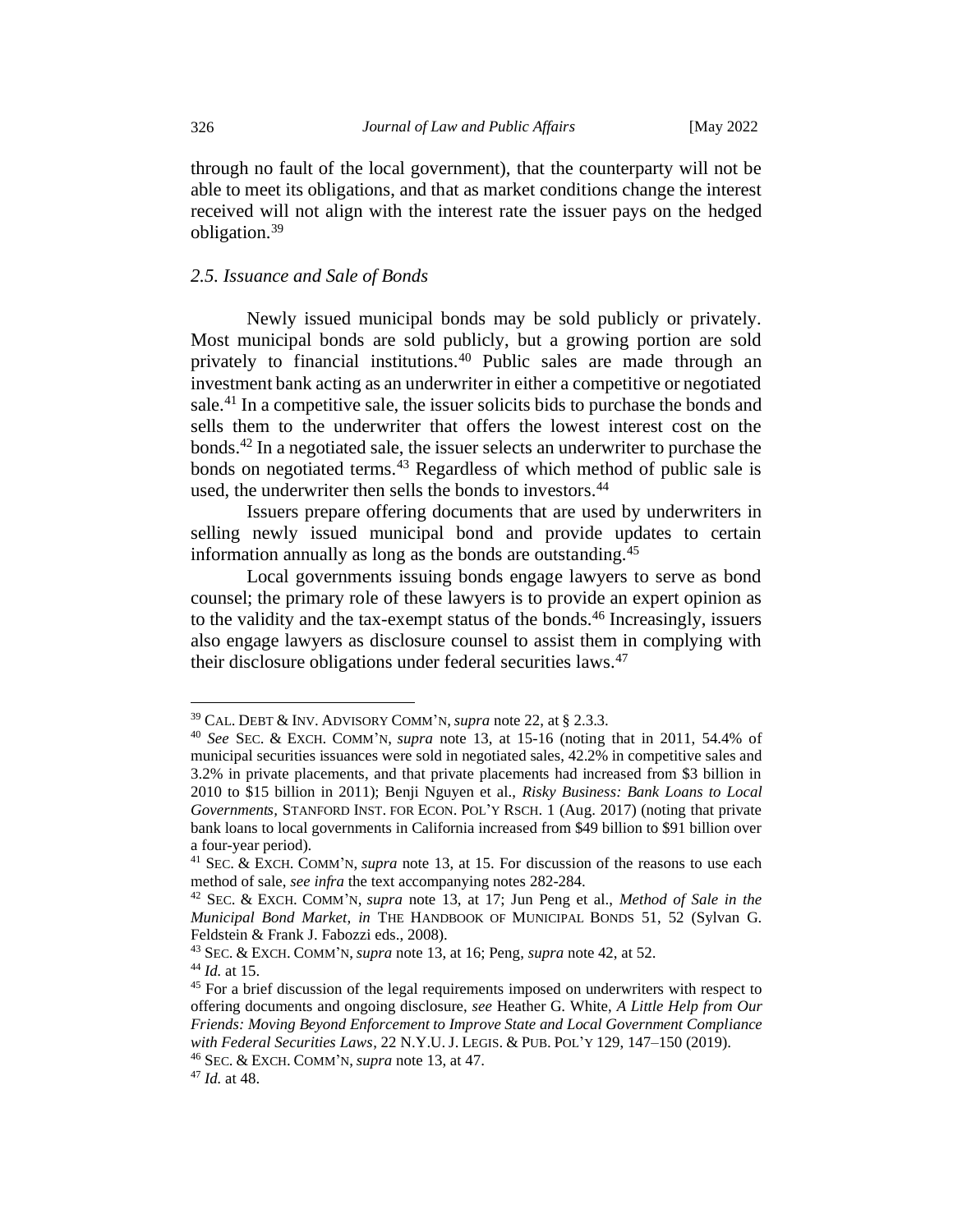through no fault of the local government), that the counterparty will not be able to meet its obligations, and that as market conditions change the interest received will not align with the interest rate the issuer pays on the hedged obligation.[39]

### *2.5. Issuance and Sale of Bonds*

Newly issued municipal bonds may be sold publicly or privately. Most municipal bonds are sold publicly, but a growing portion are sold privately to financial institutions.[40] Public sales are made through an investment bank acting as an underwriter in either a competitive or negotiated sale.[41] In a competitive sale, the issuer solicits bids to purchase the bonds and sells them to the underwriter that offers the lowest interest cost on the bonds.[42] In a negotiated sale, the issuer selects an underwriter to purchase the bonds on negotiated terms.[43] Regardless of which method of public sale is used, the underwriter then sells the bonds to investors.[44]

Issuers prepare offering documents that are used by underwriters in selling newly issued municipal bond and provide updates to certain information annually as long as the bonds are outstanding.[45]

Local governments issuing bonds engage lawyers to serve as bond counsel; the primary role of these lawyers is to provide an expert opinion as to the validity and the tax-exempt status of the bonds.[46] Increasingly, issuers also engage lawyers as disclosure counsel to assist them in complying with their disclosure obligations under federal securities laws.[47]

---

[39] CAL. DEBT & INV. ADVISORY COMM'N, *supra* note 22, at § 2.3.3.

[40] *See* SEC. & EXCH. COMM'N, *supra* note 13, at 15-16 (noting that in 2011, 54.4% of municipal securities issuances were sold in negotiated sales, 42.2% in competitive sales and 3.2% in private placements, and that private placements had increased from $3 billion in 2010 to $15 billion in 2011); Benji Nguyen et al., *Risky Business: Bank Loans to Local Governments*, STANFORD INST. FOR ECON. POL'Y RSCH. 1 (Aug. 2017) (noting that private bank loans to local governments in California increased from $49 billion to $91 billion over a four-year period).

[41] SEC. & EXCH. COMM'N, *supra* note 13, at 15. For discussion of the reasons to use each method of sale, *see infra* the text accompanying notes 282-284.

[42] SEC. & EXCH. COMM'N, *supra* note 13, at 17; Jun Peng et al., *Method of Sale in the Municipal Bond Market*, *in* THE HANDBOOK OF MUNICIPAL BONDS 51, 52 (Sylvan G. Feldstein & Frank J. Fabozzi eds., 2008).

[43] SEC. & EXCH. COMM'N, *supra* note 13, at 16; Peng, *supra* note 42, at 52.

[44] *Id.* at 15.

[45] For a brief discussion of the legal requirements imposed on underwriters with respect to offering documents and ongoing disclosure, *see* Heather G. White, *A Little Help from Our Friends: Moving Beyond Enforcement to Improve State and Local Government Compliance with Federal Securities Laws*, 22 N.Y.U. J. LEGIS. & PUB. POL'Y 129, 147–150 (2019).

[46] SEC. & EXCH. COMM'N, *supra* note 13, at 47.

[47] *Id.* at 48.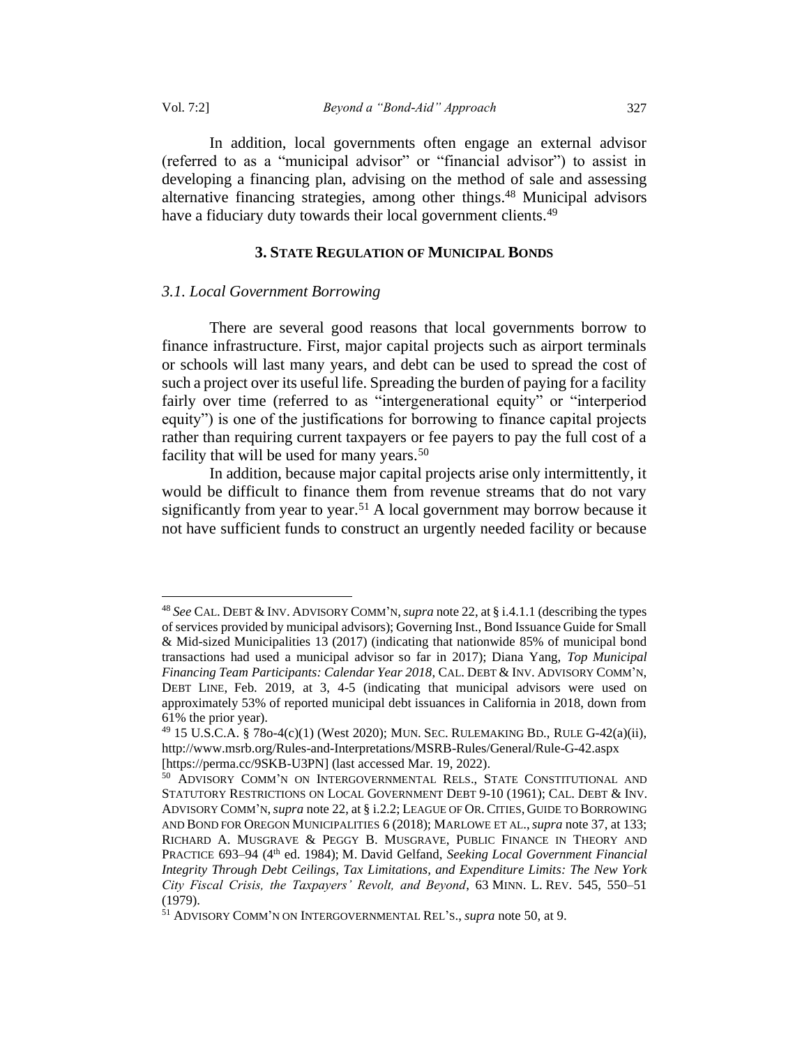In addition, local governments often engage an external advisor (referred to as a "municipal advisor" or "financial advisor") to assist in developing a financing plan, advising on the method of sale and assessing alternative financing strategies, among other things.[48] Municipal advisors have a fiduciary duty towards their local government clients.[49]

## 3. State Regulation of Municipal Bonds

### *3.1. Local Government Borrowing*

There are several good reasons that local governments borrow to finance infrastructure. First, major capital projects such as airport terminals or schools will last many years, and debt can be used to spread the cost of such a project over its useful life. Spreading the burden of paying for a facility fairly over time (referred to as "intergenerational equity" or "interperiod equity") is one of the justifications for borrowing to finance capital projects rather than requiring current taxpayers or fee payers to pay the full cost of a facility that will be used for many years.[50]

In addition, because major capital projects arise only intermittently, it would be difficult to finance them from revenue streams that do not vary significantly from year to year.[51] A local government may borrow because it not have sufficient funds to construct an urgently needed facility or because

---

[48] *See* Cal. Debt & Inv. Advisory Comm'n, *supra* note 22, at § i.4.1.1 (describing the types of services provided by municipal advisors); Governing Inst., Bond Issuance Guide for Small & Mid-sized Municipalities 13 (2017) (indicating that nationwide 85% of municipal bond transactions had used a municipal advisor so far in 2017); Diana Yang, *Top Municipal Financing Team Participants: Calendar Year 2018*, Cal. Debt & Inv. Advisory Comm'n, Debt Line, Feb. 2019, at 3, 4-5 (indicating that municipal advisors were used on approximately 53% of reported municipal debt issuances in California in 2018, down from 61% the prior year).

[49] 15 U.S.C.A. § 78o-4(c)(1) (West 2020); Mun. Sec. Rulemaking Bd., Rule G-42(a)(ii), http://www.msrb.org/Rules-and-Interpretations/MSRB-Rules/General/Rule-G-42.aspx [https://perma.cc/9SKB-U3PN] (last accessed Mar. 19, 2022).

[50] Advisory Comm'n on Intergovernmental Rels., State Constitutional and Statutory Restrictions on Local Government Debt 9-10 (1961); Cal. Debt & Inv. Advisory Comm'n, *supra* note 22, at § i.2.2; League of Or. Cities, Guide to Borrowing and Bond for Oregon Municipalities 6 (2018); Marlowe et al., *supra* note 37, at 133; Richard A. Musgrave & Peggy B. Musgrave, Public Finance in Theory and Practice 693–94 (4th ed. 1984); M. David Gelfand, *Seeking Local Government Financial Integrity Through Debt Ceilings, Tax Limitations, and Expenditure Limits: The New York City Fiscal Crisis, the Taxpayers' Revolt, and Beyond*, 63 Minn. L. Rev. 545, 550–51 (1979).

[51] Advisory Comm'n on Intergovernmental Rel's., *supra* note 50, at 9.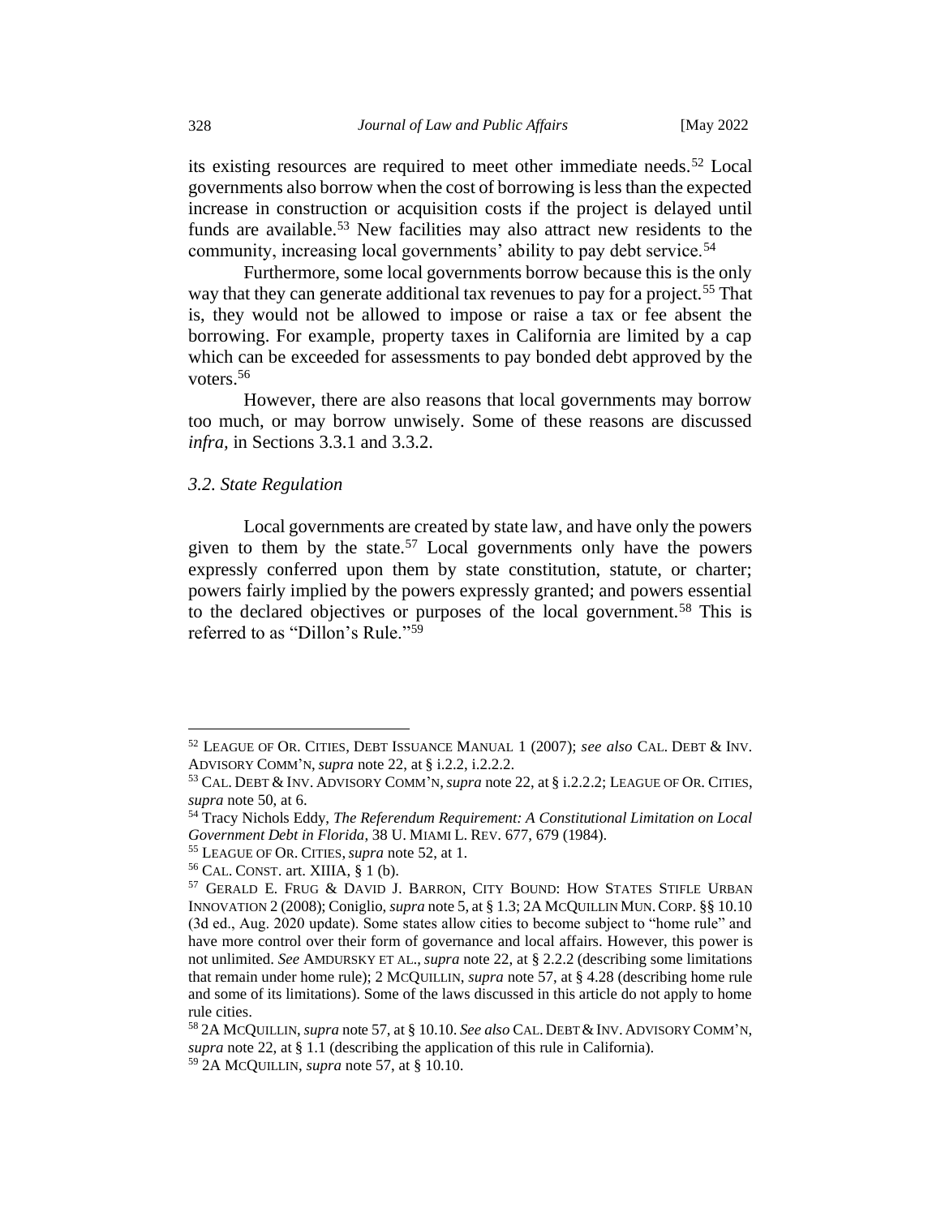its existing resources are required to meet other immediate needs.[52] Local governments also borrow when the cost of borrowing is less than the expected increase in construction or acquisition costs if the project is delayed until funds are available.[53] New facilities may also attract new residents to the community, increasing local governments' ability to pay debt service.[54]

Furthermore, some local governments borrow because this is the only way that they can generate additional tax revenues to pay for a project.[55] That is, they would not be allowed to impose or raise a tax or fee absent the borrowing. For example, property taxes in California are limited by a cap which can be exceeded for assessments to pay bonded debt approved by the voters.[56]

However, there are also reasons that local governments may borrow too much, or may borrow unwisely. Some of these reasons are discussed *infra*, in Sections 3.3.1 and 3.3.2.

### *3.2. State Regulation*

Local governments are created by state law, and have only the powers given to them by the state.[57] Local governments only have the powers expressly conferred upon them by state constitution, statute, or charter; powers fairly implied by the powers expressly granted; and powers essential to the declared objectives or purposes of the local government.[58] This is referred to as "Dillon's Rule."[59]

---

[52] LEAGUE OF OR. CITIES, DEBT ISSUANCE MANUAL 1 (2007); *see also* CAL. DEBT & INV. ADVISORY COMM'N, *supra* note 22, at § i.2.2, i.2.2.2.

[53] CAL. DEBT & INV. ADVISORY COMM'N, *supra* note 22, at § i.2.2.2; LEAGUE OF OR. CITIES, *supra* note 50, at 6.

[54] Tracy Nichols Eddy, *The Referendum Requirement: A Constitutional Limitation on Local Government Debt in Florida*, 38 U. MIAMI L. REV. 677, 679 (1984).

[55] LEAGUE OF OR. CITIES, *supra* note 52, at 1.

[56] CAL. CONST. art. XIIIA, § 1 (b).

[57] GERALD E. FRUG & DAVID J. BARRON, CITY BOUND: HOW STATES STIFLE URBAN INNOVATION 2 (2008); Coniglio, *supra* note 5, at § 1.3; 2A MCQUILLIN MUN. CORP. §§ 10.10 (3d ed., Aug. 2020 update). Some states allow cities to become subject to "home rule" and have more control over their form of governance and local affairs. However, this power is not unlimited. *See* AMDURSKY ET AL., *supra* note 22, at § 2.2.2 (describing some limitations that remain under home rule); 2 MCQUILLIN, *supra* note 57, at § 4.28 (describing home rule and some of its limitations). Some of the laws discussed in this article do not apply to home rule cities.

[58] 2A MCQUILLIN, *supra* note 57, at § 10.10. *See also* CAL. DEBT & INV. ADVISORY COMM'N, *supra* note 22, at § 1.1 (describing the application of this rule in California).

[59] 2A MCQUILLIN, *supra* note 57, at § 10.10.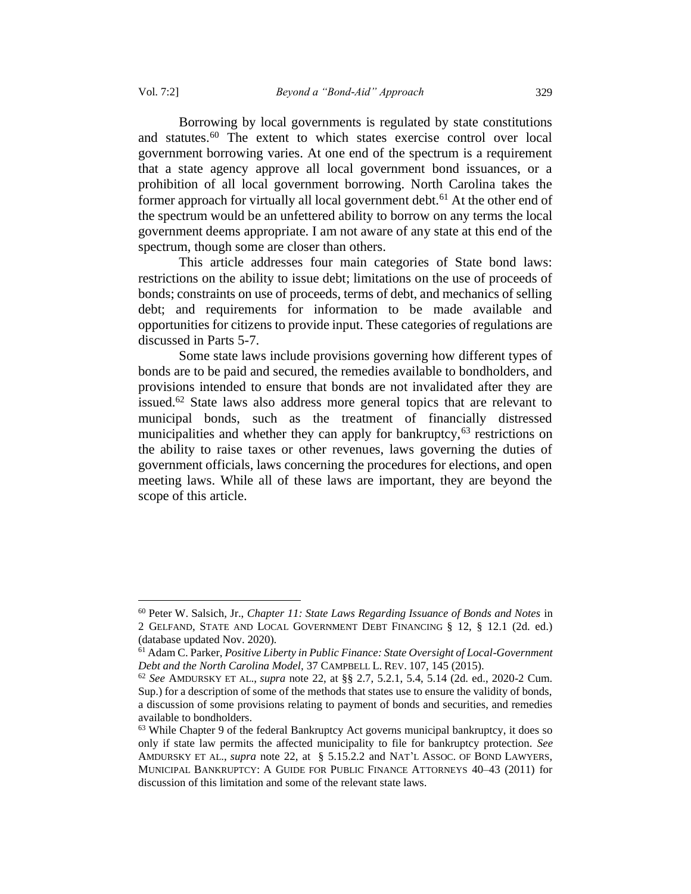Borrowing by local governments is regulated by state constitutions and statutes.[60] The extent to which states exercise control over local government borrowing varies. At one end of the spectrum is a requirement that a state agency approve all local government bond issuances, or a prohibition of all local government borrowing. North Carolina takes the former approach for virtually all local government debt.[61] At the other end of the spectrum would be an unfettered ability to borrow on any terms the local government deems appropriate. I am not aware of any state at this end of the spectrum, though some are closer than others.

This article addresses four main categories of State bond laws: restrictions on the ability to issue debt; limitations on the use of proceeds of bonds; constraints on use of proceeds, terms of debt, and mechanics of selling debt; and requirements for information to be made available and opportunities for citizens to provide input. These categories of regulations are discussed in Parts 5-7.

Some state laws include provisions governing how different types of bonds are to be paid and secured, the remedies available to bondholders, and provisions intended to ensure that bonds are not invalidated after they are issued.[62] State laws also address more general topics that are relevant to municipal bonds, such as the treatment of financially distressed municipalities and whether they can apply for bankruptcy,[63] restrictions on the ability to raise taxes or other revenues, laws governing the duties of government officials, laws concerning the procedures for elections, and open meeting laws. While all of these laws are important, they are beyond the scope of this article.

---

[60] Peter W. Salsich, Jr., *Chapter 11: State Laws Regarding Issuance of Bonds and Notes* in 2 GELFAND, STATE AND LOCAL GOVERNMENT DEBT FINANCING § 12, § 12.1 (2d. ed.) (database updated Nov. 2020).

[61] Adam C. Parker, *Positive Liberty in Public Finance: State Oversight of Local-Government Debt and the North Carolina Model*, 37 CAMPBELL L. REV. 107, 145 (2015).

[62] *See* AMDURSKY ET AL., *supra* note 22, at §§ 2.7, 5.2.1, 5.4, 5.14 (2d. ed., 2020-2 Cum. Sup.) for a description of some of the methods that states use to ensure the validity of bonds, a discussion of some provisions relating to payment of bonds and securities, and remedies available to bondholders.

[63] While Chapter 9 of the federal Bankruptcy Act governs municipal bankruptcy, it does so only if state law permits the affected municipality to file for bankruptcy protection. *See* AMDURSKY ET AL., *supra* note 22, at § 5.15.2.2 and NAT'L ASSOC. OF BOND LAWYERS, MUNICIPAL BANKRUPTCY: A GUIDE FOR PUBLIC FINANCE ATTORNEYS 40–43 (2011) for discussion of this limitation and some of the relevant state laws.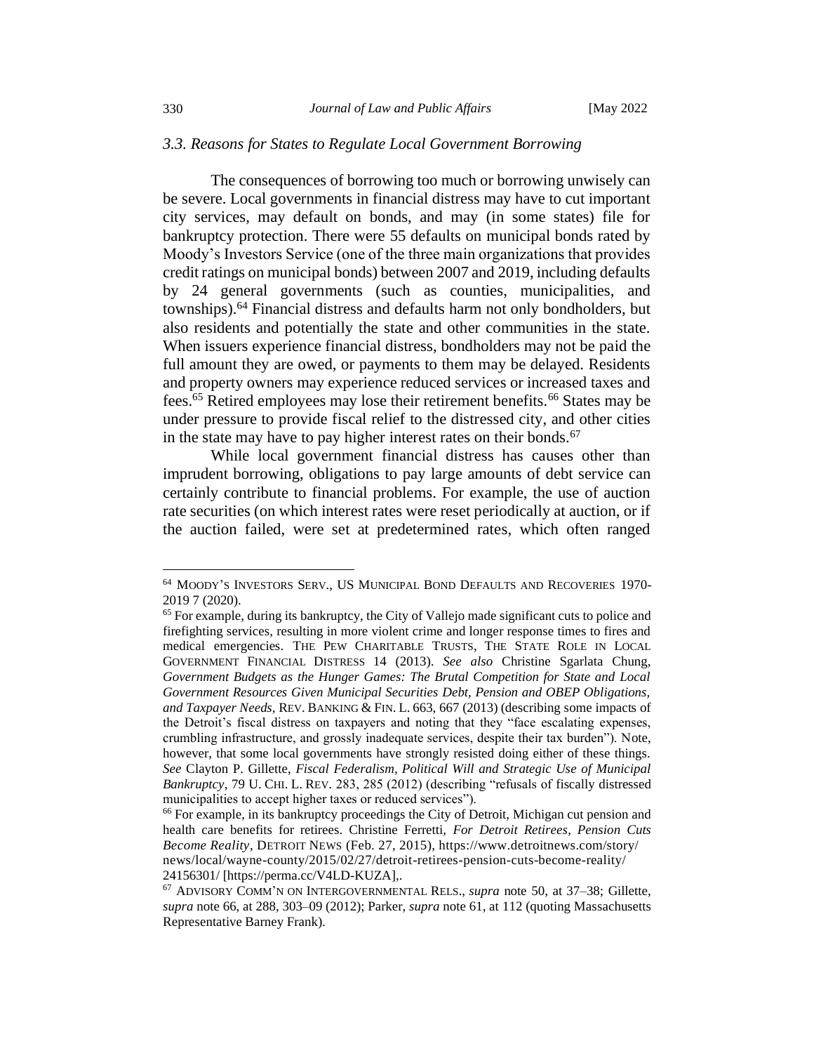### *3.3. Reasons for States to Regulate Local Government Borrowing*

The consequences of borrowing too much or borrowing unwisely can be severe. Local governments in financial distress may have to cut important city services, may default on bonds, and may (in some states) file for bankruptcy protection. There were 55 defaults on municipal bonds rated by Moody's Investors Service (one of the three main organizations that provides credit ratings on municipal bonds) between 2007 and 2019, including defaults by 24 general governments (such as counties, municipalities, and townships).[64] Financial distress and defaults harm not only bondholders, but also residents and potentially the state and other communities in the state. When issuers experience financial distress, bondholders may not be paid the full amount they are owed, or payments to them may be delayed. Residents and property owners may experience reduced services or increased taxes and fees.[65] Retired employees may lose their retirement benefits.[66] States may be under pressure to provide fiscal relief to the distressed city, and other cities in the state may have to pay higher interest rates on their bonds.[67]

While local government financial distress has causes other than imprudent borrowing, obligations to pay large amounts of debt service can certainly contribute to financial problems. For example, the use of auction rate securities (on which interest rates were reset periodically at auction, or if the auction failed, were set at predetermined rates, which often ranged

---

[64] MOODY'S INVESTORS SERV., US MUNICIPAL BOND DEFAULTS AND RECOVERIES 1970-2019 7 (2020).

[65] For example, during its bankruptcy, the City of Vallejo made significant cuts to police and firefighting services, resulting in more violent crime and longer response times to fires and medical emergencies. THE PEW CHARITABLE TRUSTS, THE STATE ROLE IN LOCAL GOVERNMENT FINANCIAL DISTRESS 14 (2013). *See also* Christine Sgarlata Chung, *Government Budgets as the Hunger Games: The Brutal Competition for State and Local Government Resources Given Municipal Securities Debt, Pension and OBEP Obligations, and Taxpayer Needs*, REV. BANKING & FIN. L. 663, 667 (2013) (describing some impacts of the Detroit's fiscal distress on taxpayers and noting that they "face escalating expenses, crumbling infrastructure, and grossly inadequate services, despite their tax burden"). Note, however, that some local governments have strongly resisted doing either of these things. *See* Clayton P. Gillette, *Fiscal Federalism, Political Will and Strategic Use of Municipal Bankruptcy*, 79 U. CHI. L. REV. 283, 285 (2012) (describing "refusals of fiscally distressed municipalities to accept higher taxes or reduced services").

[66] For example, in its bankruptcy proceedings the City of Detroit, Michigan cut pension and health care benefits for retirees. Christine Ferretti, *For Detroit Retirees, Pension Cuts Become Reality*, DETROIT NEWS (Feb. 27, 2015), https://www.detroitnews.com/story/news/local/wayne-county/2015/02/27/detroit-retirees-pension-cuts-become-reality/24156301/ [https://perma.cc/V4LD-KUZA],.

[67] ADVISORY COMM'N ON INTERGOVERNMENTAL RELS., *supra* note 50, at 37–38; Gillette, *supra* note 66, at 288, 303–09 (2012); Parker, *supra* note 61, at 112 (quoting Massachusetts Representative Barney Frank).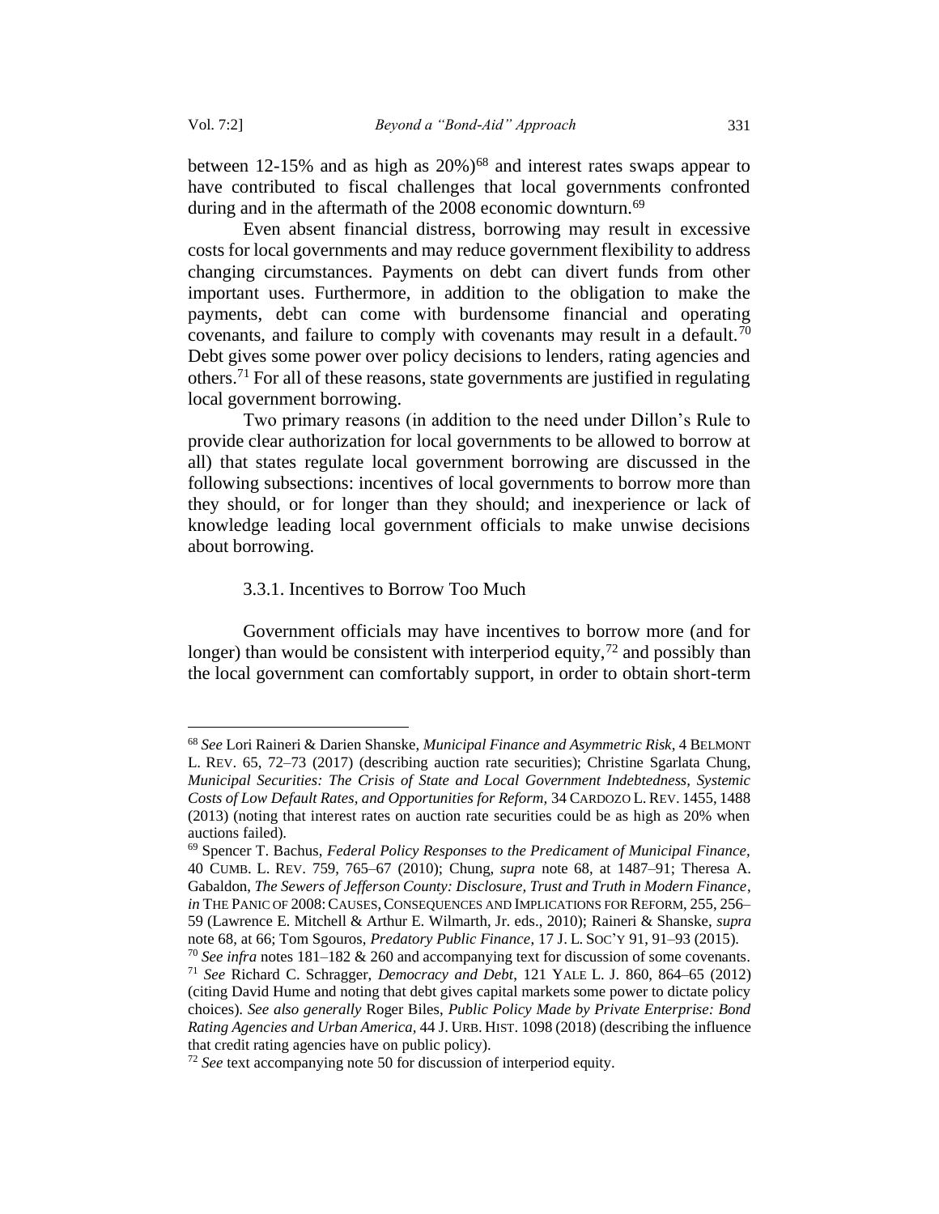between 12-15% and as high as 20%)[68] and interest rates swaps appear to have contributed to fiscal challenges that local governments confronted during and in the aftermath of the 2008 economic downturn.[69]

Even absent financial distress, borrowing may result in excessive costs for local governments and may reduce government flexibility to address changing circumstances. Payments on debt can divert funds from other important uses. Furthermore, in addition to the obligation to make the payments, debt can come with burdensome financial and operating covenants, and failure to comply with covenants may result in a default.[70] Debt gives some power over policy decisions to lenders, rating agencies and others.[71] For all of these reasons, state governments are justified in regulating local government borrowing.

Two primary reasons (in addition to the need under Dillon's Rule to provide clear authorization for local governments to be allowed to borrow at all) that states regulate local government borrowing are discussed in the following subsections: incentives of local governments to borrow more than they should, or for longer than they should; and inexperience or lack of knowledge leading local government officials to make unwise decisions about borrowing.

### 3.3.1. Incentives to Borrow Too Much

Government officials may have incentives to borrow more (and for longer) than would be consistent with interperiod equity,[72] and possibly than the local government can comfortably support, in order to obtain short-term

---

[68] *See* Lori Raineri & Darien Shanske, *Municipal Finance and Asymmetric Risk*, 4 BELMONT L. REV. 65, 72–73 (2017) (describing auction rate securities); Christine Sgarlata Chung, *Municipal Securities: The Crisis of State and Local Government Indebtedness, Systemic Costs of Low Default Rates, and Opportunities for Reform*, 34 CARDOZO L. REV. 1455, 1488 (2013) (noting that interest rates on auction rate securities could be as high as 20% when auctions failed).

[69] Spencer T. Bachus, *Federal Policy Responses to the Predicament of Municipal Finance*, 40 CUMB. L. REV. 759, 765–67 (2010); Chung, *supra* note 68, at 1487–91; Theresa A. Gabaldon, *The Sewers of Jefferson County: Disclosure, Trust and Truth in Modern Finance*, *in* THE PANIC OF 2008: CAUSES, CONSEQUENCES AND IMPLICATIONS FOR REFORM, 255, 256–59 (Lawrence E. Mitchell & Arthur E. Wilmarth, Jr. eds., 2010); Raineri & Shanske, *supra* note 68, at 66; Tom Sgouros, *Predatory Public Finance*, 17 J. L. SOC'Y 91, 91–93 (2015).

[70] *See infra* notes 181–182 & 260 and accompanying text for discussion of some covenants.

[71] *See* Richard C. Schragger, *Democracy and Debt*, 121 YALE L. J. 860, 864–65 (2012) (citing David Hume and noting that debt gives capital markets some power to dictate policy choices). *See also generally* Roger Biles, *Public Policy Made by Private Enterprise: Bond Rating Agencies and Urban America*, 44 J. URB. HIST. 1098 (2018) (describing the influence that credit rating agencies have on public policy).

[72] *See* text accompanying note 50 for discussion of interperiod equity.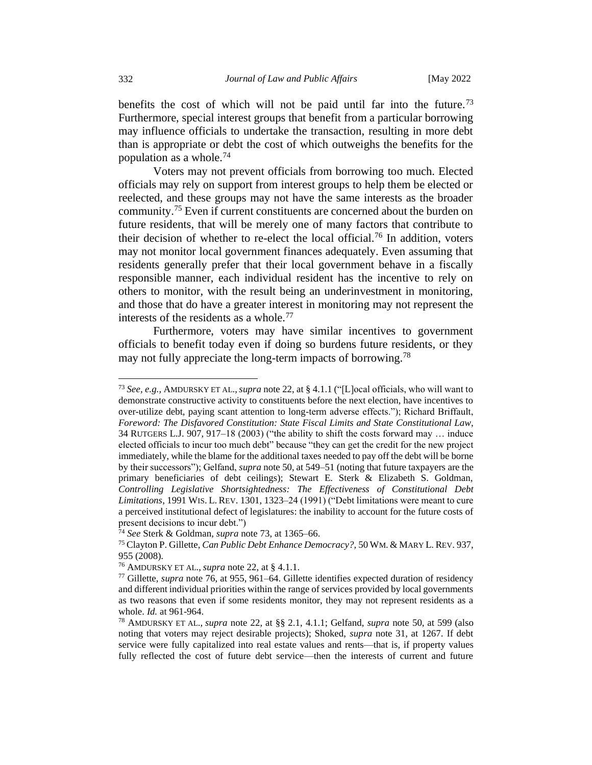benefits the cost of which will not be paid until far into the future.[73] Furthermore, special interest groups that benefit from a particular borrowing may influence officials to undertake the transaction, resulting in more debt than is appropriate or debt the cost of which outweighs the benefits for the population as a whole.[74]

Voters may not prevent officials from borrowing too much. Elected officials may rely on support from interest groups to help them be elected or reelected, and these groups may not have the same interests as the broader community.[75] Even if current constituents are concerned about the burden on future residents, that will be merely one of many factors that contribute to their decision of whether to re-elect the local official.[76] In addition, voters may not monitor local government finances adequately. Even assuming that residents generally prefer that their local government behave in a fiscally responsible manner, each individual resident has the incentive to rely on others to monitor, with the result being an underinvestment in monitoring, and those that do have a greater interest in monitoring may not represent the interests of the residents as a whole.[77]

Furthermore, voters may have similar incentives to government officials to benefit today even if doing so burdens future residents, or they may not fully appreciate the long-term impacts of borrowing.[78]

---

[73] *See, e.g.*, AMDURSKY ET AL., *supra* note 22, at § 4.1.1 ("[L]ocal officials, who will want to demonstrate constructive activity to constituents before the next election, have incentives to over-utilize debt, paying scant attention to long-term adverse effects."); Richard Briffault, *Foreword: The Disfavored Constitution: State Fiscal Limits and State Constitutional Law*, 34 RUTGERS L.J. 907, 917–18 (2003) ("the ability to shift the costs forward may … induce elected officials to incur too much debt" because "they can get the credit for the new project immediately, while the blame for the additional taxes needed to pay off the debt will be borne by their successors"); Gelfand, *supra* note 50, at 549–51 (noting that future taxpayers are the primary beneficiaries of debt ceilings); Stewart E. Sterk & Elizabeth S. Goldman, *Controlling Legislative Shortsightedness: The Effectiveness of Constitutional Debt Limitations*, 1991 WIS. L. REV. 1301, 1323–24 (1991) ("Debt limitations were meant to cure a perceived institutional defect of legislatures: the inability to account for the future costs of present decisions to incur debt.")

[74] *See* Sterk & Goldman, *supra* note 73, at 1365–66.

[75] Clayton P. Gillette, *Can Public Debt Enhance Democracy?*, 50 WM. & MARY L. REV. 937, 955 (2008).

[76] AMDURSKY ET AL., *supra* note 22, at § 4.1.1.

[77] Gillette, *supra* note 76, at 955, 961–64. Gillette identifies expected duration of residency and different individual priorities within the range of services provided by local governments as two reasons that even if some residents monitor, they may not represent residents as a whole. *Id.* at 961-964.

[78] AMDURSKY ET AL., *supra* note 22, at §§ 2.1, 4.1.1; Gelfand, *supra* note 50, at 599 (also noting that voters may reject desirable projects); Shoked, *supra* note 31, at 1267. If debt service were fully capitalized into real estate values and rents—that is, if property values fully reflected the cost of future debt service—then the interests of current and future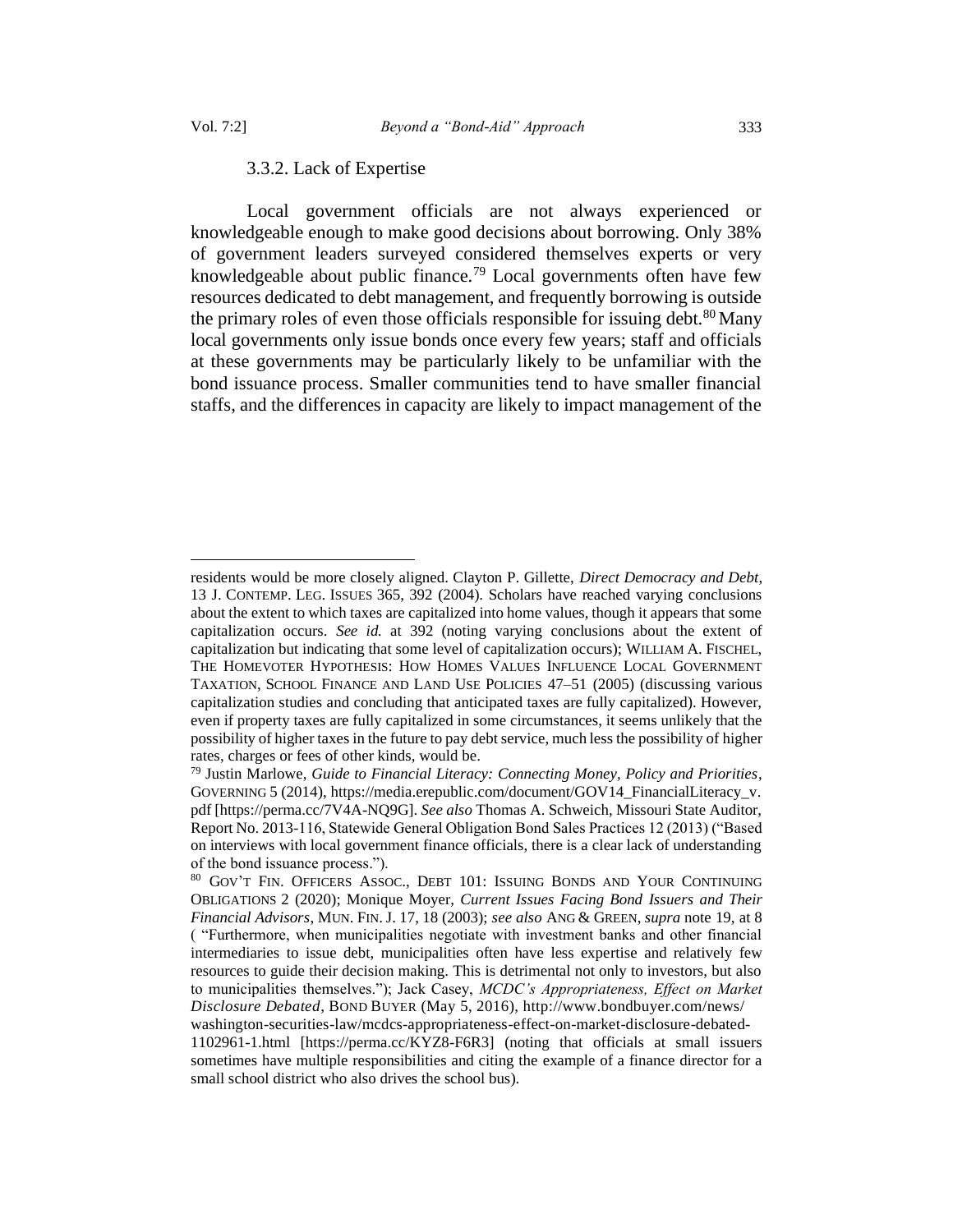### 3.3.2. Lack of Expertise

Local government officials are not always experienced or knowledgeable enough to make good decisions about borrowing. Only 38% of government leaders surveyed considered themselves experts or very knowledgeable about public finance.[79] Local governments often have few resources dedicated to debt management, and frequently borrowing is outside the primary roles of even those officials responsible for issuing debt.[80] Many local governments only issue bonds once every few years; staff and officials at these governments may be particularly likely to be unfamiliar with the bond issuance process. Smaller communities tend to have smaller financial staffs, and the differences in capacity are likely to impact management of the

---

residents would be more closely aligned. Clayton P. Gillette, *Direct Democracy and Debt*, 13 J. CONTEMP. LEG. ISSUES 365, 392 (2004). Scholars have reached varying conclusions about the extent to which taxes are capitalized into home values, though it appears that some capitalization occurs. *See id.* at 392 (noting varying conclusions about the extent of capitalization but indicating that some level of capitalization occurs); WILLIAM A. FISCHEL, THE HOMEVOTER HYPOTHESIS: HOW HOMES VALUES INFLUENCE LOCAL GOVERNMENT TAXATION, SCHOOL FINANCE AND LAND USE POLICIES 47–51 (2005) (discussing various capitalization studies and concluding that anticipated taxes are fully capitalized). However, even if property taxes are fully capitalized in some circumstances, it seems unlikely that the possibility of higher taxes in the future to pay debt service, much less the possibility of higher rates, charges or fees of other kinds, would be.

[79] Justin Marlowe, *Guide to Financial Literacy: Connecting Money, Policy and Priorities*, GOVERNING 5 (2014), https://media.erepublic.com/document/GOV14_FinancialLiteracy_v.pdf [https://perma.cc/7V4A-NQ9G]. *See also* Thomas A. Schweich, Missouri State Auditor, Report No. 2013-116, Statewide General Obligation Bond Sales Practices 12 (2013) ("Based on interviews with local government finance officials, there is a clear lack of understanding of the bond issuance process.").

[80] GOV'T FIN. OFFICERS ASSOC., DEBT 101: ISSUING BONDS AND YOUR CONTINUING OBLIGATIONS 2 (2020); Monique Moyer, *Current Issues Facing Bond Issuers and Their Financial Advisors*, MUN. FIN. J. 17, 18 (2003); *see also* ANG & GREEN, *supra* note 19, at 8 ( "Furthermore, when municipalities negotiate with investment banks and other financial intermediaries to issue debt, municipalities often have less expertise and relatively few resources to guide their decision making. This is detrimental not only to investors, but also to municipalities themselves."); Jack Casey, *MCDC's Appropriateness, Effect on Market Disclosure Debated*, BOND BUYER (May 5, 2016), http://www.bondbuyer.com/news/washington-securities-law/mcdcs-appropriateness-effect-on-market-disclosure-debated-1102961-1.html [https://perma.cc/KYZ8-F6R3] (noting that officials at small issuers sometimes have multiple responsibilities and citing the example of a finance director for a small school district who also drives the school bus).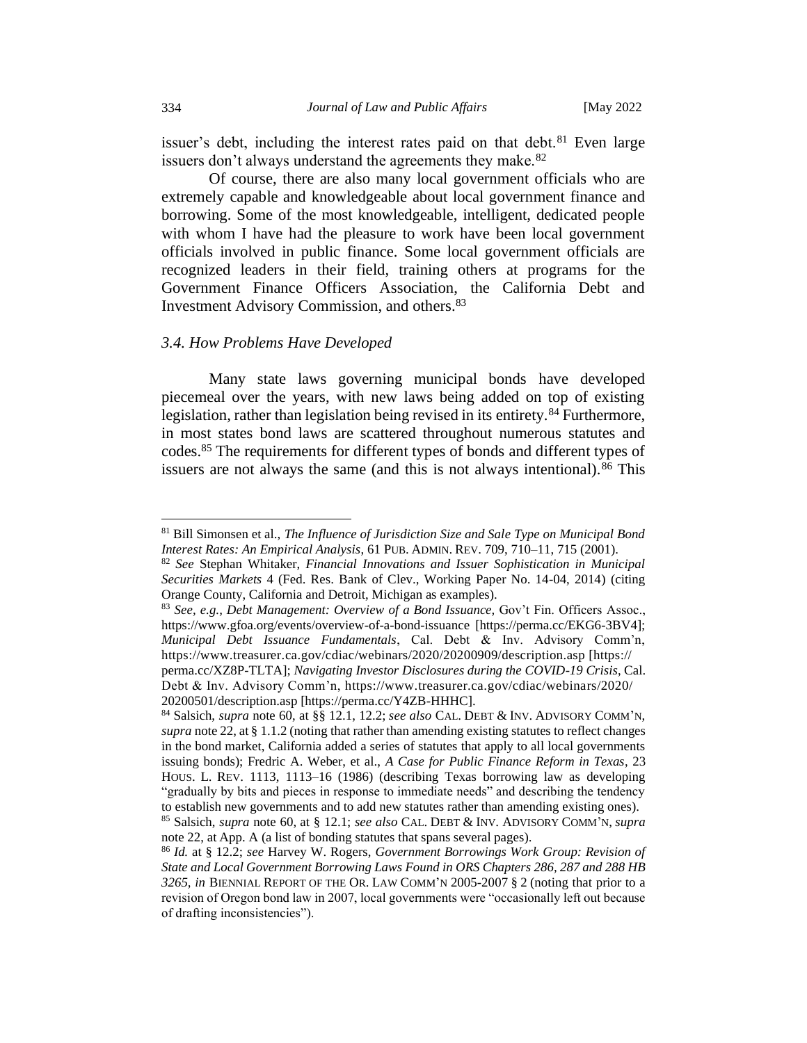issuer's debt, including the interest rates paid on that debt.[81] Even large issuers don't always understand the agreements they make.[82]

Of course, there are also many local government officials who are extremely capable and knowledgeable about local government finance and borrowing. Some of the most knowledgeable, intelligent, dedicated people with whom I have had the pleasure to work have been local government officials involved in public finance. Some local government officials are recognized leaders in their field, training others at programs for the Government Finance Officers Association, the California Debt and Investment Advisory Commission, and others.[83]

### *3.4. How Problems Have Developed*

Many state laws governing municipal bonds have developed piecemeal over the years, with new laws being added on top of existing legislation, rather than legislation being revised in its entirety.[84] Furthermore, in most states bond laws are scattered throughout numerous statutes and codes.[85] The requirements for different types of bonds and different types of issuers are not always the same (and this is not always intentional).[86] This

---

[81] Bill Simonsen et al., *The Influence of Jurisdiction Size and Sale Type on Municipal Bond Interest Rates: An Empirical Analysis*, 61 PUB. ADMIN. REV. 709, 710–11, 715 (2001).

[82] *See* Stephan Whitaker, *Financial Innovations and Issuer Sophistication in Municipal Securities Markets* 4 (Fed. Res. Bank of Clev., Working Paper No. 14-04, 2014) (citing Orange County, California and Detroit, Michigan as examples).

[83] *See, e.g.*, *Debt Management: Overview of a Bond Issuance*, Gov't Fin. Officers Assoc., https://www.gfoa.org/events/overview-of-a-bond-issuance [https://perma.cc/EKG6-3BV4]; *Municipal Debt Issuance Fundamentals*, Cal. Debt & Inv. Advisory Comm'n, https://www.treasurer.ca.gov/cdiac/webinars/2020/20200909/description.asp [https://perma.cc/XZ8P-TLTA]; *Navigating Investor Disclosures during the COVID-19 Crisis*, Cal. Debt & Inv. Advisory Comm'n, https://www.treasurer.ca.gov/cdiac/webinars/2020/20200501/description.asp [https://perma.cc/Y4ZB-HHHC].

[84] Salsich, *supra* note 60, at §§ 12.1, 12.2; *see also* CAL. DEBT & INV. ADVISORY COMM'N, *supra* note 22, at § 1.1.2 (noting that rather than amending existing statutes to reflect changes in the bond market, California added a series of statutes that apply to all local governments issuing bonds); Fredric A. Weber, et al., *A Case for Public Finance Reform in Texas*, 23 HOUS. L. REV. 1113, 1113–16 (1986) (describing Texas borrowing law as developing "gradually by bits and pieces in response to immediate needs" and describing the tendency to establish new governments and to add new statutes rather than amending existing ones).

[85] Salsich, *supra* note 60, at § 12.1; *see also* CAL. DEBT & INV. ADVISORY COMM'N, *supra* note 22, at App. A (a list of bonding statutes that spans several pages).

[86] *Id.* at § 12.2; *see* Harvey W. Rogers, *Government Borrowings Work Group: Revision of State and Local Government Borrowing Laws Found in ORS Chapters 286, 287 and 288 HB 3265*, *in* BIENNIAL REPORT OF THE OR. LAW COMM'N 2005-2007 § 2 (noting that prior to a revision of Oregon bond law in 2007, local governments were "occasionally left out because of drafting inconsistencies").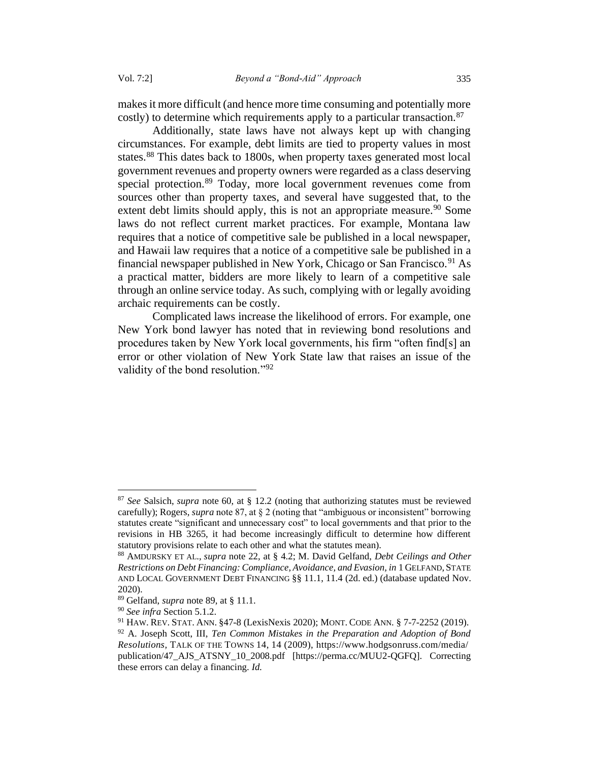makes it more difficult (and hence more time consuming and potentially more costly) to determine which requirements apply to a particular transaction.[87]

Additionally, state laws have not always kept up with changing circumstances. For example, debt limits are tied to property values in most states.[88] This dates back to 1800s, when property taxes generated most local government revenues and property owners were regarded as a class deserving special protection.[89] Today, more local government revenues come from sources other than property taxes, and several have suggested that, to the extent debt limits should apply, this is not an appropriate measure.[90] Some laws do not reflect current market practices. For example, Montana law requires that a notice of competitive sale be published in a local newspaper, and Hawaii law requires that a notice of a competitive sale be published in a financial newspaper published in New York, Chicago or San Francisco.[91] As a practical matter, bidders are more likely to learn of a competitive sale through an online service today. As such, complying with or legally avoiding archaic requirements can be costly.

Complicated laws increase the likelihood of errors. For example, one New York bond lawyer has noted that in reviewing bond resolutions and procedures taken by New York local governments, his firm "often find[s] an error or other violation of New York State law that raises an issue of the validity of the bond resolution."[92]

---

[87] *See* Salsich, *supra* note 60, at § 12.2 (noting that authorizing statutes must be reviewed carefully); Rogers, *supra* note 87, at § 2 (noting that "ambiguous or inconsistent" borrowing statutes create "significant and unnecessary cost" to local governments and that prior to the revisions in HB 3265, it had become increasingly difficult to determine how different statutory provisions relate to each other and what the statutes mean).

[88] AMDURSKY ET AL., *supra* note 22, at § 4.2; M. David Gelfand, *Debt Ceilings and Other Restrictions on Debt Financing: Compliance, Avoidance, and Evasion*, *in* 1 GELFAND, STATE AND LOCAL GOVERNMENT DEBT FINANCING §§ 11.1, 11.4 (2d. ed.) (database updated Nov. 2020).

[89] Gelfand, *supra* note 89, at § 11.1.

[90] *See infra* Section 5.1.2.

[91] HAW. REV. STAT. ANN. §47-8 (LexisNexis 2020); MONT. CODE ANN. § 7-7-2252 (2019).

[92] A. Joseph Scott, III, *Ten Common Mistakes in the Preparation and Adoption of Bond Resolutions*, TALK OF THE TOWNS 14, 14 (2009), https://www.hodgsonruss.com/media/publication/47_AJS_ATSNY_10_2008.pdf [https://perma.cc/MUU2-QGFQ]. Correcting these errors can delay a financing. *Id.*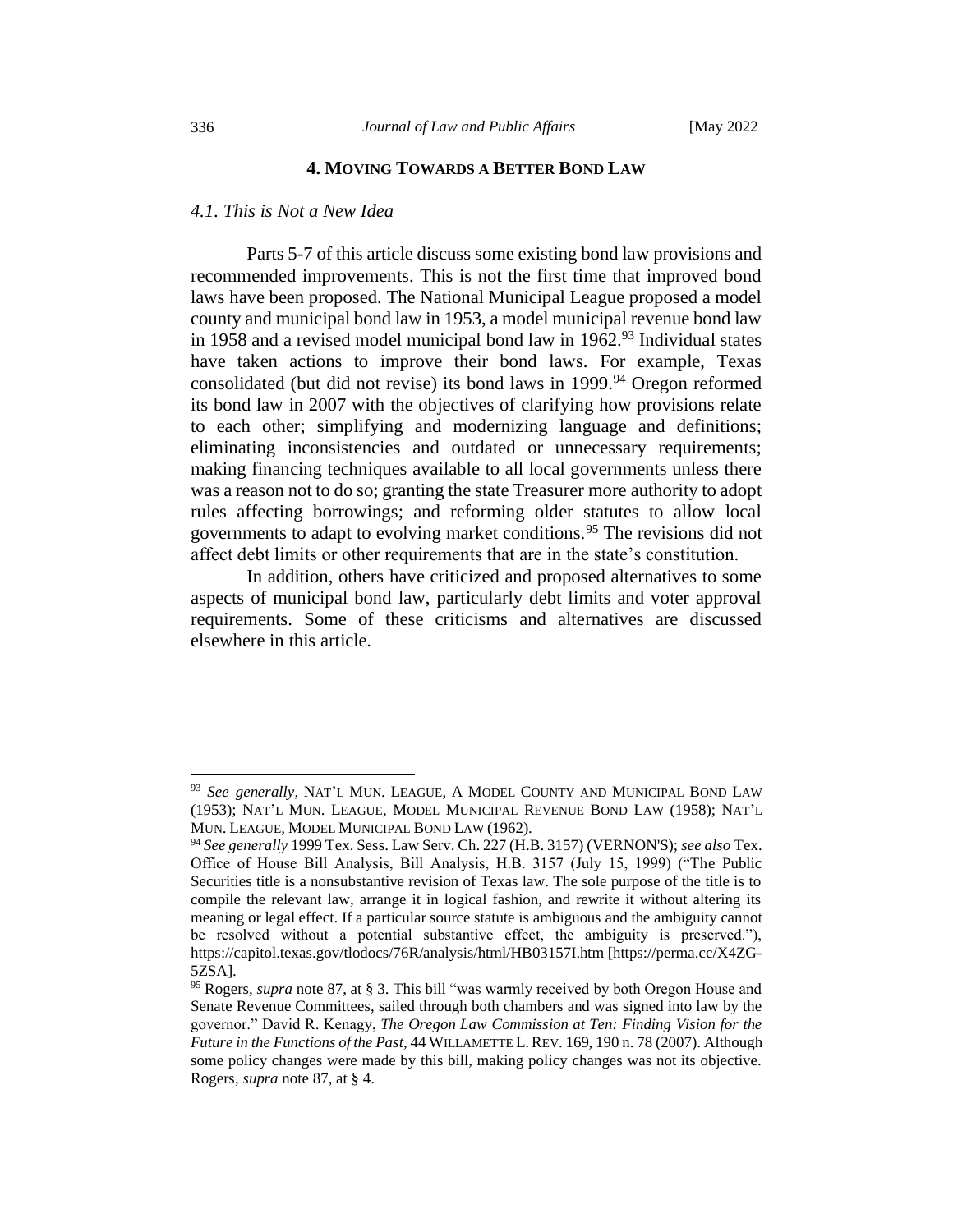## 4. MOVING TOWARDS A BETTER BOND LAW

### *4.1. This is Not a New Idea*

Parts 5-7 of this article discuss some existing bond law provisions and recommended improvements. This is not the first time that improved bond laws have been proposed. The National Municipal League proposed a model county and municipal bond law in 1953, a model municipal revenue bond law in 1958 and a revised model municipal bond law in 1962.[93] Individual states have taken actions to improve their bond laws. For example, Texas consolidated (but did not revise) its bond laws in 1999.[94] Oregon reformed its bond law in 2007 with the objectives of clarifying how provisions relate to each other; simplifying and modernizing language and definitions; eliminating inconsistencies and outdated or unnecessary requirements; making financing techniques available to all local governments unless there was a reason not to do so; granting the state Treasurer more authority to adopt rules affecting borrowings; and reforming older statutes to allow local governments to adapt to evolving market conditions.[95] The revisions did not affect debt limits or other requirements that are in the state's constitution.

In addition, others have criticized and proposed alternatives to some aspects of municipal bond law, particularly debt limits and voter approval requirements. Some of these criticisms and alternatives are discussed elsewhere in this article.

---

[93] *See generally*, NAT'L MUN. LEAGUE, A MODEL COUNTY AND MUNICIPAL BOND LAW (1953); NAT'L MUN. LEAGUE, MODEL MUNICIPAL REVENUE BOND LAW (1958); NAT'L MUN. LEAGUE, MODEL MUNICIPAL BOND LAW (1962).

[94] *See generally* 1999 Tex. Sess. Law Serv. Ch. 227 (H.B. 3157) (VERNON'S); *see also* Tex. Office of House Bill Analysis, Bill Analysis, H.B. 3157 (July 15, 1999) ("The Public Securities title is a nonsubstantive revision of Texas law. The sole purpose of the title is to compile the relevant law, arrange it in logical fashion, and rewrite it without altering its meaning or legal effect. If a particular source statute is ambiguous and the ambiguity cannot be resolved without a potential substantive effect, the ambiguity is preserved."), https://capitol.texas.gov/tlodocs/76R/analysis/html/HB03157I.htm [https://perma.cc/X4ZG-5ZSA].

[95] Rogers, *supra* note 87, at § 3. This bill "was warmly received by both Oregon House and Senate Revenue Committees, sailed through both chambers and was signed into law by the governor." David R. Kenagy, *The Oregon Law Commission at Ten: Finding Vision for the Future in the Functions of the Past*, 44 WILLAMETTE L. REV. 169, 190 n. 78 (2007). Although some policy changes were made by this bill, making policy changes was not its objective. Rogers, *supra* note 87, at § 4.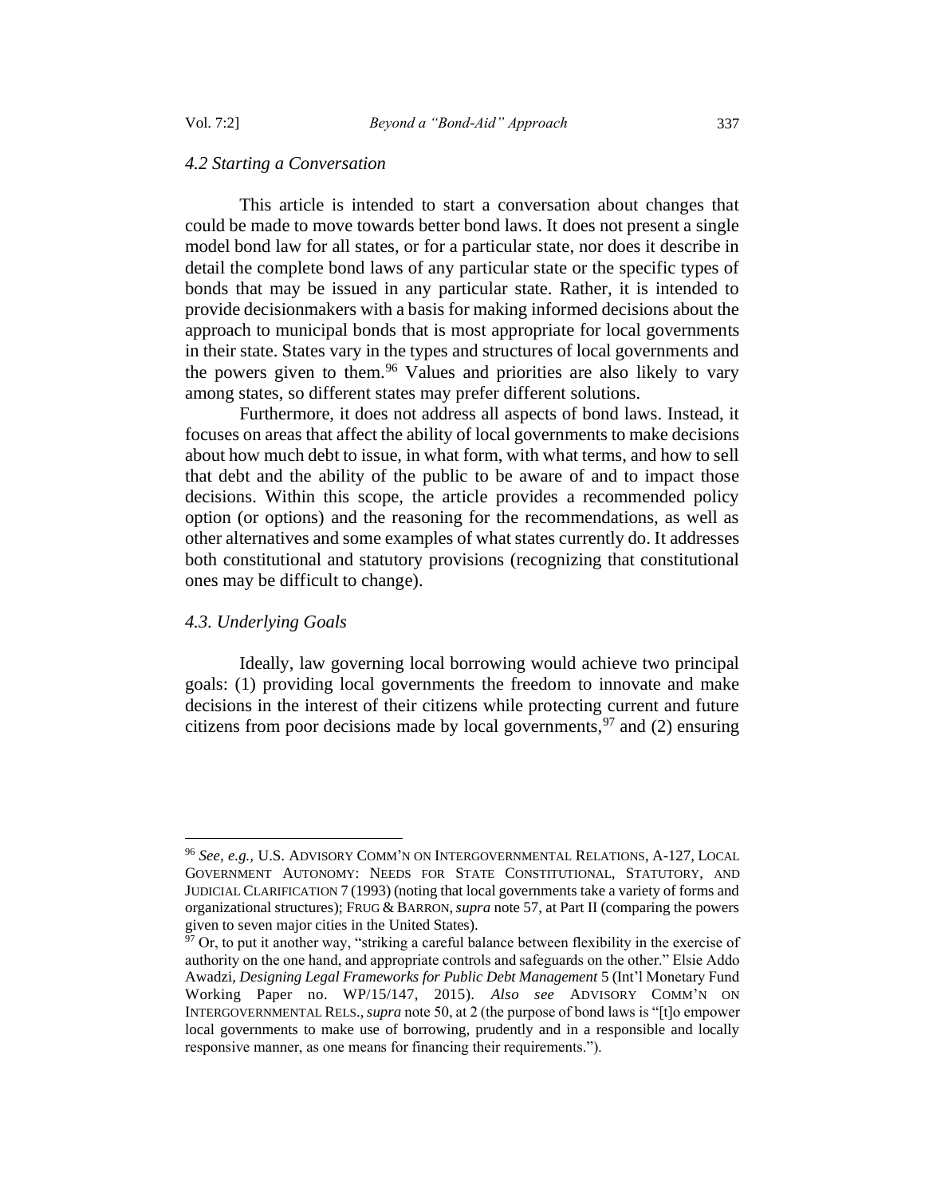### *4.2 Starting a Conversation*

This article is intended to start a conversation about changes that could be made to move towards better bond laws. It does not present a single model bond law for all states, or for a particular state, nor does it describe in detail the complete bond laws of any particular state or the specific types of bonds that may be issued in any particular state. Rather, it is intended to provide decisionmakers with a basis for making informed decisions about the approach to municipal bonds that is most appropriate for local governments in their state. States vary in the types and structures of local governments and the powers given to them.[96] Values and priorities are also likely to vary among states, so different states may prefer different solutions.

Furthermore, it does not address all aspects of bond laws. Instead, it focuses on areas that affect the ability of local governments to make decisions about how much debt to issue, in what form, with what terms, and how to sell that debt and the ability of the public to be aware of and to impact those decisions. Within this scope, the article provides a recommended policy option (or options) and the reasoning for the recommendations, as well as other alternatives and some examples of what states currently do. It addresses both constitutional and statutory provisions (recognizing that constitutional ones may be difficult to change).

### *4.3. Underlying Goals*

Ideally, law governing local borrowing would achieve two principal goals: (1) providing local governments the freedom to innovate and make decisions in the interest of their citizens while protecting current and future citizens from poor decisions made by local governments,[97] and (2) ensuring

---

[96] *See, e.g.*, U.S. ADVISORY COMM'N ON INTERGOVERNMENTAL RELATIONS, A-127, LOCAL GOVERNMENT AUTONOMY: NEEDS FOR STATE CONSTITUTIONAL, STATUTORY, AND JUDICIAL CLARIFICATION 7 (1993) (noting that local governments take a variety of forms and organizational structures); FRUG & BARRON, *supra* note 57, at Part II (comparing the powers given to seven major cities in the United States).

[97] Or, to put it another way, "striking a careful balance between flexibility in the exercise of authority on the one hand, and appropriate controls and safeguards on the other." Elsie Addo Awadzi, *Designing Legal Frameworks for Public Debt Management* 5 (Int'l Monetary Fund Working Paper no. WP/15/147, 2015). *Also see* ADVISORY COMM'N ON INTERGOVERNMENTAL RELS., *supra* note 50, at 2 (the purpose of bond laws is "[t]o empower local governments to make use of borrowing, prudently and in a responsible and locally responsive manner, as one means for financing their requirements.").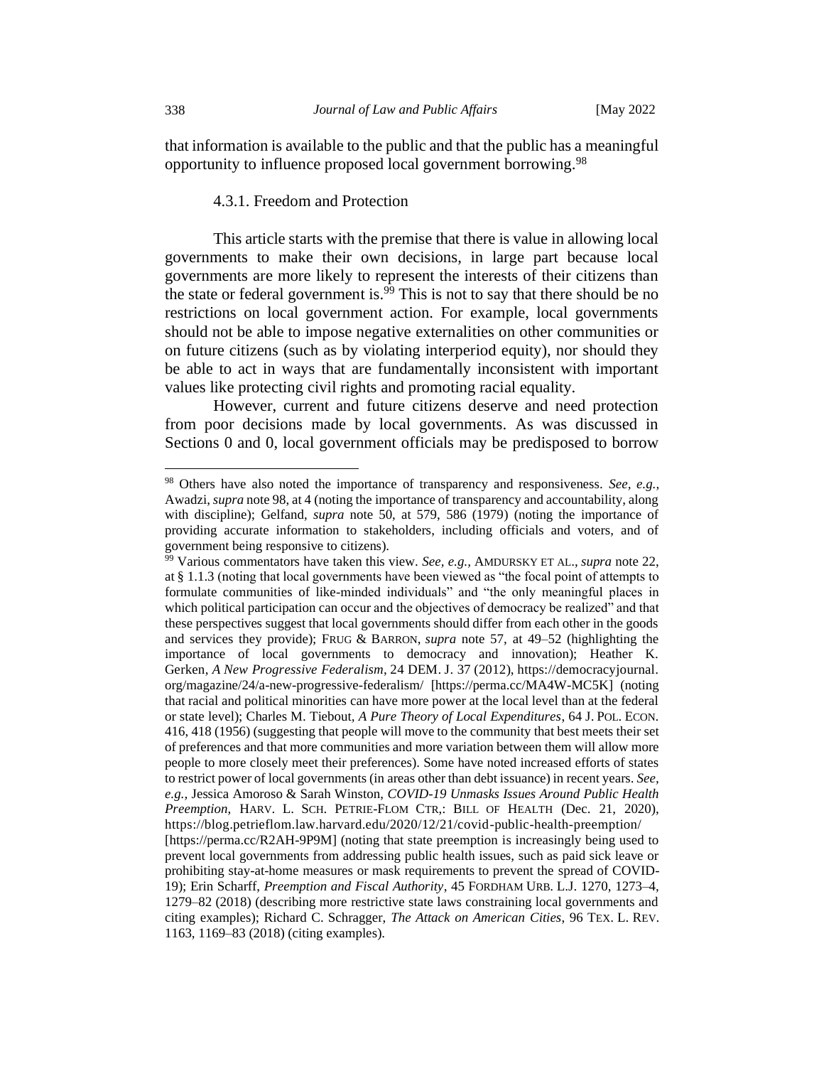that information is available to the public and that the public has a meaningful opportunity to influence proposed local government borrowing.[98]

#### 4.3.1. Freedom and Protection

This article starts with the premise that there is value in allowing local governments to make their own decisions, in large part because local governments are more likely to represent the interests of their citizens than the state or federal government is.[99] This is not to say that there should be no restrictions on local government action. For example, local governments should not be able to impose negative externalities on other communities or on future citizens (such as by violating interperiod equity), nor should they be able to act in ways that are fundamentally inconsistent with important values like protecting civil rights and promoting racial equality.

However, current and future citizens deserve and need protection from poor decisions made by local governments. As was discussed in Sections 0 and 0, local government officials may be predisposed to borrow

---

[98] Others have also noted the importance of transparency and responsiveness. *See, e.g.*, Awadzi, *supra* note 98, at 4 (noting the importance of transparency and accountability, along with discipline); Gelfand, *supra* note 50, at 579, 586 (1979) (noting the importance of providing accurate information to stakeholders, including officials and voters, and of government being responsive to citizens).

[99] Various commentators have taken this view. *See, e.g.*, AMDURSKY ET AL., *supra* note 22, at § 1.1.3 (noting that local governments have been viewed as "the focal point of attempts to formulate communities of like-minded individuals" and "the only meaningful places in which political participation can occur and the objectives of democracy be realized" and that these perspectives suggest that local governments should differ from each other in the goods and services they provide); FRUG & BARRON, *supra* note 57, at 49–52 (highlighting the importance of local governments to democracy and innovation); Heather K. Gerken, *A New Progressive Federalism*, 24 DEM. J. 37 (2012), https://democracyjournal.org/magazine/24/a-new-progressive-federalism/ [https://perma.cc/MA4W-MC5K] (noting that racial and political minorities can have more power at the local level than at the federal or state level); Charles M. Tiebout, *A Pure Theory of Local Expenditures*, 64 J. POL. ECON. 416, 418 (1956) (suggesting that people will move to the community that best meets their set of preferences and that more communities and more variation between them will allow more people to more closely meet their preferences). Some have noted increased efforts of states to restrict power of local governments (in areas other than debt issuance) in recent years. *See, e.g.*, Jessica Amoroso & Sarah Winston, *COVID-19 Unmasks Issues Around Public Health Preemption*, HARV. L. SCH. PETRIE-FLOM CTR,: BILL OF HEALTH (Dec. 21, 2020), https://blog.petrieflom.law.harvard.edu/2020/12/21/covid-public-health-preemption/ [https://perma.cc/R2AH-9P9M] (noting that state preemption is increasingly being used to prevent local governments from addressing public health issues, such as paid sick leave or prohibiting stay-at-home measures or mask requirements to prevent the spread of COVID-19); Erin Scharff, *Preemption and Fiscal Authority*, 45 FORDHAM URB. L.J. 1270, 1273–4, 1279–82 (2018) (describing more restrictive state laws constraining local governments and citing examples); Richard C. Schragger, *The Attack on American Cities*, 96 TEX. L. REV. 1163, 1169–83 (2018) (citing examples).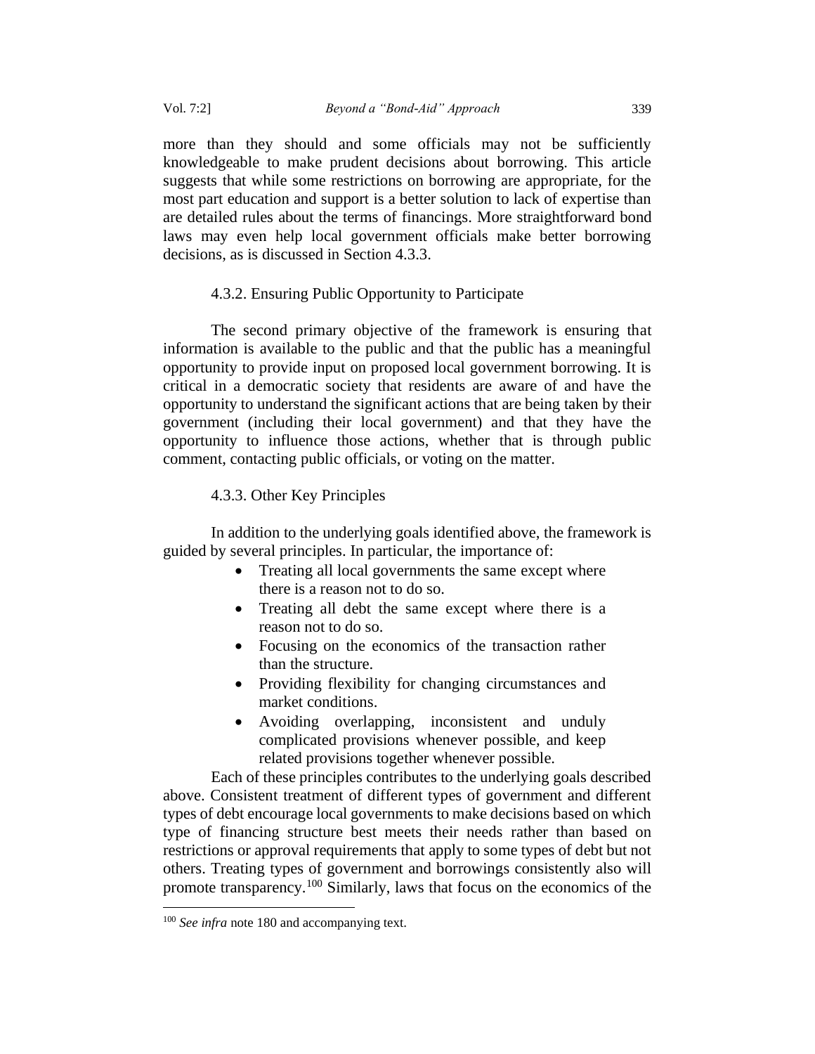more than they should and some officials may not be sufficiently knowledgeable to make prudent decisions about borrowing. This article suggests that while some restrictions on borrowing are appropriate, for the most part education and support is a better solution to lack of expertise than are detailed rules about the terms of financings. More straightforward bond laws may even help local government officials make better borrowing decisions, as is discussed in Section 4.3.3.

#### 4.3.2. Ensuring Public Opportunity to Participate

The second primary objective of the framework is ensuring that information is available to the public and that the public has a meaningful opportunity to provide input on proposed local government borrowing. It is critical in a democratic society that residents are aware of and have the opportunity to understand the significant actions that are being taken by their government (including their local government) and that they have the opportunity to influence those actions, whether that is through public comment, contacting public officials, or voting on the matter.

#### 4.3.3. Other Key Principles

In addition to the underlying goals identified above, the framework is guided by several principles. In particular, the importance of:

- Treating all local governments the same except where there is a reason not to do so.
- Treating all debt the same except where there is a reason not to do so.
- Focusing on the economics of the transaction rather than the structure.
- Providing flexibility for changing circumstances and market conditions.
- Avoiding overlapping, inconsistent and unduly complicated provisions whenever possible, and keep related provisions together whenever possible.

Each of these principles contributes to the underlying goals described above. Consistent treatment of different types of government and different types of debt encourage local governments to make decisions based on which type of financing structure best meets their needs rather than based on restrictions or approval requirements that apply to some types of debt but not others. Treating types of government and borrowings consistently also will promote transparency.[100] Similarly, laws that focus on the economics of the

[100] *See infra* note 180 and accompanying text.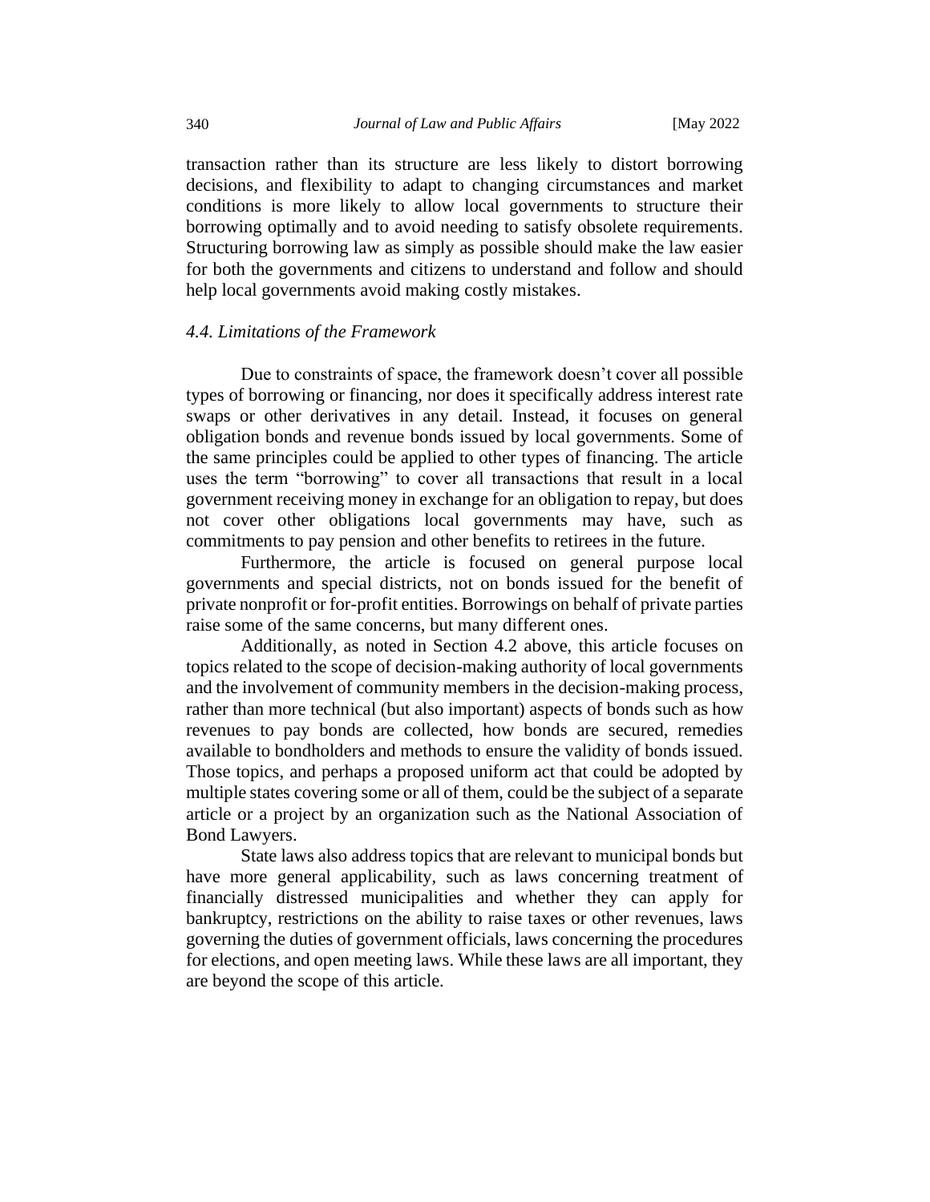transaction rather than its structure are less likely to distort borrowing decisions, and flexibility to adapt to changing circumstances and market conditions is more likely to allow local governments to structure their borrowing optimally and to avoid needing to satisfy obsolete requirements. Structuring borrowing law as simply as possible should make the law easier for both the governments and citizens to understand and follow and should help local governments avoid making costly mistakes.

### *4.4. Limitations of the Framework*

Due to constraints of space, the framework doesn't cover all possible types of borrowing or financing, nor does it specifically address interest rate swaps or other derivatives in any detail. Instead, it focuses on general obligation bonds and revenue bonds issued by local governments. Some of the same principles could be applied to other types of financing. The article uses the term "borrowing" to cover all transactions that result in a local government receiving money in exchange for an obligation to repay, but does not cover other obligations local governments may have, such as commitments to pay pension and other benefits to retirees in the future.

Furthermore, the article is focused on general purpose local governments and special districts, not on bonds issued for the benefit of private nonprofit or for-profit entities. Borrowings on behalf of private parties raise some of the same concerns, but many different ones.

Additionally, as noted in Section 4.2 above, this article focuses on topics related to the scope of decision-making authority of local governments and the involvement of community members in the decision-making process, rather than more technical (but also important) aspects of bonds such as how revenues to pay bonds are collected, how bonds are secured, remedies available to bondholders and methods to ensure the validity of bonds issued. Those topics, and perhaps a proposed uniform act that could be adopted by multiple states covering some or all of them, could be the subject of a separate article or a project by an organization such as the National Association of Bond Lawyers.

State laws also address topics that are relevant to municipal bonds but have more general applicability, such as laws concerning treatment of financially distressed municipalities and whether they can apply for bankruptcy, restrictions on the ability to raise taxes or other revenues, laws governing the duties of government officials, laws concerning the procedures for elections, and open meeting laws. While these laws are all important, they are beyond the scope of this article.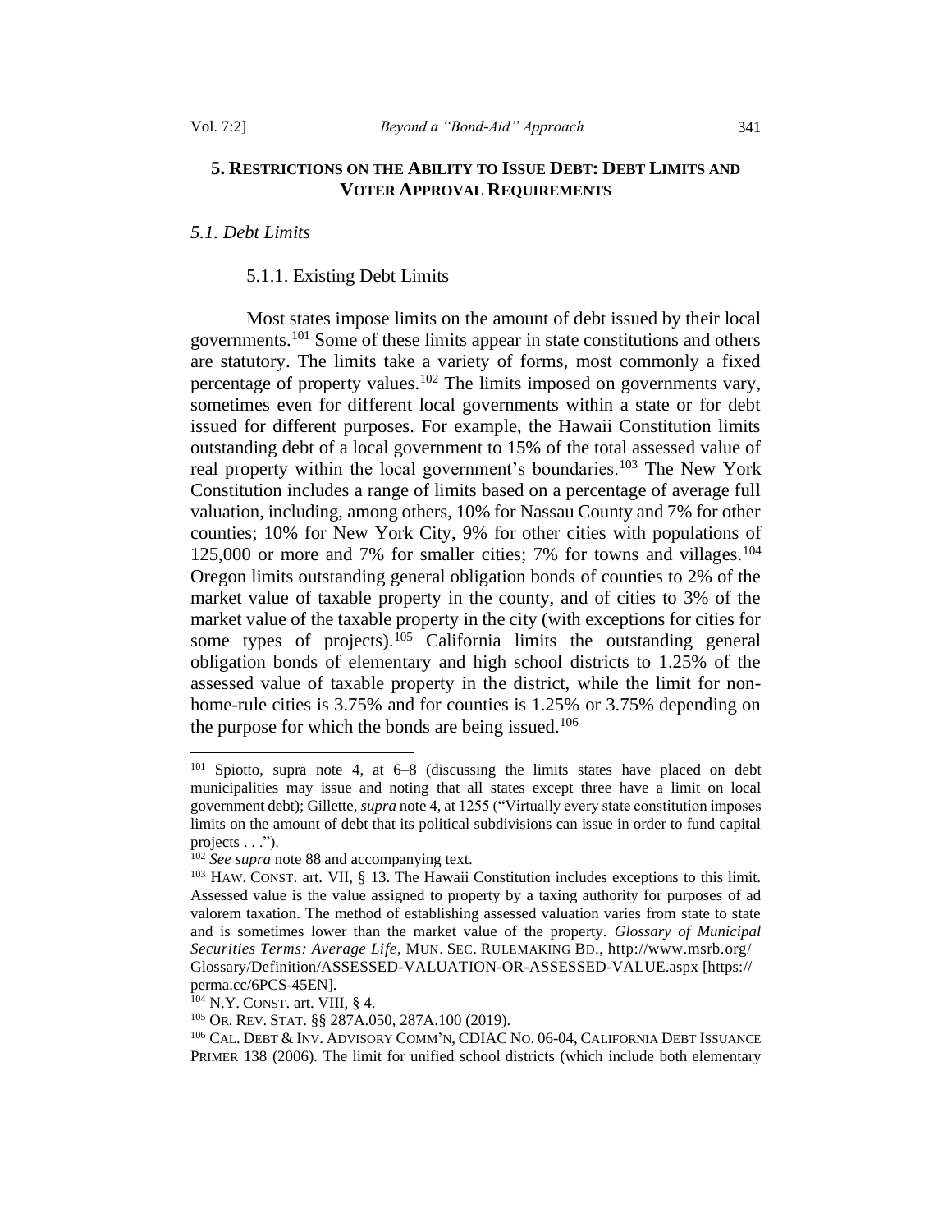## 5. Restrictions on the Ability to Issue Debt: Debt Limits and Voter Approval Requirements

### *5.1. Debt Limits*

#### 5.1.1. Existing Debt Limits

Most states impose limits on the amount of debt issued by their local governments.[101] Some of these limits appear in state constitutions and others are statutory. The limits take a variety of forms, most commonly a fixed percentage of property values.[102] The limits imposed on governments vary, sometimes even for different local governments within a state or for debt issued for different purposes. For example, the Hawaii Constitution limits outstanding debt of a local government to 15% of the total assessed value of real property within the local government's boundaries.[103] The New York Constitution includes a range of limits based on a percentage of average full valuation, including, among others, 10% for Nassau County and 7% for other counties; 10% for New York City, 9% for other cities with populations of 125,000 or more and 7% for smaller cities; 7% for towns and villages.[104] Oregon limits outstanding general obligation bonds of counties to 2% of the market value of taxable property in the county, and of cities to 3% of the market value of the taxable property in the city (with exceptions for cities for some types of projects).[105] California limits the outstanding general obligation bonds of elementary and high school districts to 1.25% of the assessed value of taxable property in the district, while the limit for non-home-rule cities is 3.75% and for counties is 1.25% or 3.75% depending on the purpose for which the bonds are being issued.[106]

---

[101] Spiotto, supra note 4, at 6–8 (discussing the limits states have placed on debt municipalities may issue and noting that all states except three have a limit on local government debt); Gillette, *supra* note 4, at 1255 ("Virtually every state constitution imposes limits on the amount of debt that its political subdivisions can issue in order to fund capital projects . . .").

[102] *See supra* note 88 and accompanying text.

[103] HAW. CONST. art. VII, § 13. The Hawaii Constitution includes exceptions to this limit. Assessed value is the value assigned to property by a taxing authority for purposes of ad valorem taxation. The method of establishing assessed valuation varies from state to state and is sometimes lower than the market value of the property. *Glossary of Municipal Securities Terms: Average Life*, MUN. SEC. RULEMAKING BD., http://www.msrb.org/Glossary/Definition/ASSESSED-VALUATION-OR-ASSESSED-VALUE.aspx [https://perma.cc/6PCS-45EN].

[104] N.Y. CONST. art. VIII, § 4.

[105] OR. REV. STAT. §§ 287A.050, 287A.100 (2019).

[106] CAL. DEBT & INV. ADVISORY COMM'N, CDIAC NO. 06-04, CALIFORNIA DEBT ISSUANCE PRIMER 138 (2006). The limit for unified school districts (which include both elementary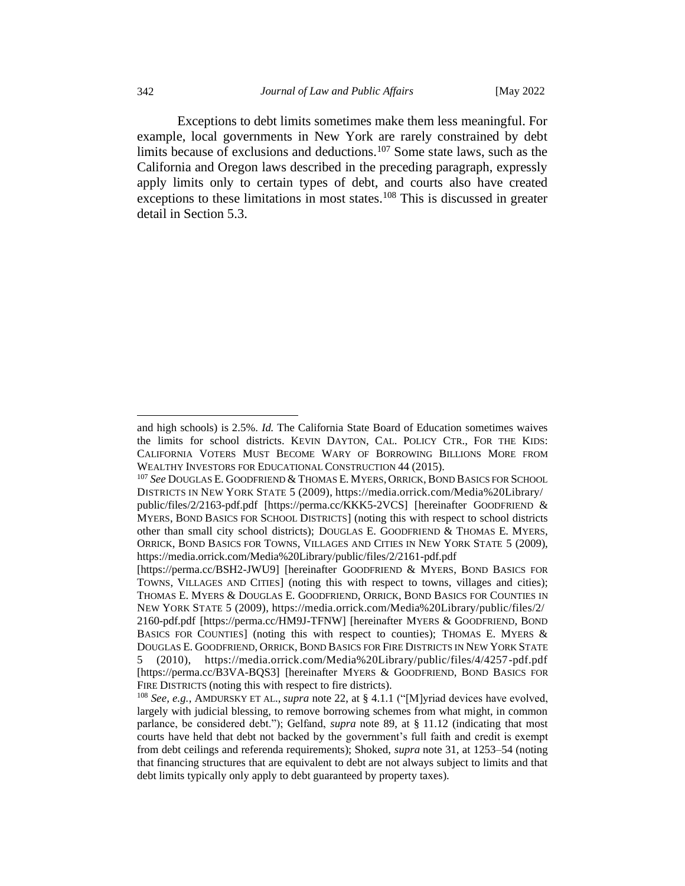Exceptions to debt limits sometimes make them less meaningful. For example, local governments in New York are rarely constrained by debt limits because of exclusions and deductions.[107] Some state laws, such as the California and Oregon laws described in the preceding paragraph, expressly apply limits only to certain types of debt, and courts also have created exceptions to these limitations in most states.[108] This is discussed in greater detail in Section 5.3.

---

and high schools) is 2.5%. *Id.* The California State Board of Education sometimes waives the limits for school districts. KEVIN DAYTON, CAL. POLICY CTR., FOR THE KIDS: CALIFORNIA VOTERS MUST BECOME WARY OF BORROWING BILLIONS MORE FROM WEALTHY INVESTORS FOR EDUCATIONAL CONSTRUCTION 44 (2015).

[107] *See* DOUGLAS E. GOODFRIEND & THOMAS E. MYERS, ORRICK, BOND BASICS FOR SCHOOL DISTRICTS IN NEW YORK STATE 5 (2009), https://media.orrick.com/Media%20Library/public/files/2/2163-pdf.pdf [https://perma.cc/KKK5-2VCS] [hereinafter GOODFRIEND & MYERS, BOND BASICS FOR SCHOOL DISTRICTS] (noting this with respect to school districts other than small city school districts); DOUGLAS E. GOODFRIEND & THOMAS E. MYERS, ORRICK, BOND BASICS FOR TOWNS, VILLAGES AND CITIES IN NEW YORK STATE 5 (2009), https://media.orrick.com/Media%20Library/public/files/2/2161-pdf.pdf [https://perma.cc/BSH2-JWU9] [hereinafter GOODFRIEND & MYERS, BOND BASICS FOR TOWNS, VILLAGES AND CITIES] (noting this with respect to towns, villages and cities); THOMAS E. MYERS & DOUGLAS E. GOODFRIEND, ORRICK, BOND BASICS FOR COUNTIES IN NEW YORK STATE 5 (2009), https://media.orrick.com/Media%20Library/public/files/2/2160-pdf.pdf [https://perma.cc/HM9J-TFNW] [hereinafter MYERS & GOODFRIEND, BOND BASICS FOR COUNTIES] (noting this with respect to counties); THOMAS E. MYERS & DOUGLAS E. GOODFRIEND, ORRICK, BOND BASICS FOR FIRE DISTRICTS IN NEW YORK STATE 5 (2010), https://media.orrick.com/Media%20Library/public/files/4/4257-pdf.pdf [https://perma.cc/B3VA-BQS3] [hereinafter MYERS & GOODFRIEND, BOND BASICS FOR FIRE DISTRICTS (noting this with respect to fire districts).

[108] *See, e.g.*, AMDURSKY ET AL., *supra* note 22, at § 4.1.1 ("[M]yriad devices have evolved, largely with judicial blessing, to remove borrowing schemes from what might, in common parlance, be considered debt."); Gelfand, *supra* note 89, at § 11.12 (indicating that most courts have held that debt not backed by the government's full faith and credit is exempt from debt ceilings and referenda requirements); Shoked, *supra* note 31, at 1253–54 (noting that financing structures that are equivalent to debt are not always subject to limits and that debt limits typically only apply to debt guaranteed by property taxes).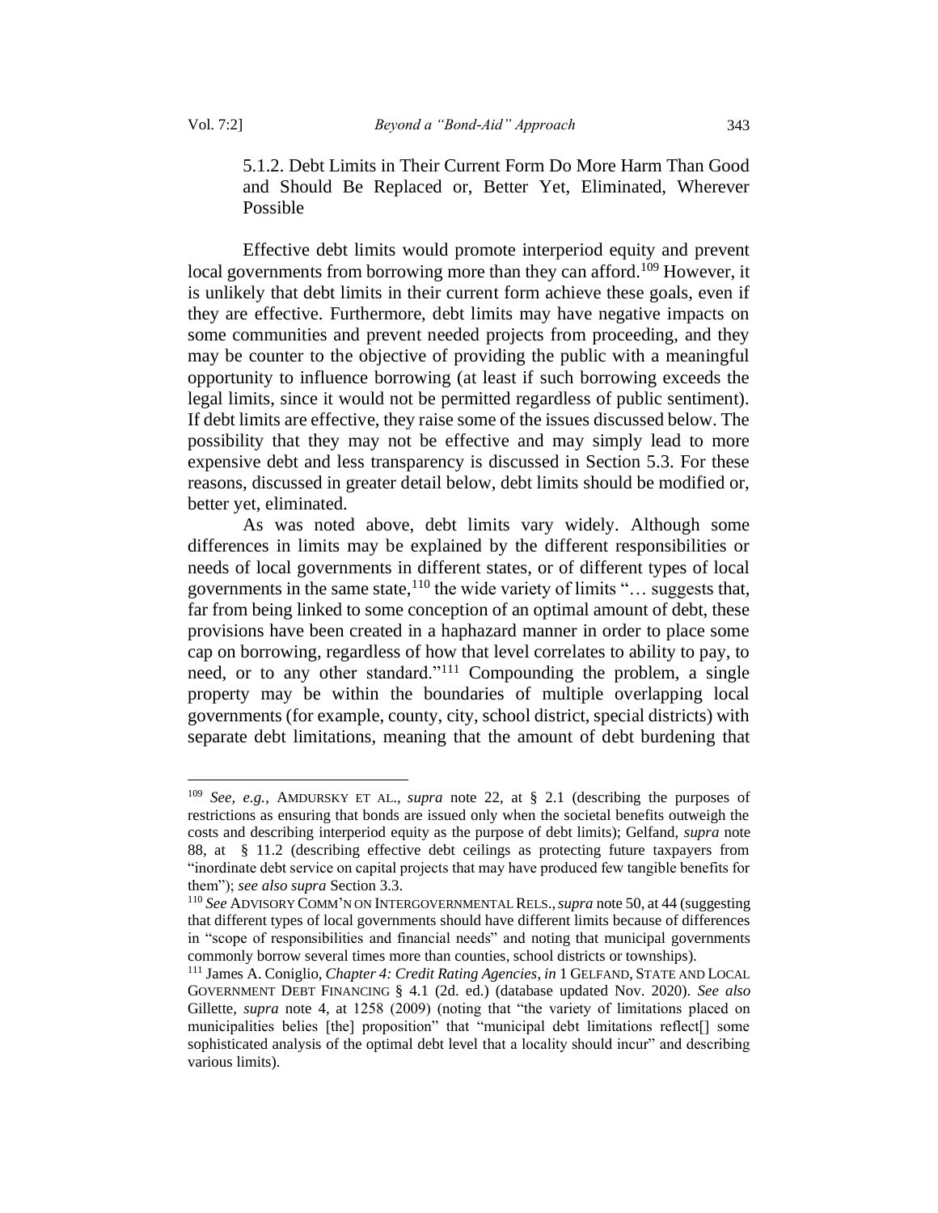#### 5.1.2. Debt Limits in Their Current Form Do More Harm Than Good and Should Be Replaced or, Better Yet, Eliminated, Wherever Possible

Effective debt limits would promote interperiod equity and prevent local governments from borrowing more than they can afford.[109] However, it is unlikely that debt limits in their current form achieve these goals, even if they are effective. Furthermore, debt limits may have negative impacts on some communities and prevent needed projects from proceeding, and they may be counter to the objective of providing the public with a meaningful opportunity to influence borrowing (at least if such borrowing exceeds the legal limits, since it would not be permitted regardless of public sentiment). If debt limits are effective, they raise some of the issues discussed below. The possibility that they may not be effective and may simply lead to more expensive debt and less transparency is discussed in Section 5.3. For these reasons, discussed in greater detail below, debt limits should be modified or, better yet, eliminated.

As was noted above, debt limits vary widely. Although some differences in limits may be explained by the different responsibilities or needs of local governments in different states, or of different types of local governments in the same state,[110] the wide variety of limits "… suggests that, far from being linked to some conception of an optimal amount of debt, these provisions have been created in a haphazard manner in order to place some cap on borrowing, regardless of how that level correlates to ability to pay, to need, or to any other standard."[111] Compounding the problem, a single property may be within the boundaries of multiple overlapping local governments (for example, county, city, school district, special districts) with separate debt limitations, meaning that the amount of debt burdening that

---

[109] *See, e.g.*, AMDURSKY ET AL., *supra* note 22, at § 2.1 (describing the purposes of restrictions as ensuring that bonds are issued only when the societal benefits outweigh the costs and describing interperiod equity as the purpose of debt limits); Gelfand, *supra* note 88, at § 11.2 (describing effective debt ceilings as protecting future taxpayers from "inordinate debt service on capital projects that may have produced few tangible benefits for them"); *see also supra* Section 3.3.

[110] *See* ADVISORY COMM'N ON INTERGOVERNMENTAL RELS., *supra* note 50, at 44 (suggesting that different types of local governments should have different limits because of differences in "scope of responsibilities and financial needs" and noting that municipal governments commonly borrow several times more than counties, school districts or townships).

[111] James A. Coniglio, *Chapter 4: Credit Rating Agencies*, *in* 1 GELFAND, STATE AND LOCAL GOVERNMENT DEBT FINANCING § 4.1 (2d. ed.) (database updated Nov. 2020). *See also* Gillette, *supra* note 4, at 1258 (2009) (noting that "the variety of limitations placed on municipalities belies [the] proposition" that "municipal debt limitations reflect[] some sophisticated analysis of the optimal debt level that a locality should incur" and describing various limits).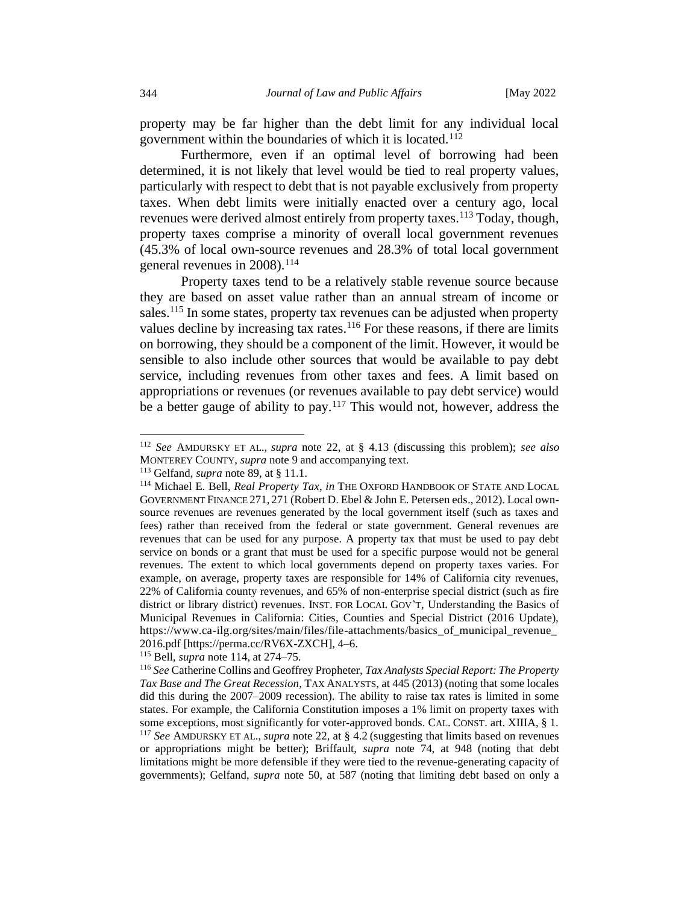property may be far higher than the debt limit for any individual local government within the boundaries of which it is located.[112]

Furthermore, even if an optimal level of borrowing had been determined, it is not likely that level would be tied to real property values, particularly with respect to debt that is not payable exclusively from property taxes. When debt limits were initially enacted over a century ago, local revenues were derived almost entirely from property taxes.[113] Today, though, property taxes comprise a minority of overall local government revenues (45.3% of local own-source revenues and 28.3% of total local government general revenues in 2008).[114]

Property taxes tend to be a relatively stable revenue source because they are based on asset value rather than an annual stream of income or sales.[115] In some states, property tax revenues can be adjusted when property values decline by increasing tax rates.[116] For these reasons, if there are limits on borrowing, they should be a component of the limit. However, it would be sensible to also include other sources that would be available to pay debt service, including revenues from other taxes and fees. A limit based on appropriations or revenues (or revenues available to pay debt service) would be a better gauge of ability to pay.[117] This would not, however, address the

---

[112] *See* AMDURSKY ET AL., *supra* note 22, at § 4.13 (discussing this problem); *see also* MONTEREY COUNTY, *supra* note 9 and accompanying text.

[113] Gelfand, *supra* note 89, at § 11.1.

[114] Michael E. Bell, *Real Property Tax*, *in* THE OXFORD HANDBOOK OF STATE AND LOCAL GOVERNMENT FINANCE 271, 271 (Robert D. Ebel & John E. Petersen eds., 2012). Local own-source revenues are revenues generated by the local government itself (such as taxes and fees) rather than received from the federal or state government. General revenues are revenues that can be used for any purpose. A property tax that must be used to pay debt service on bonds or a grant that must be used for a specific purpose would not be general revenues. The extent to which local governments depend on property taxes varies. For example, on average, property taxes are responsible for 14% of California city revenues, 22% of California county revenues, and 65% of non-enterprise special district (such as fire district or library district) revenues. INST. FOR LOCAL GOV'T, Understanding the Basics of Municipal Revenues in California: Cities, Counties and Special District (2016 Update), https://www.ca-ilg.org/sites/main/files/file-attachments/basics_of_municipal_revenue_2016.pdf [https://perma.cc/RV6X-ZXCH], 4–6.

[115] Bell, *supra* note 114, at 274–75.

[116] *See* Catherine Collins and Geoffrey Propheter, *Tax Analysts Special Report: The Property Tax Base and The Great Recession*, TAX ANALYSTS, at 445 (2013) (noting that some locales did this during the 2007–2009 recession). The ability to raise tax rates is limited in some states. For example, the California Constitution imposes a 1% limit on property taxes with some exceptions, most significantly for voter-approved bonds. CAL. CONST. art. XIIIA, § 1.

[117] *See* AMDURSKY ET AL., *supra* note 22, at § 4.2 (suggesting that limits based on revenues or appropriations might be better); Briffault, *supra* note 74, at 948 (noting that debt limitations might be more defensible if they were tied to the revenue-generating capacity of governments); Gelfand, *supra* note 50, at 587 (noting that limiting debt based on only a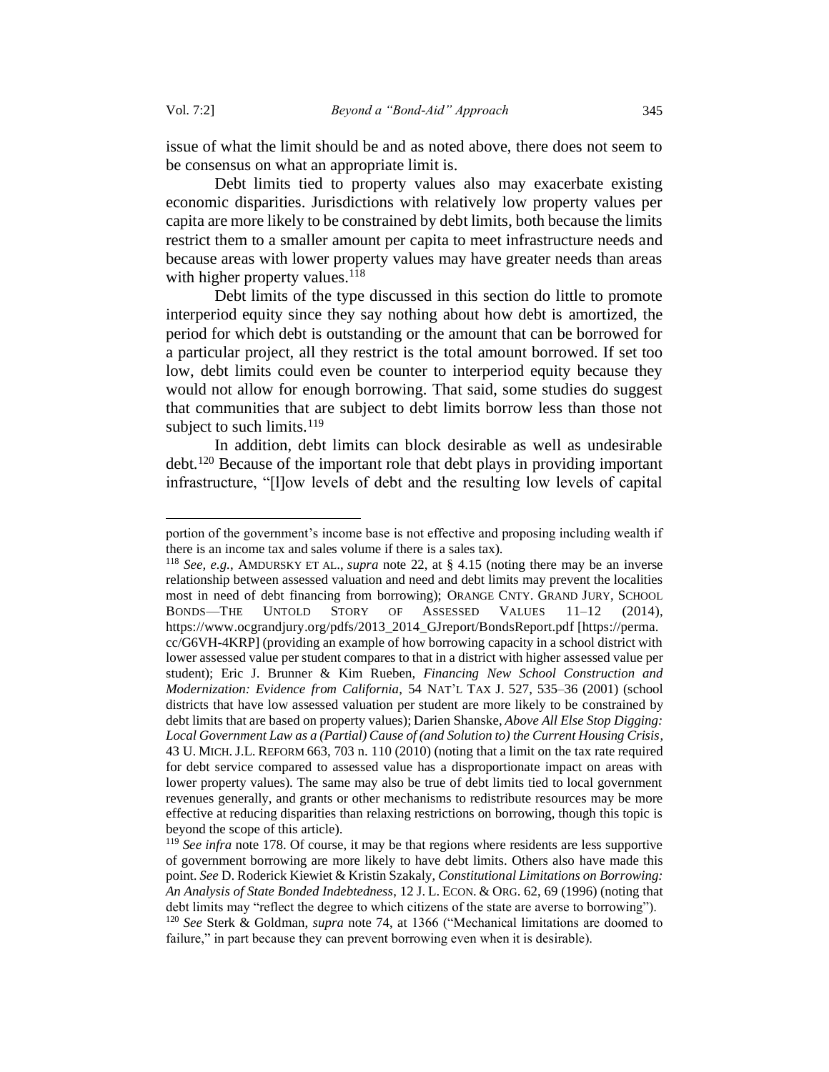issue of what the limit should be and as noted above, there does not seem to be consensus on what an appropriate limit is.

Debt limits tied to property values also may exacerbate existing economic disparities. Jurisdictions with relatively low property values per capita are more likely to be constrained by debt limits, both because the limits restrict them to a smaller amount per capita to meet infrastructure needs and because areas with lower property values may have greater needs than areas with higher property values.[118]

Debt limits of the type discussed in this section do little to promote interperiod equity since they say nothing about how debt is amortized, the period for which debt is outstanding or the amount that can be borrowed for a particular project, all they restrict is the total amount borrowed. If set too low, debt limits could even be counter to interperiod equity because they would not allow for enough borrowing. That said, some studies do suggest that communities that are subject to debt limits borrow less than those not subject to such limits.[119]

In addition, debt limits can block desirable as well as undesirable debt.[120] Because of the important role that debt plays in providing important infrastructure, "[l]ow levels of debt and the resulting low levels of capital

---

portion of the government's income base is not effective and proposing including wealth if there is an income tax and sales volume if there is a sales tax).

[118] *See, e.g.*, AMDURSKY ET AL., *supra* note 22, at § 4.15 (noting there may be an inverse relationship between assessed valuation and need and debt limits may prevent the localities most in need of debt financing from borrowing); ORANGE CNTY. GRAND JURY, SCHOOL BONDS—THE UNTOLD STORY OF ASSESSED VALUES 11–12 (2014), https://www.ocgrandjury.org/pdfs/2013_2014_GJreport/BondsReport.pdf [https://perma.cc/G6VH-4KRP] (providing an example of how borrowing capacity in a school district with lower assessed value per student compares to that in a district with higher assessed value per student); Eric J. Brunner & Kim Rueben, *Financing New School Construction and Modernization: Evidence from California*, 54 NAT'L TAX J. 527, 535–36 (2001) (school districts that have low assessed valuation per student are more likely to be constrained by debt limits that are based on property values); Darien Shanske, *Above All Else Stop Digging: Local Government Law as a (Partial) Cause of (and Solution to) the Current Housing Crisis*, 43 U. MICH. J.L. REFORM 663, 703 n. 110 (2010) (noting that a limit on the tax rate required for debt service compared to assessed value has a disproportionate impact on areas with lower property values). The same may also be true of debt limits tied to local government revenues generally, and grants or other mechanisms to redistribute resources may be more effective at reducing disparities than relaxing restrictions on borrowing, though this topic is beyond the scope of this article).

[119] *See infra* note 178. Of course, it may be that regions where residents are less supportive of government borrowing are more likely to have debt limits. Others also have made this point. *See* D. Roderick Kiewiet & Kristin Szakaly, *Constitutional Limitations on Borrowing: An Analysis of State Bonded Indebtedness*, 12 J. L. ECON. & ORG. 62, 69 (1996) (noting that debt limits may "reflect the degree to which citizens of the state are averse to borrowing").

[120] *See* Sterk & Goldman, *supra* note 74, at 1366 ("Mechanical limitations are doomed to failure," in part because they can prevent borrowing even when it is desirable).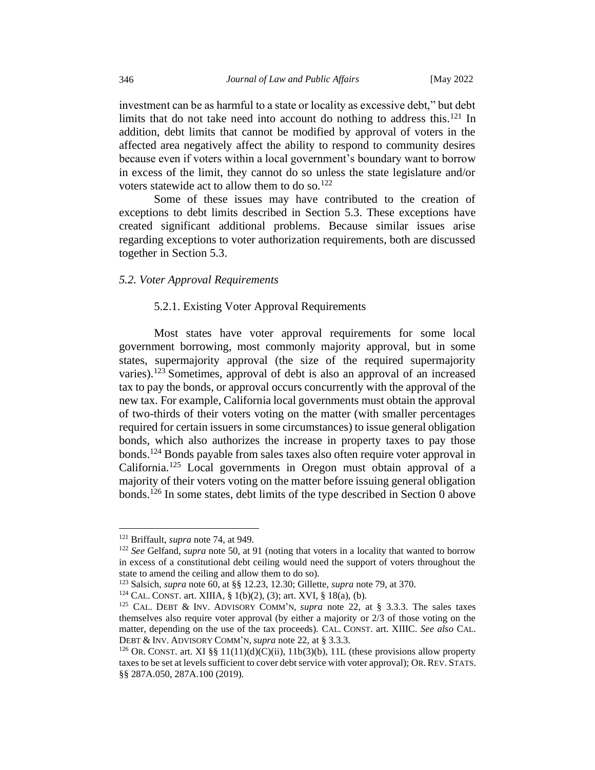investment can be as harmful to a state or locality as excessive debt," but debt limits that do not take need into account do nothing to address this.[121] In addition, debt limits that cannot be modified by approval of voters in the affected area negatively affect the ability to respond to community desires because even if voters within a local government's boundary want to borrow in excess of the limit, they cannot do so unless the state legislature and/or voters statewide act to allow them to do so.[122]

Some of these issues may have contributed to the creation of exceptions to debt limits described in Section 5.3. These exceptions have created significant additional problems. Because similar issues arise regarding exceptions to voter authorization requirements, both are discussed together in Section 5.3.

### *5.2. Voter Approval Requirements*

#### 5.2.1. Existing Voter Approval Requirements

Most states have voter approval requirements for some local government borrowing, most commonly majority approval, but in some states, supermajority approval (the size of the required supermajority varies).[123] Sometimes, approval of debt is also an approval of an increased tax to pay the bonds, or approval occurs concurrently with the approval of the new tax. For example, California local governments must obtain the approval of two-thirds of their voters voting on the matter (with smaller percentages required for certain issuers in some circumstances) to issue general obligation bonds, which also authorizes the increase in property taxes to pay those bonds.[124] Bonds payable from sales taxes also often require voter approval in California.[125] Local governments in Oregon must obtain approval of a majority of their voters voting on the matter before issuing general obligation bonds.[126] In some states, debt limits of the type described in Section 0 above

---

[121] Briffault, *supra* note 74, at 949.

[122] *See* Gelfand, *supra* note 50, at 91 (noting that voters in a locality that wanted to borrow in excess of a constitutional debt ceiling would need the support of voters throughout the state to amend the ceiling and allow them to do so).

[123] Salsich, *supra* note 60, at §§ 12.23, 12.30; Gillette, *supra* note 79, at 370.

[124] CAL. CONST. art. XIIIA, § 1(b)(2), (3); art. XVI, § 18(a), (b).

[125] CAL. DEBT & INV. ADVISORY COMM'N, *supra* note 22, at § 3.3.3. The sales taxes themselves also require voter approval (by either a majority or 2/3 of those voting on the matter, depending on the use of the tax proceeds). CAL. CONST. art. XIIIC. *See also* CAL. DEBT & INV. ADVISORY COMM'N, *supra* note 22, at § 3.3.3.

[126] OR. CONST. art. XI §§ 11(11)(d)(C)(ii), 11b(3)(b), 11L (these provisions allow property taxes to be set at levels sufficient to cover debt service with voter approval); OR. REV. STATS. §§ 287A.050, 287A.100 (2019).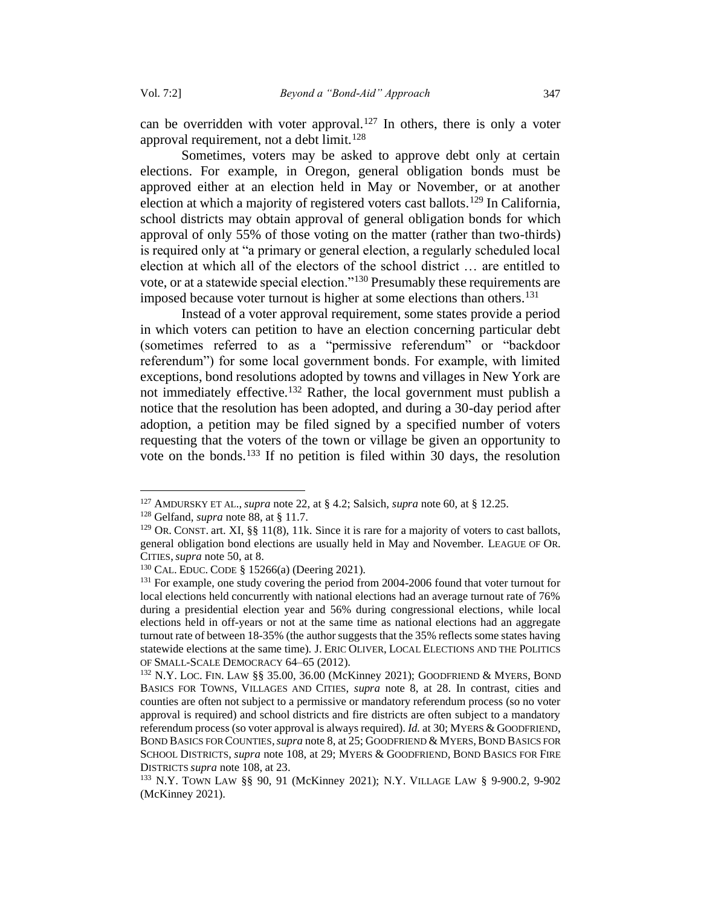can be overridden with voter approval.[127] In others, there is only a voter approval requirement, not a debt limit.[128]

Sometimes, voters may be asked to approve debt only at certain elections. For example, in Oregon, general obligation bonds must be approved either at an election held in May or November, or at another election at which a majority of registered voters cast ballots.[129] In California, school districts may obtain approval of general obligation bonds for which approval of only 55% of those voting on the matter (rather than two-thirds) is required only at "a primary or general election, a regularly scheduled local election at which all of the electors of the school district … are entitled to vote, or at a statewide special election."[130] Presumably these requirements are imposed because voter turnout is higher at some elections than others.[131]

Instead of a voter approval requirement, some states provide a period in which voters can petition to have an election concerning particular debt (sometimes referred to as a "permissive referendum" or "backdoor referendum") for some local government bonds. For example, with limited exceptions, bond resolutions adopted by towns and villages in New York are not immediately effective.[132] Rather, the local government must publish a notice that the resolution has been adopted, and during a 30-day period after adoption, a petition may be filed signed by a specified number of voters requesting that the voters of the town or village be given an opportunity to vote on the bonds.[133] If no petition is filed within 30 days, the resolution

---

[127] AMDURSKY ET AL., *supra* note 22, at § 4.2; Salsich, *supra* note 60, at § 12.25.

[128] Gelfand, *supra* note 88, at § 11.7.

[129] OR. CONST. art. XI, §§ 11(8), 11k. Since it is rare for a majority of voters to cast ballots, general obligation bond elections are usually held in May and November. LEAGUE OF OR. CITIES, *supra* note 50, at 8.

[130] CAL. EDUC. CODE § 15266(a) (Deering 2021).

[131] For example, one study covering the period from 2004-2006 found that voter turnout for local elections held concurrently with national elections had an average turnout rate of 76% during a presidential election year and 56% during congressional elections, while local elections held in off-years or not at the same time as national elections had an aggregate turnout rate of between 18-35% (the author suggests that the 35% reflects some states having statewide elections at the same time). J. ERIC OLIVER, LOCAL ELECTIONS AND THE POLITICS OF SMALL-SCALE DEMOCRACY 64–65 (2012).

[132] N.Y. LOC. FIN. LAW §§ 35.00, 36.00 (McKinney 2021); GOODFRIEND & MYERS, BOND BASICS FOR TOWNS, VILLAGES AND CITIES, *supra* note 8, at 28. In contrast, cities and counties are often not subject to a permissive or mandatory referendum process (so no voter approval is required) and school districts and fire districts are often subject to a mandatory referendum process (so voter approval is always required). *Id.* at 30; MYERS & GOODFRIEND, BOND BASICS FOR COUNTIES, *supra* note 8, at 25; GOODFRIEND & MYERS, BOND BASICS FOR SCHOOL DISTRICTS, *supra* note 108, at 29; MYERS & GOODFRIEND, BOND BASICS FOR FIRE DISTRICTS *supra* note 108, at 23.

[133] N.Y. TOWN LAW §§ 90, 91 (McKinney 2021); N.Y. VILLAGE LAW § 9-900.2, 9-902 (McKinney 2021).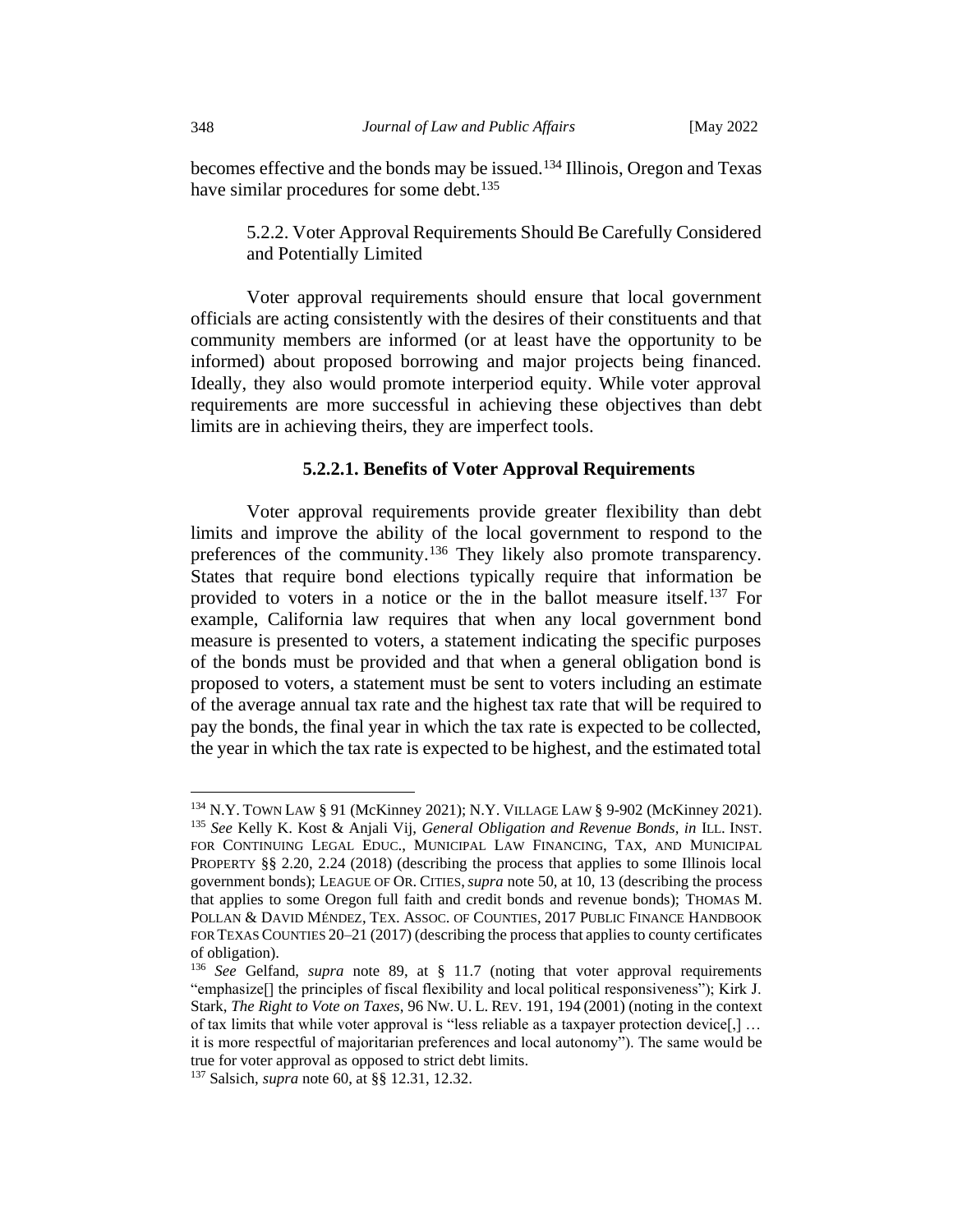becomes effective and the bonds may be issued.[134] Illinois, Oregon and Texas have similar procedures for some debt.[135]

5.2.2. Voter Approval Requirements Should Be Carefully Considered and Potentially Limited

Voter approval requirements should ensure that local government officials are acting consistently with the desires of their constituents and that community members are informed (or at least have the opportunity to be informed) about proposed borrowing and major projects being financed. Ideally, they also would promote interperiod equity. While voter approval requirements are more successful in achieving these objectives than debt limits are in achieving theirs, they are imperfect tools.

#### 5.2.2.1. Benefits of Voter Approval Requirements

Voter approval requirements provide greater flexibility than debt limits and improve the ability of the local government to respond to the preferences of the community.[136] They likely also promote transparency. States that require bond elections typically require that information be provided to voters in a notice or the in the ballot measure itself.[137] For example, California law requires that when any local government bond measure is presented to voters, a statement indicating the specific purposes of the bonds must be provided and that when a general obligation bond is proposed to voters, a statement must be sent to voters including an estimate of the average annual tax rate and the highest tax rate that will be required to pay the bonds, the final year in which the tax rate is expected to be collected, the year in which the tax rate is expected to be highest, and the estimated total

---

[134] N.Y. TOWN LAW § 91 (McKinney 2021); N.Y. VILLAGE LAW § 9-902 (McKinney 2021).

[135] *See* Kelly K. Kost & Anjali Vij, *General Obligation and Revenue Bonds*, *in* ILL. INST. FOR CONTINUING LEGAL EDUC., MUNICIPAL LAW FINANCING, TAX, AND MUNICIPAL PROPERTY §§ 2.20, 2.24 (2018) (describing the process that applies to some Illinois local government bonds); LEAGUE OF OR. CITIES, *supra* note 50, at 10, 13 (describing the process that applies to some Oregon full faith and credit bonds and revenue bonds); THOMAS M. POLLAN & DAVID MÉNDEZ, TEX. ASSOC. OF COUNTIES, 2017 PUBLIC FINANCE HANDBOOK FOR TEXAS COUNTIES 20–21 (2017) (describing the process that applies to county certificates of obligation).

[136] *See* Gelfand, *supra* note 89, at § 11.7 (noting that voter approval requirements "emphasize[] the principles of fiscal flexibility and local political responsiveness"); Kirk J. Stark, *The Right to Vote on Taxes*, 96 NW. U. L. REV. 191, 194 (2001) (noting in the context of tax limits that while voter approval is "less reliable as a taxpayer protection device[,] … it is more respectful of majoritarian preferences and local autonomy"). The same would be true for voter approval as opposed to strict debt limits.

[137] Salsich, *supra* note 60, at §§ 12.31, 12.32.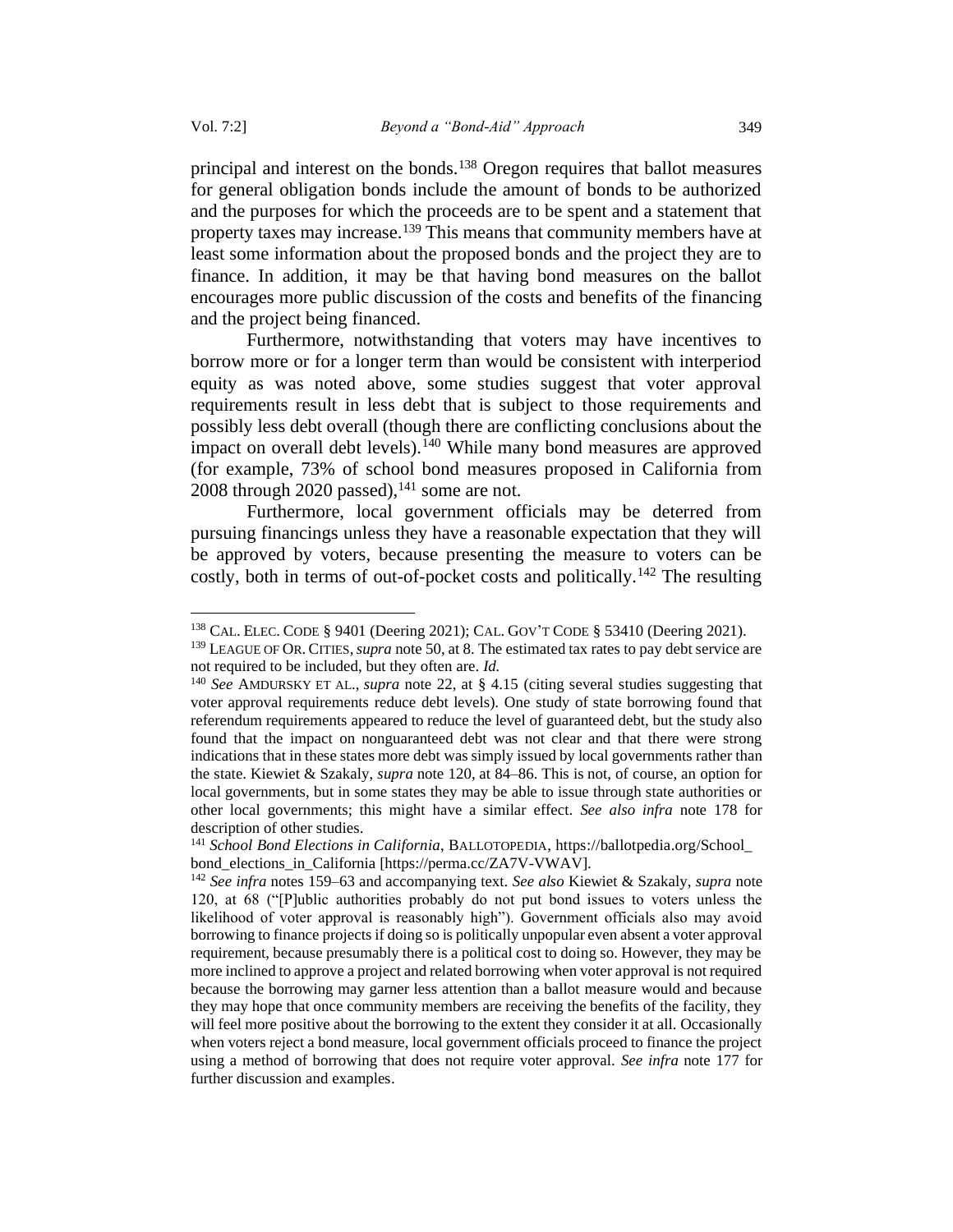principal and interest on the bonds.[138] Oregon requires that ballot measures for general obligation bonds include the amount of bonds to be authorized and the purposes for which the proceeds are to be spent and a statement that property taxes may increase.[139] This means that community members have at least some information about the proposed bonds and the project they are to finance. In addition, it may be that having bond measures on the ballot encourages more public discussion of the costs and benefits of the financing and the project being financed.

Furthermore, notwithstanding that voters may have incentives to borrow more or for a longer term than would be consistent with interperiod equity as was noted above, some studies suggest that voter approval requirements result in less debt that is subject to those requirements and possibly less debt overall (though there are conflicting conclusions about the impact on overall debt levels).[140] While many bond measures are approved (for example, 73% of school bond measures proposed in California from 2008 through 2020 passed),[141] some are not.

Furthermore, local government officials may be deterred from pursuing financings unless they have a reasonable expectation that they will be approved by voters, because presenting the measure to voters can be costly, both in terms of out-of-pocket costs and politically.[142] The resulting

---

[138] CAL. ELEC. CODE § 9401 (Deering 2021); CAL. GOV'T CODE § 53410 (Deering 2021).

[139] LEAGUE OF OR. CITIES, *supra* note 50, at 8. The estimated tax rates to pay debt service are not required to be included, but they often are. *Id.*

[140] *See* AMDURSKY ET AL., *supra* note 22, at § 4.15 (citing several studies suggesting that voter approval requirements reduce debt levels). One study of state borrowing found that referendum requirements appeared to reduce the level of guaranteed debt, but the study also found that the impact on nonguaranteed debt was not clear and that there were strong indications that in these states more debt was simply issued by local governments rather than the state. Kiewiet & Szakaly, *supra* note 120, at 84–86. This is not, of course, an option for local governments, but in some states they may be able to issue through state authorities or other local governments; this might have a similar effect. *See also infra* note 178 for description of other studies.

[141] *School Bond Elections in California*, BALLOTOPEDIA, https://ballotpedia.org/School_bond_elections_in_California [https://perma.cc/ZA7V-VWAV].

[142] *See infra* notes 159–63 and accompanying text. *See also* Kiewiet & Szakaly, *supra* note 120, at 68 ("[P]ublic authorities probably do not put bond issues to voters unless the likelihood of voter approval is reasonably high"). Government officials also may avoid borrowing to finance projects if doing so is politically unpopular even absent a voter approval requirement, because presumably there is a political cost to doing so. However, they may be more inclined to approve a project and related borrowing when voter approval is not required because the borrowing may garner less attention than a ballot measure would and because they may hope that once community members are receiving the benefits of the facility, they will feel more positive about the borrowing to the extent they consider it at all. Occasionally when voters reject a bond measure, local government officials proceed to finance the project using a method of borrowing that does not require voter approval. *See infra* note 177 for further discussion and examples.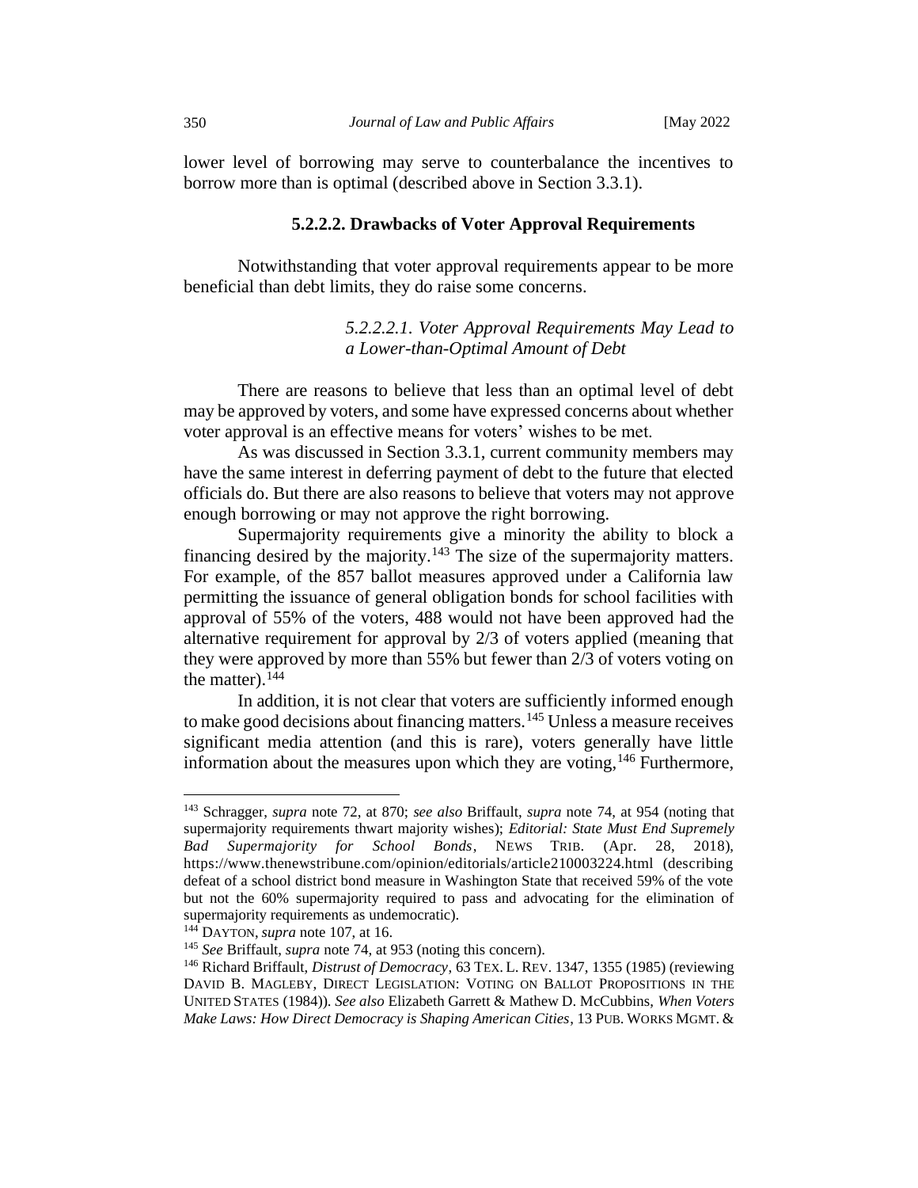lower level of borrowing may serve to counterbalance the incentives to borrow more than is optimal (described above in Section 3.3.1).

### 5.2.2.2. Drawbacks of Voter Approval Requirements

Notwithstanding that voter approval requirements appear to be more beneficial than debt limits, they do raise some concerns.

#### *5.2.2.2.1. Voter Approval Requirements May Lead to a Lower-than-Optimal Amount of Debt*

There are reasons to believe that less than an optimal level of debt may be approved by voters, and some have expressed concerns about whether voter approval is an effective means for voters' wishes to be met.

As was discussed in Section 3.3.1, current community members may have the same interest in deferring payment of debt to the future that elected officials do. But there are also reasons to believe that voters may not approve enough borrowing or may not approve the right borrowing.

Supermajority requirements give a minority the ability to block a financing desired by the majority.[143] The size of the supermajority matters. For example, of the 857 ballot measures approved under a California law permitting the issuance of general obligation bonds for school facilities with approval of 55% of the voters, 488 would not have been approved had the alternative requirement for approval by 2/3 of voters applied (meaning that they were approved by more than 55% but fewer than 2/3 of voters voting on the matter).[144]

In addition, it is not clear that voters are sufficiently informed enough to make good decisions about financing matters.[145] Unless a measure receives significant media attention (and this is rare), voters generally have little information about the measures upon which they are voting,[146] Furthermore,

---

[143] Schragger, *supra* note 72, at 870; *see also* Briffault, *supra* note 74, at 954 (noting that supermajority requirements thwart majority wishes); *Editorial: State Must End Supremely Bad Supermajority for School Bonds*, NEWS TRIB. (Apr. 28, 2018), https://www.thenewstribune.com/opinion/editorials/article210003224.html (describing defeat of a school district bond measure in Washington State that received 59% of the vote but not the 60% supermajority required to pass and advocating for the elimination of supermajority requirements as undemocratic).

[144] DAYTON, *supra* note 107, at 16.

[145] *See* Briffault, *supra* note 74, at 953 (noting this concern).

[146] Richard Briffault, *Distrust of Democracy*, 63 TEX. L. REV. 1347, 1355 (1985) (reviewing DAVID B. MAGLEBY, DIRECT LEGISLATION: VOTING ON BALLOT PROPOSITIONS IN THE UNITED STATES (1984)). *See also* Elizabeth Garrett & Mathew D. McCubbins, *When Voters Make Laws: How Direct Democracy is Shaping American Cities*, 13 PUB. WORKS MGMT. &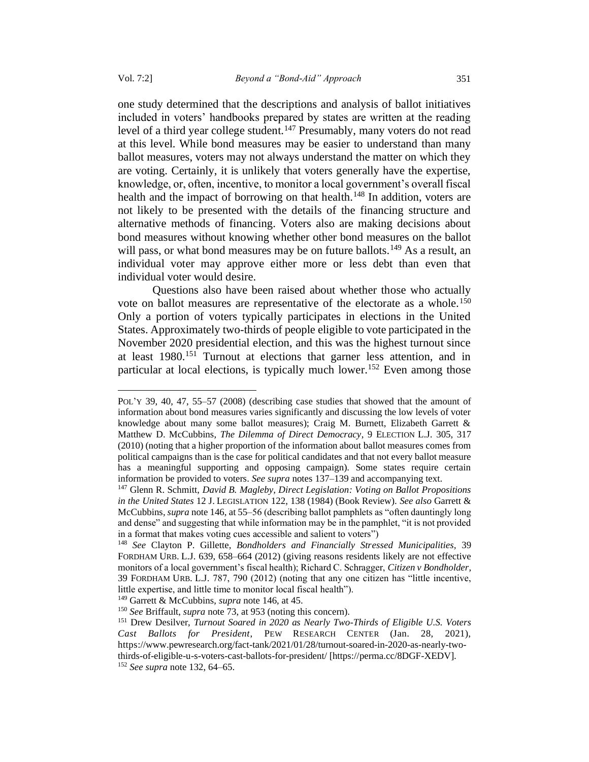one study determined that the descriptions and analysis of ballot initiatives included in voters' handbooks prepared by states are written at the reading level of a third year college student.[147] Presumably, many voters do not read at this level. While bond measures may be easier to understand than many ballot measures, voters may not always understand the matter on which they are voting. Certainly, it is unlikely that voters generally have the expertise, knowledge, or, often, incentive, to monitor a local government's overall fiscal health and the impact of borrowing on that health.[148] In addition, voters are not likely to be presented with the details of the financing structure and alternative methods of financing. Voters also are making decisions about bond measures without knowing whether other bond measures on the ballot will pass, or what bond measures may be on future ballots.[149] As a result, an individual voter may approve either more or less debt than even that individual voter would desire.

Questions also have been raised about whether those who actually vote on ballot measures are representative of the electorate as a whole.[150] Only a portion of voters typically participates in elections in the United States. Approximately two-thirds of people eligible to vote participated in the November 2020 presidential election, and this was the highest turnout since at least 1980.[151] Turnout at elections that garner less attention, and in particular at local elections, is typically much lower.[152] Even among those

---

POL'Y 39, 40, 47, 55–57 (2008) (describing case studies that showed that the amount of information about bond measures varies significantly and discussing the low levels of voter knowledge about many some ballot measures); Craig M. Burnett, Elizabeth Garrett & Matthew D. McCubbins, *The Dilemma of Direct Democracy*, 9 ELECTION L.J. 305, 317 (2010) (noting that a higher proportion of the information about ballot measures comes from political campaigns than is the case for political candidates and that not every ballot measure has a meaningful supporting and opposing campaign). Some states require certain information be provided to voters. *See supra* notes 137–139 and accompanying text.

[147] Glenn R. Schmitt, *David B. Magleby, Direct Legislation: Voting on Ballot Propositions in the United States* 12 J. LEGISLATION 122, 138 (1984) (Book Review). *See also* Garrett & McCubbins, *supra* note 146, at 55–56 (describing ballot pamphlets as "often dauntingly long and dense" and suggesting that while information may be in the pamphlet, "it is not provided in a format that makes voting cues accessible and salient to voters")

[148] *See* Clayton P. Gillette, *Bondholders and Financially Stressed Municipalities*, 39 FORDHAM URB. L.J. 639, 658–664 (2012) (giving reasons residents likely are not effective monitors of a local government's fiscal health); Richard C. Schragger, *Citizen v Bondholder*, 39 FORDHAM URB. L.J. 787, 790 (2012) (noting that any one citizen has "little incentive, little expertise, and little time to monitor local fiscal health").

[149] Garrett & McCubbins, *supra* note 146, at 45.

[150] *See* Briffault, *supra* note 73, at 953 (noting this concern).

[151] Drew Desilver, *Turnout Soared in 2020 as Nearly Two-Thirds of Eligible U.S. Voters Cast Ballots for President*, PEW RESEARCH CENTER (Jan. 28, 2021), https://www.pewresearch.org/fact-tank/2021/01/28/turnout-soared-in-2020-as-nearly-two-thirds-of-eligible-u-s-voters-cast-ballots-for-president/ [https://perma.cc/8DGF-XEDV].

[152] *See supra* note 132, 64–65.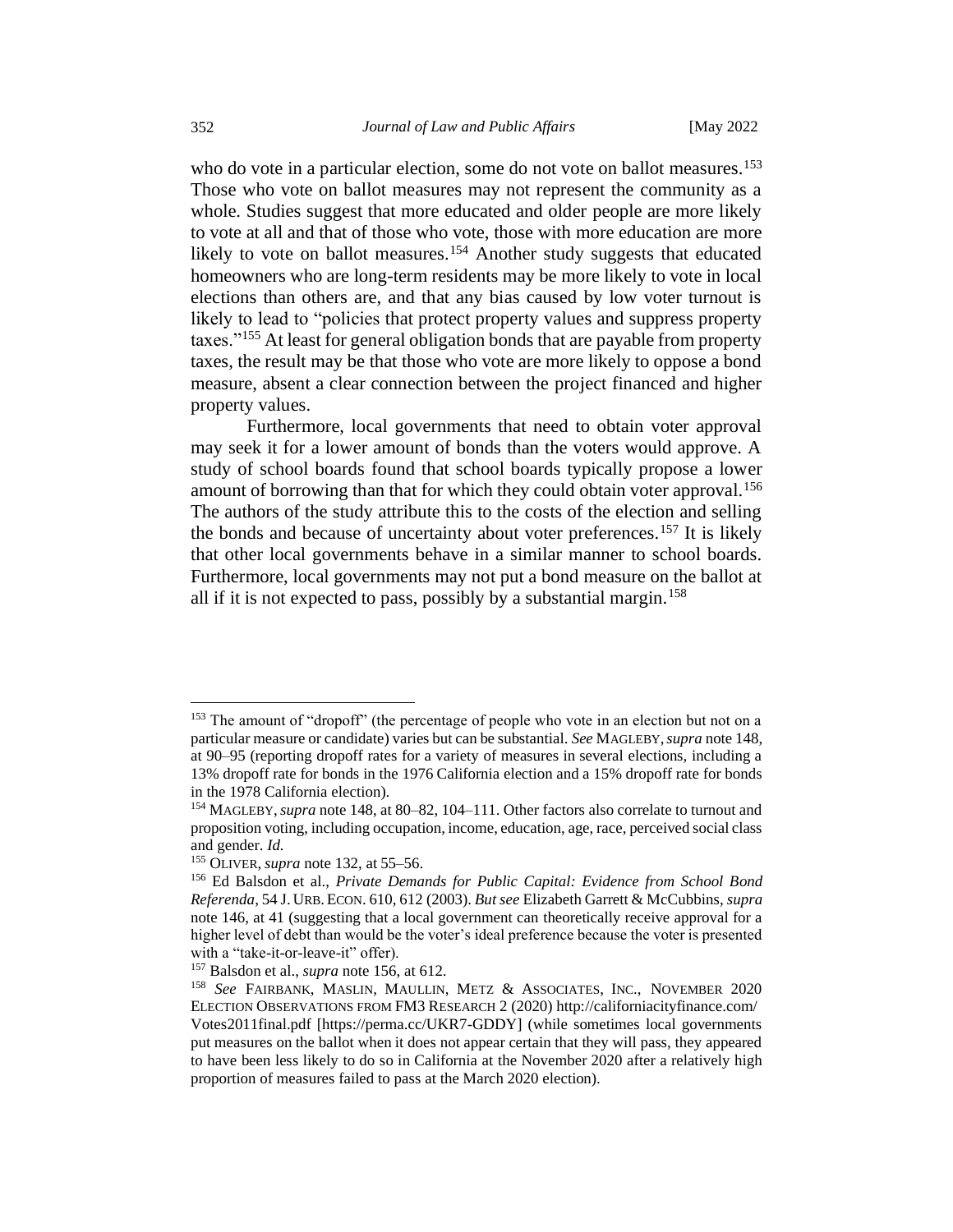who do vote in a particular election, some do not vote on ballot measures.[153] Those who vote on ballot measures may not represent the community as a whole. Studies suggest that more educated and older people are more likely to vote at all and that of those who vote, those with more education are more likely to vote on ballot measures.[154] Another study suggests that educated homeowners who are long-term residents may be more likely to vote in local elections than others are, and that any bias caused by low voter turnout is likely to lead to "policies that protect property values and suppress property taxes."[155] At least for general obligation bonds that are payable from property taxes, the result may be that those who vote are more likely to oppose a bond measure, absent a clear connection between the project financed and higher property values.

Furthermore, local governments that need to obtain voter approval may seek it for a lower amount of bonds than the voters would approve. A study of school boards found that school boards typically propose a lower amount of borrowing than that for which they could obtain voter approval.[156] The authors of the study attribute this to the costs of the election and selling the bonds and because of uncertainty about voter preferences.[157] It is likely that other local governments behave in a similar manner to school boards. Furthermore, local governments may not put a bond measure on the ballot at all if it is not expected to pass, possibly by a substantial margin.[158]

---

[153] The amount of "dropoff" (the percentage of people who vote in an election but not on a particular measure or candidate) varies but can be substantial. *See* MAGLEBY, *supra* note 148, at 90–95 (reporting dropoff rates for a variety of measures in several elections, including a 13% dropoff rate for bonds in the 1976 California election and a 15% dropoff rate for bonds in the 1978 California election).

[154] MAGLEBY, *supra* note 148, at 80–82, 104–111. Other factors also correlate to turnout and proposition voting, including occupation, income, education, age, race, perceived social class and gender. *Id.*

[155] OLIVER, *supra* note 132, at 55–56.

[156] Ed Balsdon et al., *Private Demands for Public Capital: Evidence from School Bond Referenda*, 54 J. URB. ECON. 610, 612 (2003). *But see* Elizabeth Garrett & McCubbins, *supra* note 146, at 41 (suggesting that a local government can theoretically receive approval for a higher level of debt than would be the voter's ideal preference because the voter is presented with a "take-it-or-leave-it" offer).

[157] Balsdon et al., *supra* note 156, at 612.

[158] *See* FAIRBANK, MASLIN, MAULLIN, METZ & ASSOCIATES, INC., NOVEMBER 2020 ELECTION OBSERVATIONS FROM FM3 RESEARCH 2 (2020) http://californiacityfinance.com/Votes2011final.pdf [https://perma.cc/UKR7-GDDY] (while sometimes local governments put measures on the ballot when it does not appear certain that they will pass, they appeared to have been less likely to do so in California at the November 2020 after a relatively high proportion of measures failed to pass at the March 2020 election).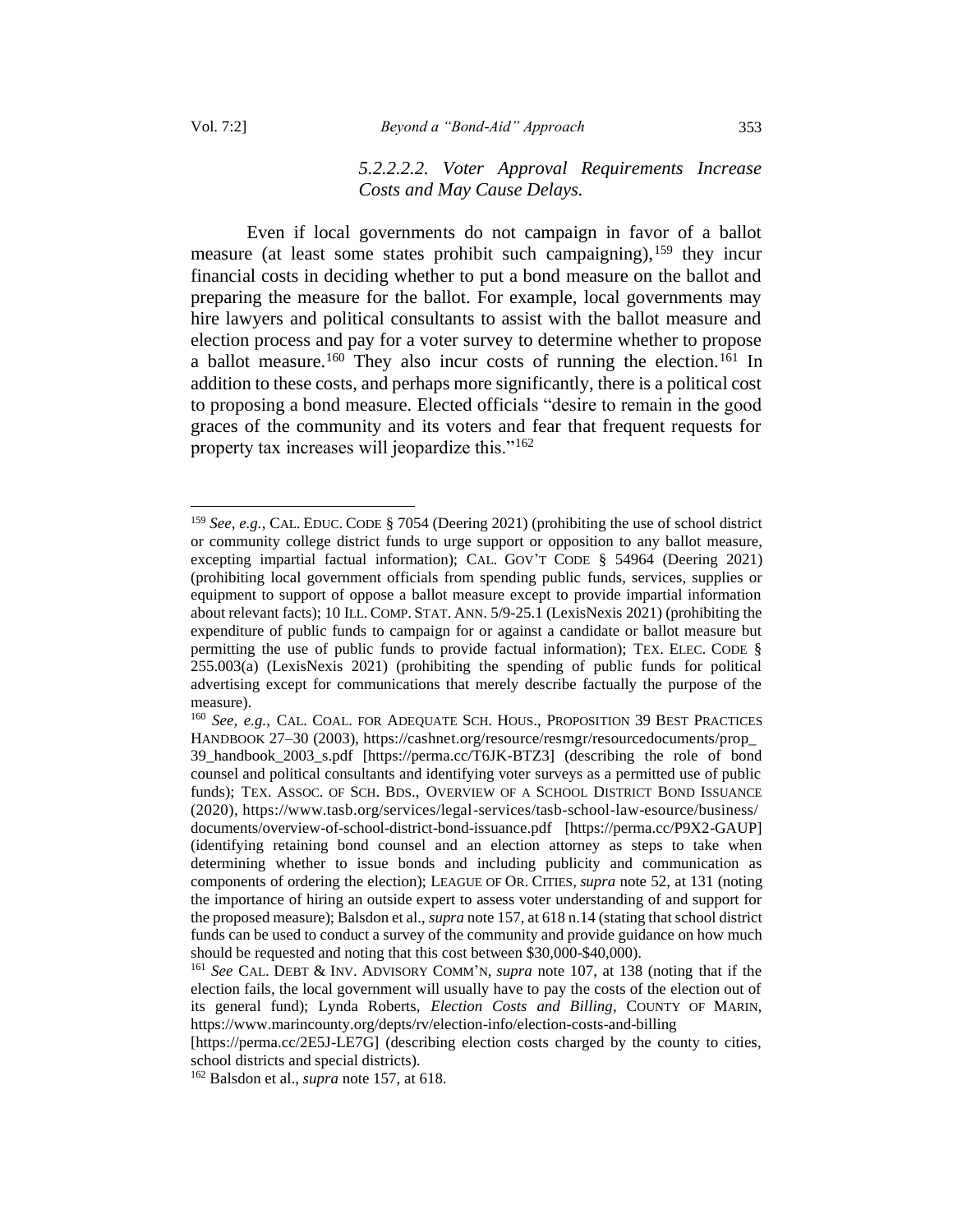*5.2.2.2.2. Voter Approval Requirements Increase Costs and May Cause Delays.*

Even if local governments do not campaign in favor of a ballot measure (at least some states prohibit such campaigning),[159] they incur financial costs in deciding whether to put a bond measure on the ballot and preparing the measure for the ballot. For example, local governments may hire lawyers and political consultants to assist with the ballot measure and election process and pay for a voter survey to determine whether to propose a ballot measure.[160] They also incur costs of running the election.[161] In addition to these costs, and perhaps more significantly, there is a political cost to proposing a bond measure. Elected officials "desire to remain in the good graces of the community and its voters and fear that frequent requests for property tax increases will jeopardize this."[162]

---

[159] *See, e.g.*, CAL. EDUC. CODE § 7054 (Deering 2021) (prohibiting the use of school district or community college district funds to urge support or opposition to any ballot measure, excepting impartial factual information); CAL. GOV'T CODE § 54964 (Deering 2021) (prohibiting local government officials from spending public funds, services, supplies or equipment to support of oppose a ballot measure except to provide impartial information about relevant facts); 10 ILL. COMP. STAT. ANN. 5/9-25.1 (LexisNexis 2021) (prohibiting the expenditure of public funds to campaign for or against a candidate or ballot measure but permitting the use of public funds to provide factual information); TEX. ELEC. CODE § 255.003(a) (LexisNexis 2021) (prohibiting the spending of public funds for political advertising except for communications that merely describe factually the purpose of the measure).

[160] *See, e.g.*, CAL. COAL. FOR ADEQUATE SCH. HOUS., PROPOSITION 39 BEST PRACTICES HANDBOOK 27–30 (2003), https://cashnet.org/resource/resmgr/resourcedocuments/prop_39_handbook_2003_s.pdf [https://perma.cc/T6JK-BTZ3] (describing the role of bond counsel and political consultants and identifying voter surveys as a permitted use of public funds); TEX. ASSOC. OF SCH. BDS., OVERVIEW OF A SCHOOL DISTRICT BOND ISSUANCE (2020), https://www.tasb.org/services/legal-services/tasb-school-law-esource/business/documents/overview-of-school-district-bond-issuance.pdf [https://perma.cc/P9X2-GAUP] (identifying retaining bond counsel and an election attorney as steps to take when determining whether to issue bonds and including publicity and communication as components of ordering the election); LEAGUE OF OR. CITIES, *supra* note 52, at 131 (noting the importance of hiring an outside expert to assess voter understanding of and support for the proposed measure); Balsdon et al., *supra* note 157, at 618 n.14 (stating that school district funds can be used to conduct a survey of the community and provide guidance on how much should be requested and noting that this cost between $30,000-$40,000).

[161] *See* CAL. DEBT & INV. ADVISORY COMM'N, *supra* note 107, at 138 (noting that if the election fails, the local government will usually have to pay the costs of the election out of its general fund); Lynda Roberts, *Election Costs and Billing*, COUNTY OF MARIN, https://www.marincounty.org/depts/rv/election-info/election-costs-and-billing [https://perma.cc/2E5J-LE7G] (describing election costs charged by the county to cities, school districts and special districts).

[162] Balsdon et al., *supra* note 157, at 618.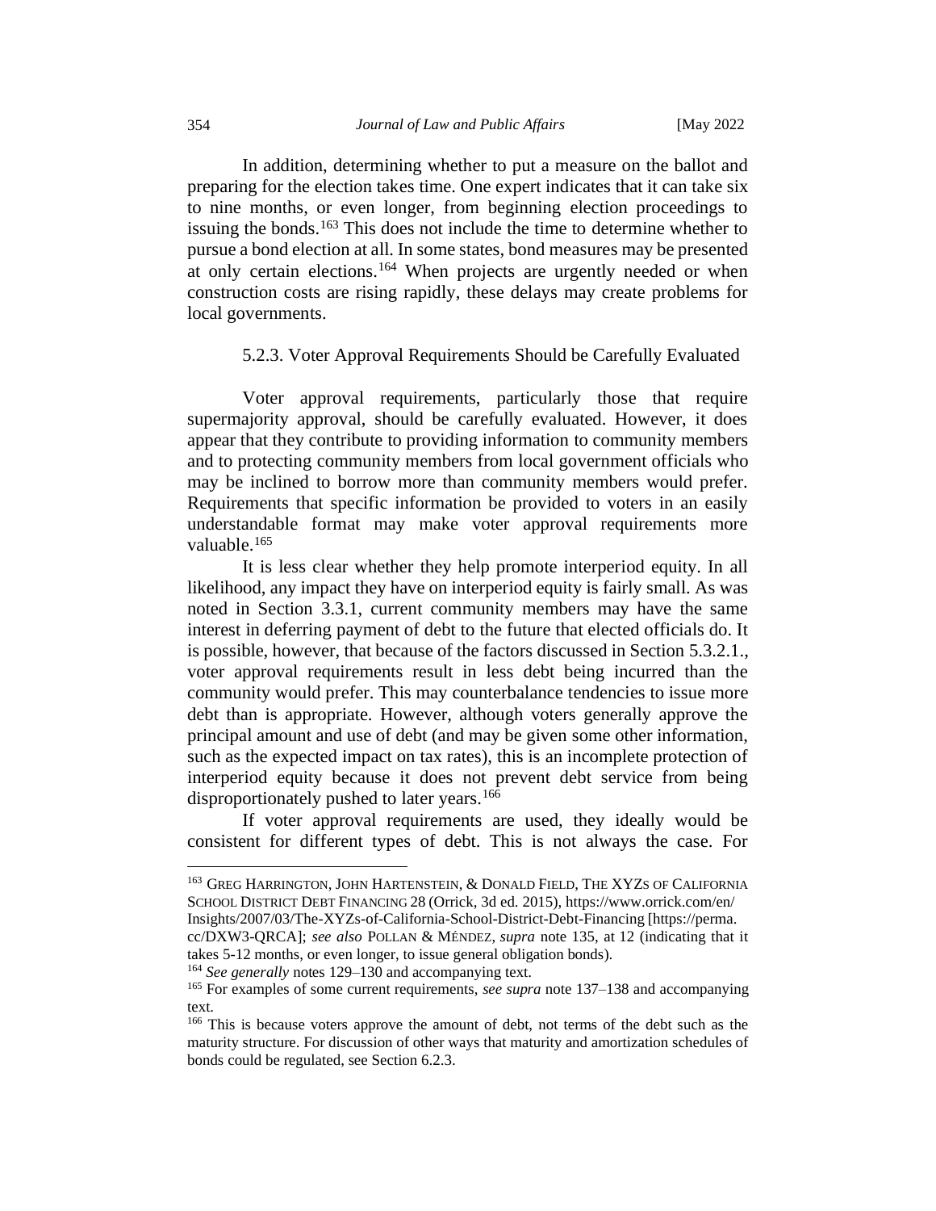In addition, determining whether to put a measure on the ballot and preparing for the election takes time. One expert indicates that it can take six to nine months, or even longer, from beginning election proceedings to issuing the bonds.[163] This does not include the time to determine whether to pursue a bond election at all. In some states, bond measures may be presented at only certain elections.[164] When projects are urgently needed or when construction costs are rising rapidly, these delays may create problems for local governments.

#### 5.2.3. Voter Approval Requirements Should be Carefully Evaluated

Voter approval requirements, particularly those that require supermajority approval, should be carefully evaluated. However, it does appear that they contribute to providing information to community members and to protecting community members from local government officials who may be inclined to borrow more than community members would prefer. Requirements that specific information be provided to voters in an easily understandable format may make voter approval requirements more valuable.[165]

It is less clear whether they help promote interperiod equity. In all likelihood, any impact they have on interperiod equity is fairly small. As was noted in Section 3.3.1, current community members may have the same interest in deferring payment of debt to the future that elected officials do. It is possible, however, that because of the factors discussed in Section 5.3.2.1., voter approval requirements result in less debt being incurred than the community would prefer. This may counterbalance tendencies to issue more debt than is appropriate. However, although voters generally approve the principal amount and use of debt (and may be given some other information, such as the expected impact on tax rates), this is an incomplete protection of interperiod equity because it does not prevent debt service from being disproportionately pushed to later years.[166]

If voter approval requirements are used, they ideally would be consistent for different types of debt. This is not always the case. For

---

[163] GREG HARRINGTON, JOHN HARTENSTEIN, & DONALD FIELD, THE XYZS OF CALIFORNIA SCHOOL DISTRICT DEBT FINANCING 28 (Orrick, 3d ed. 2015), https://www.orrick.com/en/Insights/2007/03/The-XYZs-of-California-School-District-Debt-Financing [https://perma.cc/DXW3-QRCA]; *see also* POLLAN & MÉNDEZ, *supra* note 135, at 12 (indicating that it takes 5-12 months, or even longer, to issue general obligation bonds).

[164] *See generally* notes 129–130 and accompanying text.

[165] For examples of some current requirements, *see supra* note 137–138 and accompanying text.

[166] This is because voters approve the amount of debt, not terms of the debt such as the maturity structure. For discussion of other ways that maturity and amortization schedules of bonds could be regulated, see Section 6.2.3.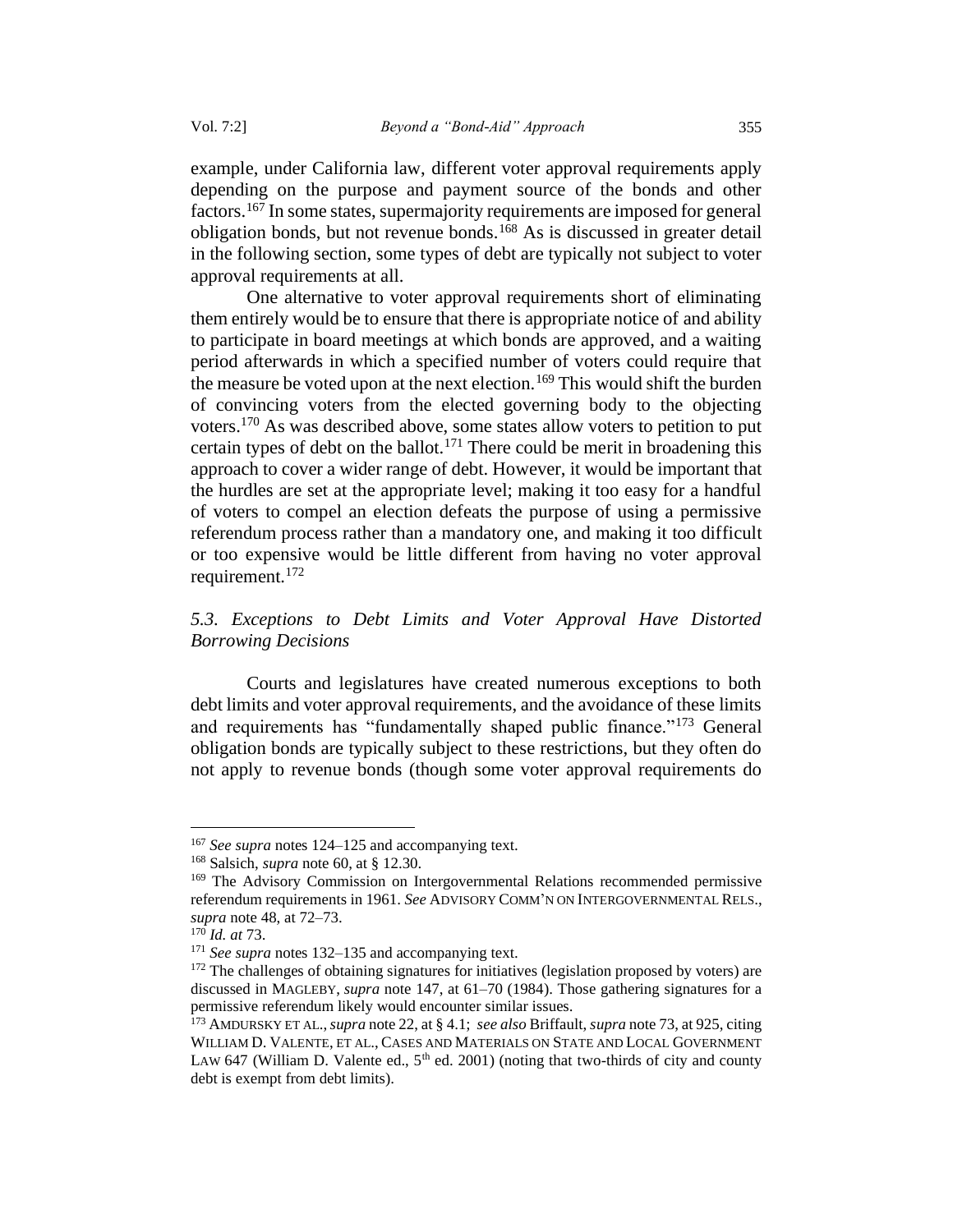example, under California law, different voter approval requirements apply depending on the purpose and payment source of the bonds and other factors.[167] In some states, supermajority requirements are imposed for general obligation bonds, but not revenue bonds.[168] As is discussed in greater detail in the following section, some types of debt are typically not subject to voter approval requirements at all.

One alternative to voter approval requirements short of eliminating them entirely would be to ensure that there is appropriate notice of and ability to participate in board meetings at which bonds are approved, and a waiting period afterwards in which a specified number of voters could require that the measure be voted upon at the next election.[169] This would shift the burden of convincing voters from the elected governing body to the objecting voters.[170] As was described above, some states allow voters to petition to put certain types of debt on the ballot.[171] There could be merit in broadening this approach to cover a wider range of debt. However, it would be important that the hurdles are set at the appropriate level; making it too easy for a handful of voters to compel an election defeats the purpose of using a permissive referendum process rather than a mandatory one, and making it too difficult or too expensive would be little different from having no voter approval requirement.[172]

### *5.3. Exceptions to Debt Limits and Voter Approval Have Distorted Borrowing Decisions*

Courts and legislatures have created numerous exceptions to both debt limits and voter approval requirements, and the avoidance of these limits and requirements has "fundamentally shaped public finance."[173] General obligation bonds are typically subject to these restrictions, but they often do not apply to revenue bonds (though some voter approval requirements do

---

[167] *See supra* notes 124–125 and accompanying text.

[168] Salsich, *supra* note 60, at § 12.30.

[169] The Advisory Commission on Intergovernmental Relations recommended permissive referendum requirements in 1961. *See* ADVISORY COMM'N ON INTERGOVERNMENTAL RELS., *supra* note 48, at 72–73.

[170] *Id. at* 73.

[171] *See supra* notes 132–135 and accompanying text.

[172] The challenges of obtaining signatures for initiatives (legislation proposed by voters) are discussed in MAGLEBY, *supra* note 147, at 61–70 (1984). Those gathering signatures for a permissive referendum likely would encounter similar issues.

[173] AMDURSKY ET AL., *supra* note 22, at § 4.1; *see also* Briffault, *supra* note 73, at 925, citing WILLIAM D. VALENTE, ET AL., CASES AND MATERIALS ON STATE AND LOCAL GOVERNMENT LAW 647 (William D. Valente ed., 5th ed. 2001) (noting that two-thirds of city and county debt is exempt from debt limits).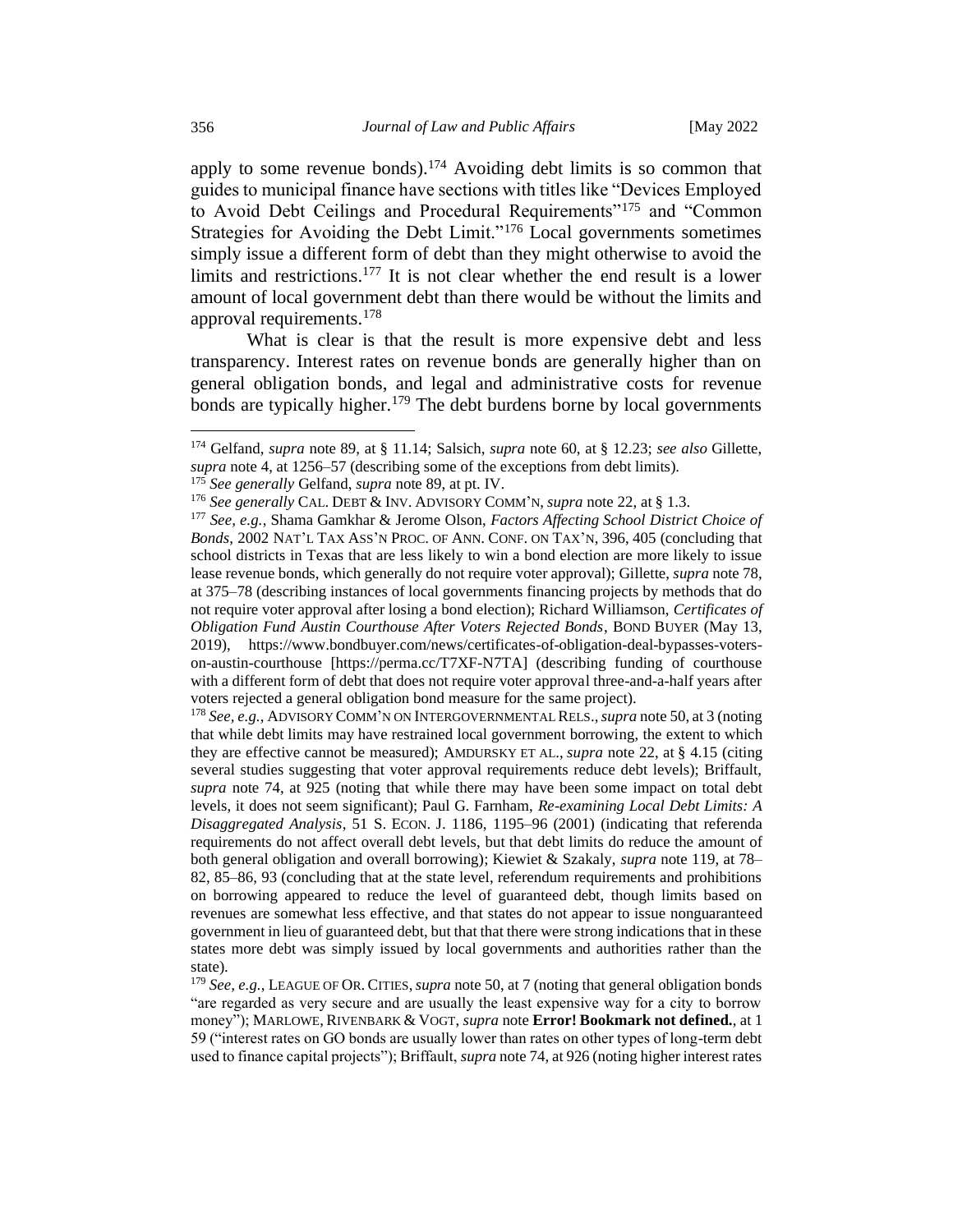apply to some revenue bonds).[174] Avoiding debt limits is so common that guides to municipal finance have sections with titles like "Devices Employed to Avoid Debt Ceilings and Procedural Requirements"[175] and "Common Strategies for Avoiding the Debt Limit."[176] Local governments sometimes simply issue a different form of debt than they might otherwise to avoid the limits and restrictions.[177] It is not clear whether the end result is a lower amount of local government debt than there would be without the limits and approval requirements.[178]

What is clear is that the result is more expensive debt and less transparency. Interest rates on revenue bonds are generally higher than on general obligation bonds, and legal and administrative costs for revenue bonds are typically higher.[179] The debt burdens borne by local governments

---

[174] Gelfand, *supra* note 89, at § 11.14; Salsich, *supra* note 60, at § 12.23; *see also* Gillette, *supra* note 4, at 1256–57 (describing some of the exceptions from debt limits).

[175] *See generally* Gelfand, *supra* note 89, at pt. IV.

[176] *See generally* CAL. DEBT & INV. ADVISORY COMM'N, *supra* note 22, at § 1.3.

[177] *See, e.g.*, Shama Gamkhar & Jerome Olson, *Factors Affecting School District Choice of Bonds*, 2002 NAT'L TAX ASS'N PROC. OF ANN. CONF. ON TAX'N, 396, 405 (concluding that school districts in Texas that are less likely to win a bond election are more likely to issue lease revenue bonds, which generally do not require voter approval); Gillette, *supra* note 78, at 375–78 (describing instances of local governments financing projects by methods that do not require voter approval after losing a bond election); Richard Williamson, *Certificates of Obligation Fund Austin Courthouse After Voters Rejected Bonds*, BOND BUYER (May 13, 2019), https://www.bondbuyer.com/news/certificates-of-obligation-deal-bypasses-voters-on-austin-courthouse [https://perma.cc/T7XF-N7TA] (describing funding of courthouse with a different form of debt that does not require voter approval three-and-a-half years after voters rejected a general obligation bond measure for the same project).

[178] *See, e.g.*, ADVISORY COMM'N ON INTERGOVERNMENTAL RELS., *supra* note 50, at 3 (noting that while debt limits may have restrained local government borrowing, the extent to which they are effective cannot be measured); AMDURSKY ET AL., *supra* note 22, at § 4.15 (citing several studies suggesting that voter approval requirements reduce debt levels); Briffault, *supra* note 74, at 925 (noting that while there may have been some impact on total debt levels, it does not seem significant); Paul G. Farnham, *Re-examining Local Debt Limits: A Disaggregated Analysis*, 51 S. ECON. J. 1186, 1195–96 (2001) (indicating that referenda requirements do not affect overall debt levels, but that debt limits do reduce the amount of both general obligation and overall borrowing); Kiewiet & Szakaly, *supra* note 119, at 78–82, 85–86, 93 (concluding that at the state level, referendum requirements and prohibitions on borrowing appeared to reduce the level of guaranteed debt, though limits based on revenues are somewhat less effective, and that states do not appear to issue nonguaranteed government in lieu of guaranteed debt, but that that there were strong indications that in these states more debt was simply issued by local governments and authorities rather than the state).

[179] *See, e.g.*, LEAGUE OF OR. CITIES, *supra* note 50, at 7 (noting that general obligation bonds "are regarded as very secure and are usually the least expensive way for a city to borrow money"); MARLOWE, RIVENBARK & VOGT, *supra* note **Error! Bookmark not defined.**, at 1 59 ("interest rates on GO bonds are usually lower than rates on other types of long-term debt used to finance capital projects"); Briffault, *supra* note 74, at 926 (noting higher interest rates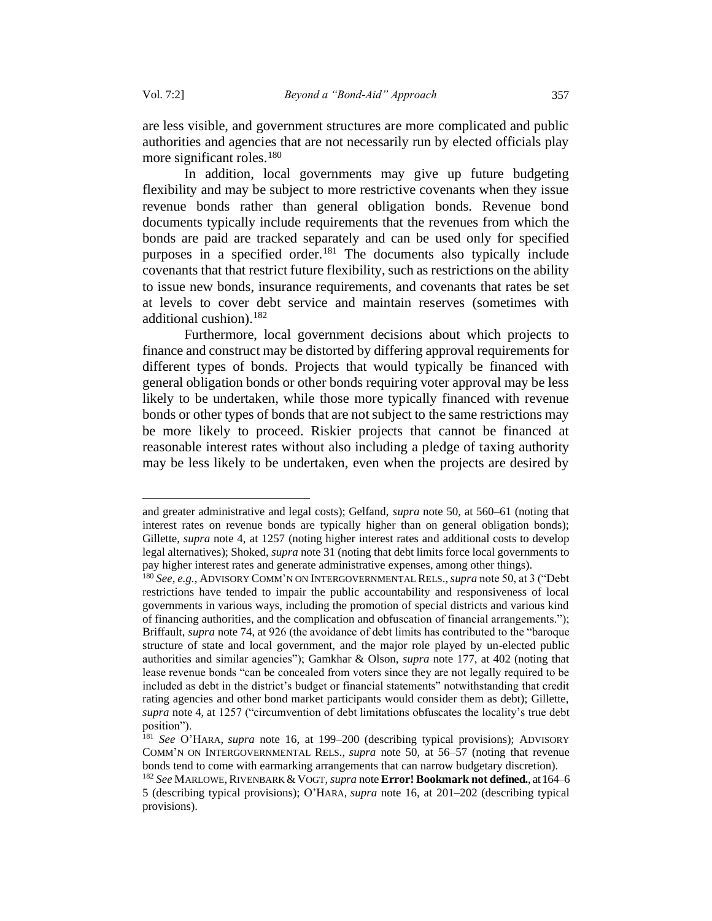are less visible, and government structures are more complicated and public authorities and agencies that are not necessarily run by elected officials play more significant roles.[180]

In addition, local governments may give up future budgeting flexibility and may be subject to more restrictive covenants when they issue revenue bonds rather than general obligation bonds. Revenue bond documents typically include requirements that the revenues from which the bonds are paid are tracked separately and can be used only for specified purposes in a specified order.[181] The documents also typically include covenants that that restrict future flexibility, such as restrictions on the ability to issue new bonds, insurance requirements, and covenants that rates be set at levels to cover debt service and maintain reserves (sometimes with additional cushion).[182]

Furthermore, local government decisions about which projects to finance and construct may be distorted by differing approval requirements for different types of bonds. Projects that would typically be financed with general obligation bonds or other bonds requiring voter approval may be less likely to be undertaken, while those more typically financed with revenue bonds or other types of bonds that are not subject to the same restrictions may be more likely to proceed. Riskier projects that cannot be financed at reasonable interest rates without also including a pledge of taxing authority may be less likely to be undertaken, even when the projects are desired by

---

and greater administrative and legal costs); Gelfand, *supra* note 50, at 560–61 (noting that interest rates on revenue bonds are typically higher than on general obligation bonds); Gillette, *supra* note 4, at 1257 (noting higher interest rates and additional costs to develop legal alternatives); Shoked, *supra* note 31 (noting that debt limits force local governments to pay higher interest rates and generate administrative expenses, among other things).

[180] *See, e.g.*, ADVISORY COMM'N ON INTERGOVERNMENTAL RELS., *supra* note 50, at 3 ("Debt restrictions have tended to impair the public accountability and responsiveness of local governments in various ways, including the promotion of special districts and various kind of financing authorities, and the complication and obfuscation of financial arrangements."); Briffault, *supra* note 74, at 926 (the avoidance of debt limits has contributed to the "baroque structure of state and local government, and the major role played by un-elected public authorities and similar agencies"); Gamkhar & Olson, *supra* note 177, at 402 (noting that lease revenue bonds "can be concealed from voters since they are not legally required to be included as debt in the district's budget or financial statements" notwithstanding that credit rating agencies and other bond market participants would consider them as debt); Gillette, *supra* note 4, at 1257 ("circumvention of debt limitations obfuscates the locality's true debt position").

[181] *See* O'HARA, *supra* note 16, at 199–200 (describing typical provisions); ADVISORY COMM'N ON INTERGOVERNMENTAL RELS., *supra* note 50, at 56–57 (noting that revenue bonds tend to come with earmarking arrangements that can narrow budgetary discretion).

[182] *See* MARLOWE, RIVENBARK & VOGT, *supra* note **Error! Bookmark not defined.**, at 164–65 (describing typical provisions); O'HARA, *supra* note 16, at 201–202 (describing typical provisions).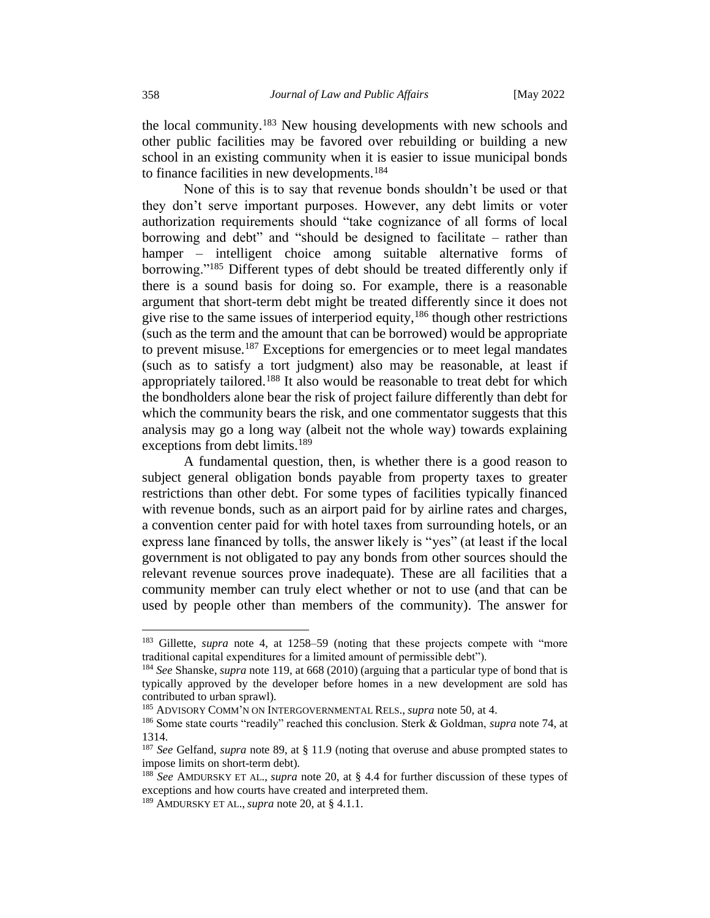the local community.[183] New housing developments with new schools and other public facilities may be favored over rebuilding or building a new school in an existing community when it is easier to issue municipal bonds to finance facilities in new developments.[184]

None of this is to say that revenue bonds shouldn't be used or that they don't serve important purposes. However, any debt limits or voter authorization requirements should "take cognizance of all forms of local borrowing and debt" and "should be designed to facilitate – rather than hamper – intelligent choice among suitable alternative forms of borrowing."[185] Different types of debt should be treated differently only if there is a sound basis for doing so. For example, there is a reasonable argument that short-term debt might be treated differently since it does not give rise to the same issues of interperiod equity,[186] though other restrictions (such as the term and the amount that can be borrowed) would be appropriate to prevent misuse.[187] Exceptions for emergencies or to meet legal mandates (such as to satisfy a tort judgment) also may be reasonable, at least if appropriately tailored.[188] It also would be reasonable to treat debt for which the bondholders alone bear the risk of project failure differently than debt for which the community bears the risk, and one commentator suggests that this analysis may go a long way (albeit not the whole way) towards explaining exceptions from debt limits.[189]

A fundamental question, then, is whether there is a good reason to subject general obligation bonds payable from property taxes to greater restrictions than other debt. For some types of facilities typically financed with revenue bonds, such as an airport paid for by airline rates and charges, a convention center paid for with hotel taxes from surrounding hotels, or an express lane financed by tolls, the answer likely is "yes" (at least if the local government is not obligated to pay any bonds from other sources should the relevant revenue sources prove inadequate). These are all facilities that a community member can truly elect whether or not to use (and that can be used by people other than members of the community). The answer for

---

[183] Gillette, *supra* note 4, at 1258–59 (noting that these projects compete with "more traditional capital expenditures for a limited amount of permissible debt").

[184] *See* Shanske, *supra* note 119, at 668 (2010) (arguing that a particular type of bond that is typically approved by the developer before homes in a new development are sold has contributed to urban sprawl).

[185] ADVISORY COMM'N ON INTERGOVERNMENTAL RELS., *supra* note 50, at 4.

[186] Some state courts "readily" reached this conclusion. Sterk & Goldman, *supra* note 74, at 1314.

[187] *See* Gelfand, *supra* note 89, at § 11.9 (noting that overuse and abuse prompted states to impose limits on short-term debt).

[188] *See* AMDURSKY ET AL., *supra* note 20, at § 4.4 for further discussion of these types of exceptions and how courts have created and interpreted them.

[189] AMDURSKY ET AL., *supra* note 20, at § 4.1.1.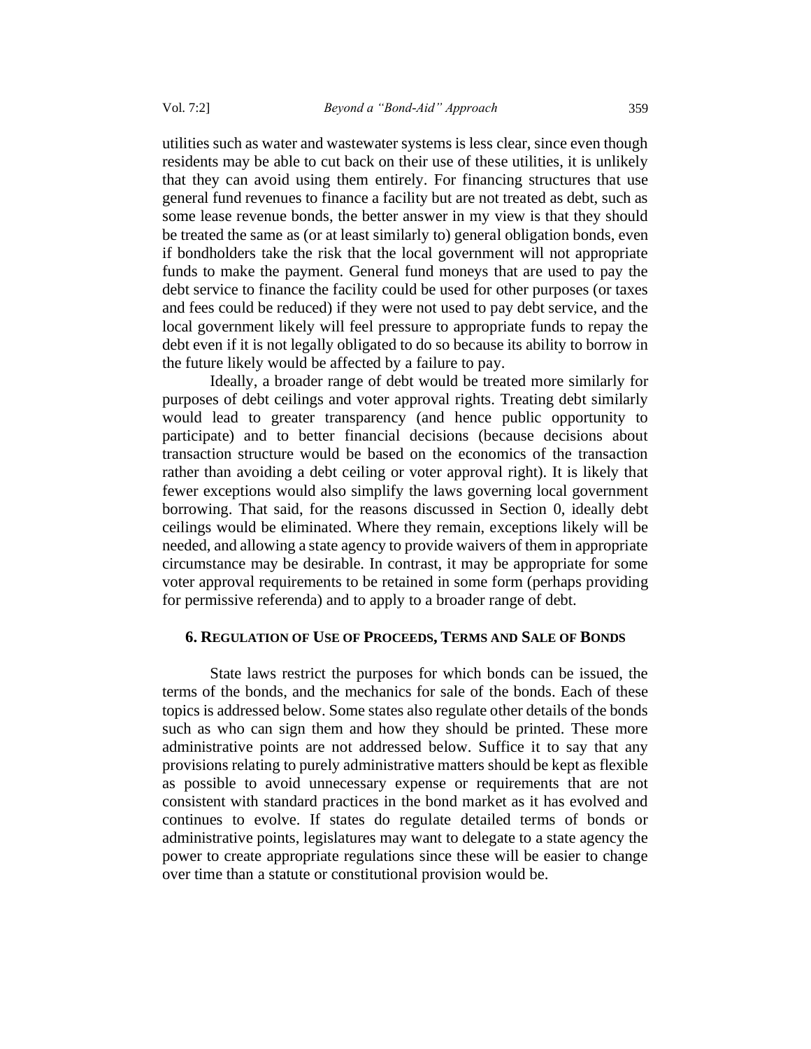utilities such as water and wastewater systems is less clear, since even though residents may be able to cut back on their use of these utilities, it is unlikely that they can avoid using them entirely. For financing structures that use general fund revenues to finance a facility but are not treated as debt, such as some lease revenue bonds, the better answer in my view is that they should be treated the same as (or at least similarly to) general obligation bonds, even if bondholders take the risk that the local government will not appropriate funds to make the payment. General fund moneys that are used to pay the debt service to finance the facility could be used for other purposes (or taxes and fees could be reduced) if they were not used to pay debt service, and the local government likely will feel pressure to appropriate funds to repay the debt even if it is not legally obligated to do so because its ability to borrow in the future likely would be affected by a failure to pay.

Ideally, a broader range of debt would be treated more similarly for purposes of debt ceilings and voter approval rights. Treating debt similarly would lead to greater transparency (and hence public opportunity to participate) and to better financial decisions (because decisions about transaction structure would be based on the economics of the transaction rather than avoiding a debt ceiling or voter approval right). It is likely that fewer exceptions would also simplify the laws governing local government borrowing. That said, for the reasons discussed in Section 0, ideally debt ceilings would be eliminated. Where they remain, exceptions likely will be needed, and allowing a state agency to provide waivers of them in appropriate circumstance may be desirable. In contrast, it may be appropriate for some voter approval requirements to be retained in some form (perhaps providing for permissive referenda) and to apply to a broader range of debt.

## 6. Regulation of Use of Proceeds, Terms and Sale of Bonds

State laws restrict the purposes for which bonds can be issued, the terms of the bonds, and the mechanics for sale of the bonds. Each of these topics is addressed below. Some states also regulate other details of the bonds such as who can sign them and how they should be printed. These more administrative points are not addressed below. Suffice it to say that any provisions relating to purely administrative matters should be kept as flexible as possible to avoid unnecessary expense or requirements that are not consistent with standard practices in the bond market as it has evolved and continues to evolve. If states do regulate detailed terms of bonds or administrative points, legislatures may want to delegate to a state agency the power to create appropriate regulations since these will be easier to change over time than a statute or constitutional provision would be.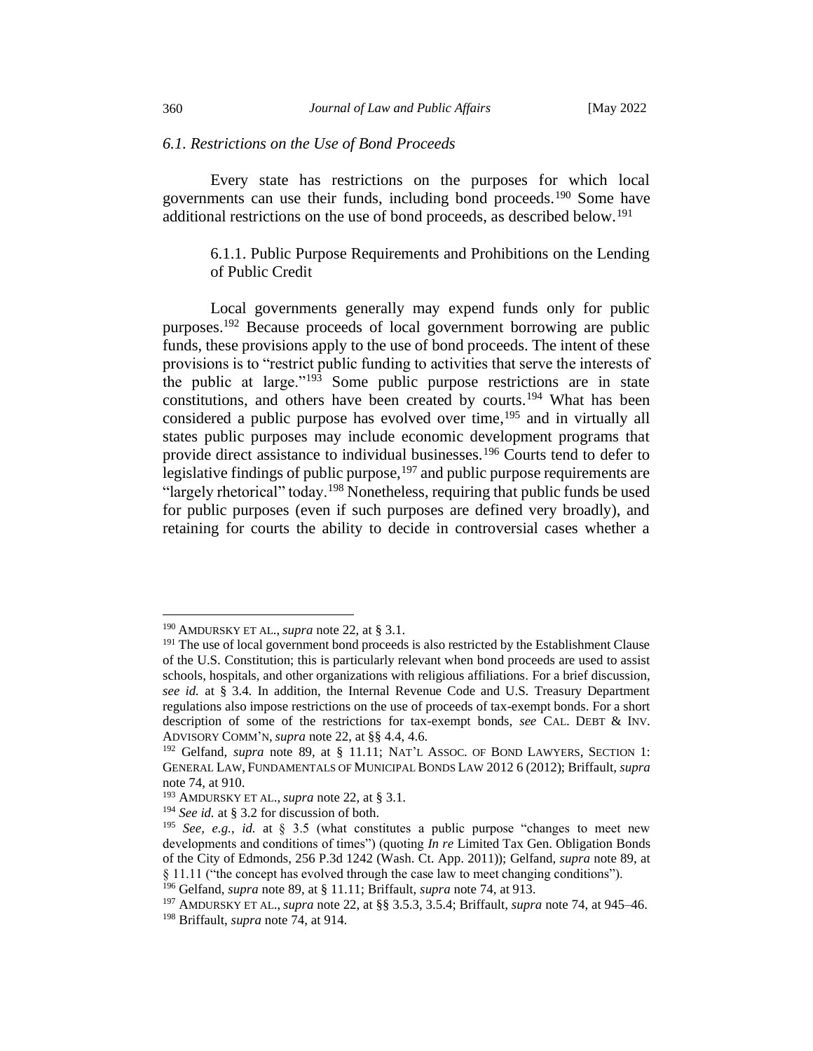### *6.1. Restrictions on the Use of Bond Proceeds*

Every state has restrictions on the purposes for which local governments can use their funds, including bond proceeds.[190] Some have additional restrictions on the use of bond proceeds, as described below.[191]

#### 6.1.1. Public Purpose Requirements and Prohibitions on the Lending of Public Credit

Local governments generally may expend funds only for public purposes.[192] Because proceeds of local government borrowing are public funds, these provisions apply to the use of bond proceeds. The intent of these provisions is to "restrict public funding to activities that serve the interests of the public at large."[193] Some public purpose restrictions are in state constitutions, and others have been created by courts.[194] What has been considered a public purpose has evolved over time,[195] and in virtually all states public purposes may include economic development programs that provide direct assistance to individual businesses.[196] Courts tend to defer to legislative findings of public purpose,[197] and public purpose requirements are "largely rhetorical" today.[198] Nonetheless, requiring that public funds be used for public purposes (even if such purposes are defined very broadly), and retaining for courts the ability to decide in controversial cases whether a

---

[190] AMDURSKY ET AL., *supra* note 22, at § 3.1.

[191] The use of local government bond proceeds is also restricted by the Establishment Clause of the U.S. Constitution; this is particularly relevant when bond proceeds are used to assist schools, hospitals, and other organizations with religious affiliations. For a brief discussion, *see id.* at § 3.4. In addition, the Internal Revenue Code and U.S. Treasury Department regulations also impose restrictions on the use of proceeds of tax-exempt bonds. For a short description of some of the restrictions for tax-exempt bonds, *see* CAL. DEBT & INV. ADVISORY COMM'N, *supra* note 22, at §§ 4.4, 4.6.

[192] Gelfand, *supra* note 89, at § 11.11; NAT'L ASSOC. OF BOND LAWYERS, SECTION 1: GENERAL LAW, FUNDAMENTALS OF MUNICIPAL BONDS LAW 2012 6 (2012); Briffault, *supra* note 74, at 910.

[193] AMDURSKY ET AL., *supra* note 22, at § 3.1.

[194] *See id.* at § 3.2 for discussion of both.

[195] *See, e.g.*, *id.* at § 3.5 (what constitutes a public purpose "changes to meet new developments and conditions of times") (quoting *In re* Limited Tax Gen. Obligation Bonds of the City of Edmonds, 256 P.3d 1242 (Wash. Ct. App. 2011)); Gelfand, *supra* note 89, at § 11.11 ("the concept has evolved through the case law to meet changing conditions").

[196] Gelfand, *supra* note 89, at § 11.11; Briffault, *supra* note 74, at 913.

[197] AMDURSKY ET AL., *supra* note 22, at §§ 3.5.3, 3.5.4; Briffault, *supra* note 74, at 945–46.

[198] Briffault, *supra* note 74, at 914.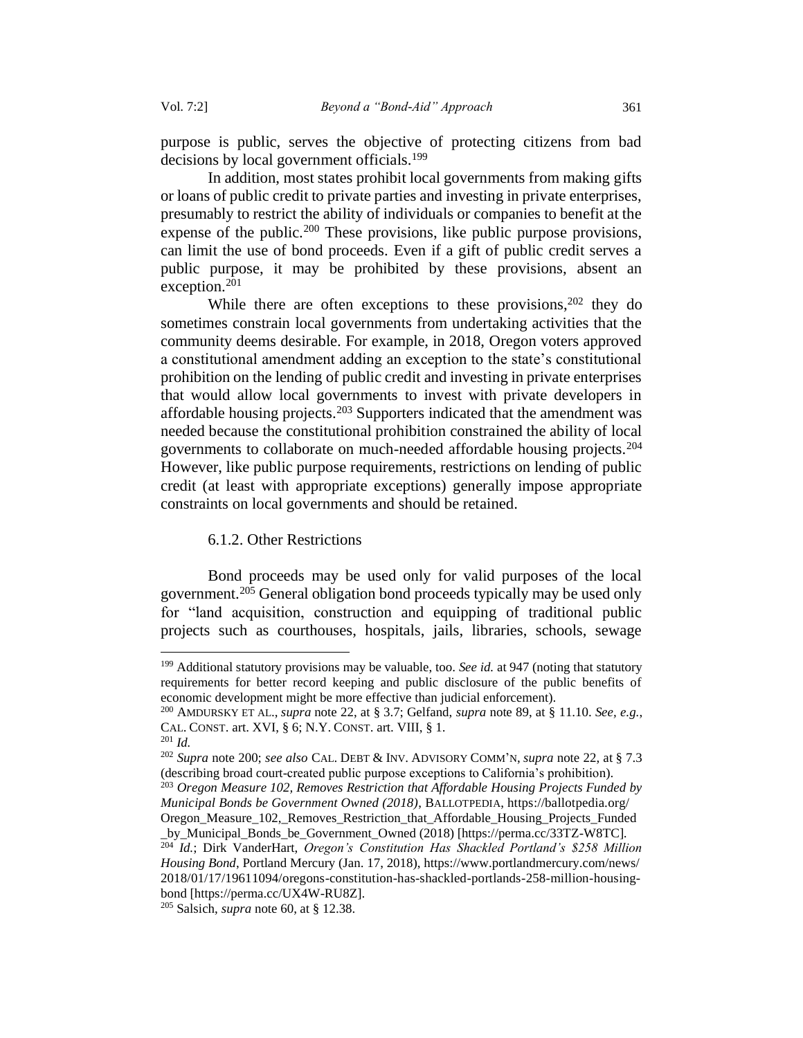purpose is public, serves the objective of protecting citizens from bad decisions by local government officials.[199]

In addition, most states prohibit local governments from making gifts or loans of public credit to private parties and investing in private enterprises, presumably to restrict the ability of individuals or companies to benefit at the expense of the public.[200] These provisions, like public purpose provisions, can limit the use of bond proceeds. Even if a gift of public credit serves a public purpose, it may be prohibited by these provisions, absent an exception.[201]

While there are often exceptions to these provisions,[202] they do sometimes constrain local governments from undertaking activities that the community deems desirable. For example, in 2018, Oregon voters approved a constitutional amendment adding an exception to the state's constitutional prohibition on the lending of public credit and investing in private enterprises that would allow local governments to invest with private developers in affordable housing projects.[203] Supporters indicated that the amendment was needed because the constitutional prohibition constrained the ability of local governments to collaborate on much-needed affordable housing projects.[204] However, like public purpose requirements, restrictions on lending of public credit (at least with appropriate exceptions) generally impose appropriate constraints on local governments and should be retained.

#### 6.1.2. Other Restrictions

Bond proceeds may be used only for valid purposes of the local government.[205] General obligation bond proceeds typically may be used only for "land acquisition, construction and equipping of traditional public projects such as courthouses, hospitals, jails, libraries, schools, sewage

---

[199] Additional statutory provisions may be valuable, too. *See id.* at 947 (noting that statutory requirements for better record keeping and public disclosure of the public benefits of economic development might be more effective than judicial enforcement).

[200] AMDURSKY ET AL., *supra* note 22, at § 3.7; Gelfand, *supra* note 89, at § 11.10. *See, e.g.*, CAL. CONST. art. XVI, § 6; N.Y. CONST. art. VIII, § 1.

[201] *Id.*

[202] *Supra* note 200; *see also* CAL. DEBT & INV. ADVISORY COMM'N, *supra* note 22, at § 7.3 (describing broad court-created public purpose exceptions to California's prohibition).

[203] *Oregon Measure 102, Removes Restriction that Affordable Housing Projects Funded by Municipal Bonds be Government Owned (2018)*, BALLOTPEDIA, https://ballotpedia.org/Oregon_Measure_102,_Removes_Restriction_that_Affordable_Housing_Projects_Funded_by_Municipal_Bonds_be_Government_Owned (2018) [https://perma.cc/33TZ-W8TC].

[204] *Id.*; Dirk VanderHart, *Oregon's Constitution Has Shackled Portland's $258 Million Housing Bond*, Portland Mercury (Jan. 17, 2018), https://www.portlandmercury.com/news/2018/01/17/19611094/oregons-constitution-has-shackled-portlands-258-million-housing-bond [https://perma.cc/UX4W-RU8Z].

[205] Salsich, *supra* note 60, at § 12.38.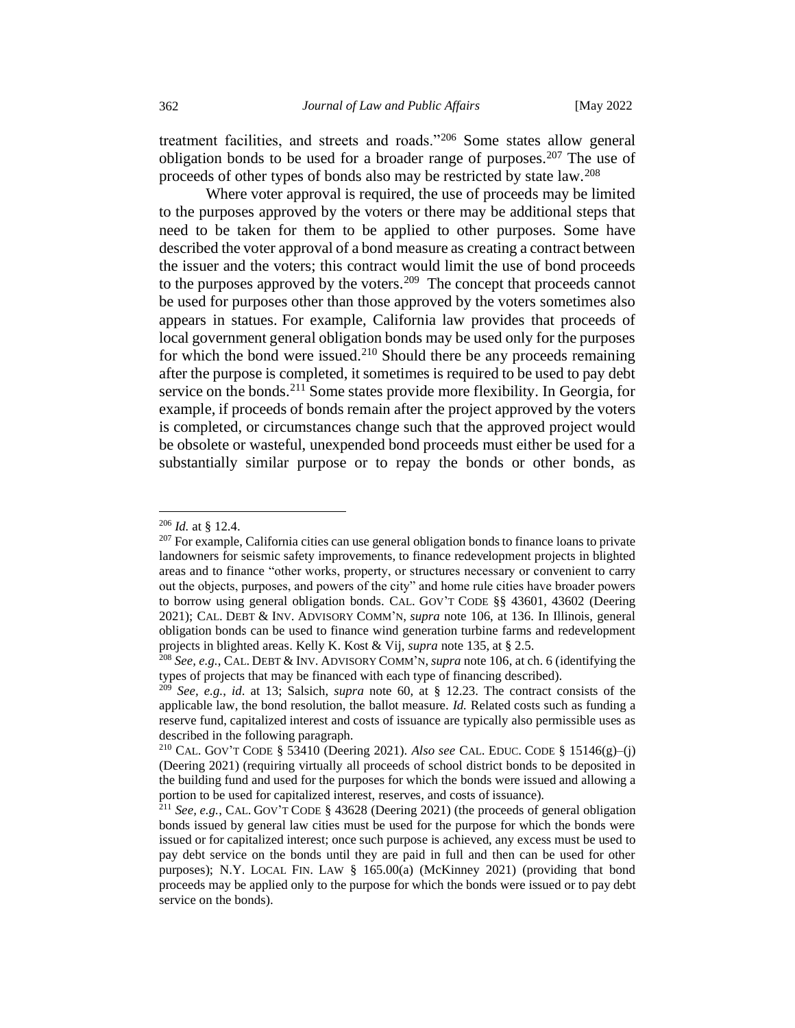treatment facilities, and streets and roads."[206] Some states allow general obligation bonds to be used for a broader range of purposes.[207] The use of proceeds of other types of bonds also may be restricted by state law.[208]

Where voter approval is required, the use of proceeds may be limited to the purposes approved by the voters or there may be additional steps that need to be taken for them to be applied to other purposes. Some have described the voter approval of a bond measure as creating a contract between the issuer and the voters; this contract would limit the use of bond proceeds to the purposes approved by the voters.[209] The concept that proceeds cannot be used for purposes other than those approved by the voters sometimes also appears in statues. For example, California law provides that proceeds of local government general obligation bonds may be used only for the purposes for which the bond were issued.[210] Should there be any proceeds remaining after the purpose is completed, it sometimes is required to be used to pay debt service on the bonds.[211] Some states provide more flexibility. In Georgia, for example, if proceeds of bonds remain after the project approved by the voters is completed, or circumstances change such that the approved project would be obsolete or wasteful, unexpended bond proceeds must either be used for a substantially similar purpose or to repay the bonds or other bonds, as

---

[206] *Id.* at § 12.4.

[207] For example, California cities can use general obligation bonds to finance loans to private landowners for seismic safety improvements, to finance redevelopment projects in blighted areas and to finance "other works, property, or structures necessary or convenient to carry out the objects, purposes, and powers of the city" and home rule cities have broader powers to borrow using general obligation bonds. CAL. GOV'T CODE §§ 43601, 43602 (Deering 2021); CAL. DEBT & INV. ADVISORY COMM'N, *supra* note 106, at 136. In Illinois, general obligation bonds can be used to finance wind generation turbine farms and redevelopment projects in blighted areas. Kelly K. Kost & Vij, *supra* note 135, at § 2.5.

[208] *See, e.g.*, CAL. DEBT & INV. ADVISORY COMM'N, *supra* note 106, at ch. 6 (identifying the types of projects that may be financed with each type of financing described).

[209] *See, e.g.*, *id.* at 13; Salsich, *supra* note 60, at § 12.23. The contract consists of the applicable law, the bond resolution, the ballot measure. *Id.* Related costs such as funding a reserve fund, capitalized interest and costs of issuance are typically also permissible uses as described in the following paragraph.

[210] CAL. GOV'T CODE § 53410 (Deering 2021). *Also see* CAL. EDUC. CODE § 15146(g)–(j) (Deering 2021) (requiring virtually all proceeds of school district bonds to be deposited in the building fund and used for the purposes for which the bonds were issued and allowing a portion to be used for capitalized interest, reserves, and costs of issuance).

[211] *See, e.g.*, CAL. GOV'T CODE § 43628 (Deering 2021) (the proceeds of general obligation bonds issued by general law cities must be used for the purpose for which the bonds were issued or for capitalized interest; once such purpose is achieved, any excess must be used to pay debt service on the bonds until they are paid in full and then can be used for other purposes); N.Y. LOCAL FIN. LAW § 165.00(a) (McKinney 2021) (providing that bond proceeds may be applied only to the purpose for which the bonds were issued or to pay debt service on the bonds).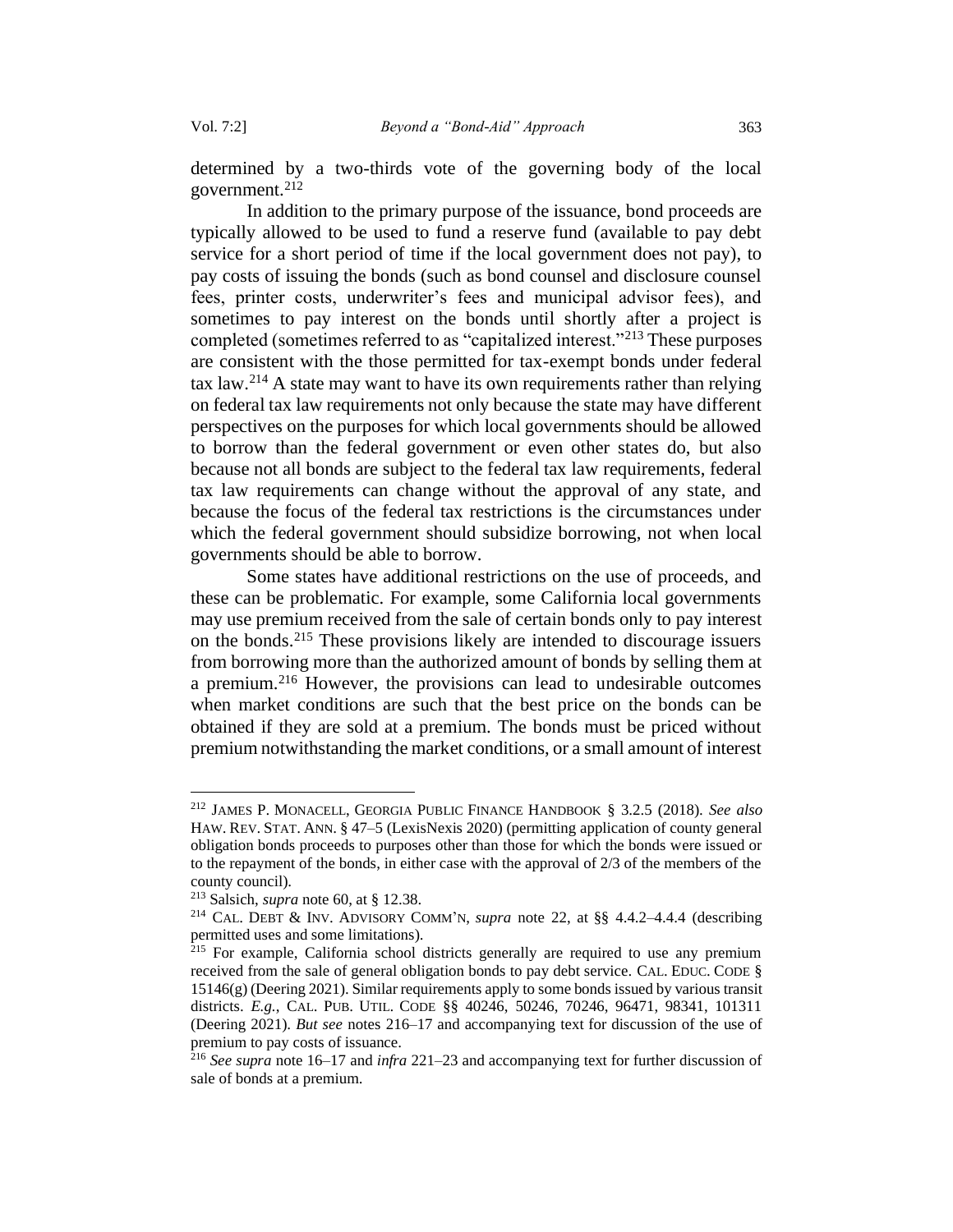determined by a two-thirds vote of the governing body of the local government.[212]

In addition to the primary purpose of the issuance, bond proceeds are typically allowed to be used to fund a reserve fund (available to pay debt service for a short period of time if the local government does not pay), to pay costs of issuing the bonds (such as bond counsel and disclosure counsel fees, printer costs, underwriter's fees and municipal advisor fees), and sometimes to pay interest on the bonds until shortly after a project is completed (sometimes referred to as "capitalized interest."[213] These purposes are consistent with the those permitted for tax-exempt bonds under federal tax law.[214] A state may want to have its own requirements rather than relying on federal tax law requirements not only because the state may have different perspectives on the purposes for which local governments should be allowed to borrow than the federal government or even other states do, but also because not all bonds are subject to the federal tax law requirements, federal tax law requirements can change without the approval of any state, and because the focus of the federal tax restrictions is the circumstances under which the federal government should subsidize borrowing, not when local governments should be able to borrow.

Some states have additional restrictions on the use of proceeds, and these can be problematic. For example, some California local governments may use premium received from the sale of certain bonds only to pay interest on the bonds.[215] These provisions likely are intended to discourage issuers from borrowing more than the authorized amount of bonds by selling them at a premium.[216] However, the provisions can lead to undesirable outcomes when market conditions are such that the best price on the bonds can be obtained if they are sold at a premium. The bonds must be priced without premium notwithstanding the market conditions, or a small amount of interest

---

[212] JAMES P. MONACELL, GEORGIA PUBLIC FINANCE HANDBOOK § 3.2.5 (2018). *See also* HAW. REV. STAT. ANN. § 47–5 (LexisNexis 2020) (permitting application of county general obligation bonds proceeds to purposes other than those for which the bonds were issued or to the repayment of the bonds, in either case with the approval of 2/3 of the members of the county council).

[213] Salsich, *supra* note 60, at § 12.38.

[214] CAL. DEBT & INV. ADVISORY COMM'N, *supra* note 22, at §§ 4.4.2–4.4.4 (describing permitted uses and some limitations).

[215] For example, California school districts generally are required to use any premium received from the sale of general obligation bonds to pay debt service. CAL. EDUC. CODE § 15146(g) (Deering 2021). Similar requirements apply to some bonds issued by various transit districts. *E.g.*, CAL. PUB. UTIL. CODE §§ 40246, 50246, 70246, 96471, 98341, 101311 (Deering 2021). *But see* notes 216–17 and accompanying text for discussion of the use of premium to pay costs of issuance.

[216] *See supra* note 16–17 and *infra* 221–23 and accompanying text for further discussion of sale of bonds at a premium.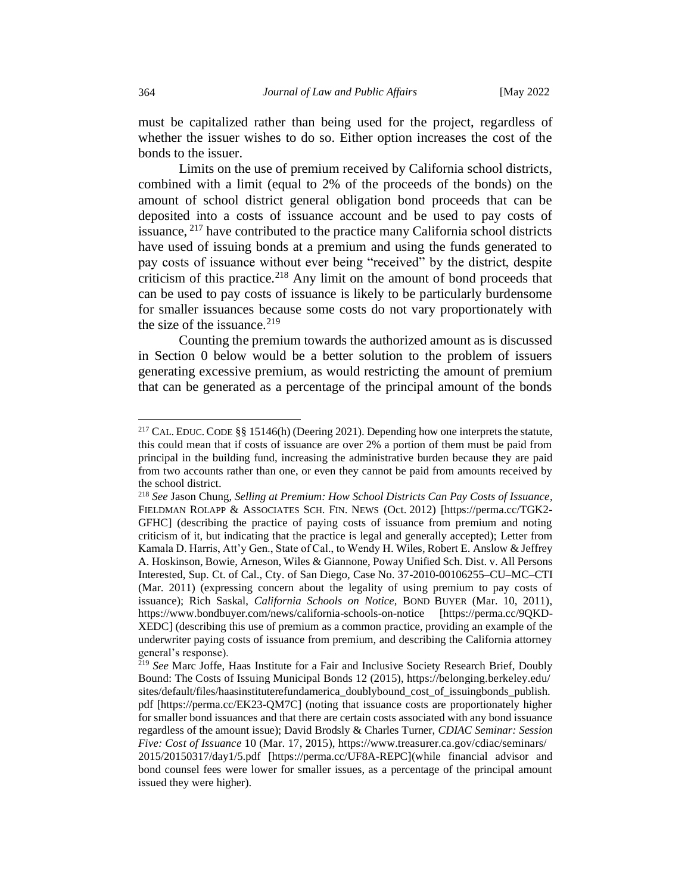must be capitalized rather than being used for the project, regardless of whether the issuer wishes to do so. Either option increases the cost of the bonds to the issuer.

Limits on the use of premium received by California school districts, combined with a limit (equal to 2% of the proceeds of the bonds) on the amount of school district general obligation bond proceeds that can be deposited into a costs of issuance account and be used to pay costs of issuance, [217] have contributed to the practice many California school districts have used of issuing bonds at a premium and using the funds generated to pay costs of issuance without ever being "received" by the district, despite criticism of this practice.[218] Any limit on the amount of bond proceeds that can be used to pay costs of issuance is likely to be particularly burdensome for smaller issuances because some costs do not vary proportionately with the size of the issuance.[219]

Counting the premium towards the authorized amount as is discussed in Section 0 below would be a better solution to the problem of issuers generating excessive premium, as would restricting the amount of premium that can be generated as a percentage of the principal amount of the bonds

---

[217] CAL. EDUC. CODE §§ 15146(h) (Deering 2021). Depending how one interprets the statute, this could mean that if costs of issuance are over 2% a portion of them must be paid from principal in the building fund, increasing the administrative burden because they are paid from two accounts rather than one, or even they cannot be paid from amounts received by the school district.

[218] *See* Jason Chung, *Selling at Premium: How School Districts Can Pay Costs of Issuance*, FIELDMAN ROLAPP & ASSOCIATES SCH. FIN. NEWS (Oct. 2012) [https://perma.cc/TGK2-GFHC] (describing the practice of paying costs of issuance from premium and noting criticism of it, but indicating that the practice is legal and generally accepted); Letter from Kamala D. Harris, Att'y Gen., State of Cal., to Wendy H. Wiles, Robert E. Anslow & Jeffrey A. Hoskinson, Bowie, Arneson, Wiles & Giannone, Poway Unified Sch. Dist. v. All Persons Interested, Sup. Ct. of Cal., Cty. of San Diego, Case No. 37-2010-00106255–CU–MC–CTI (Mar. 2011) (expressing concern about the legality of using premium to pay costs of issuance); Rich Saskal, *California Schools on Notice,* BOND BUYER (Mar. 10, 2011), https://www.bondbuyer.com/news/california-schools-on-notice [https://perma.cc/9QKD-XEDC] (describing this use of premium as a common practice, providing an example of the underwriter paying costs of issuance from premium, and describing the California attorney general's response).

[219] *See* Marc Joffe, Haas Institute for a Fair and Inclusive Society Research Brief, Doubly Bound: The Costs of Issuing Municipal Bonds 12 (2015), https://belonging.berkeley.edu/sites/default/files/haasinstituterefundamerica_doublybound_cost_of_issuingbonds_publish.pdf [https://perma.cc/EK23-QM7C] (noting that issuance costs are proportionately higher for smaller bond issuances and that there are certain costs associated with any bond issuance regardless of the amount issue); David Brodsly & Charles Turner, *CDIAC Seminar: Session Five: Cost of Issuance* 10 (Mar. 17, 2015), https://www.treasurer.ca.gov/cdiac/seminars/2015/20150317/day1/5.pdf [https://perma.cc/UF8A-REPC](while financial advisor and bond counsel fees were lower for smaller issues, as a percentage of the principal amount issued they were higher).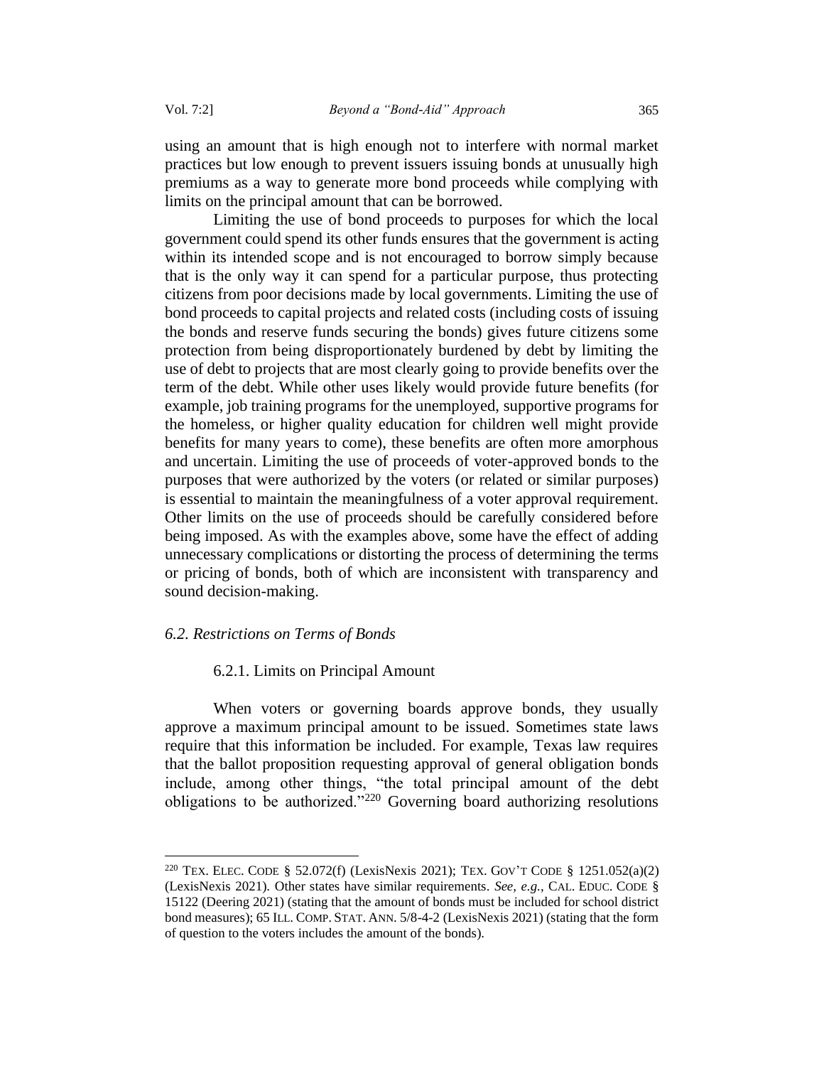using an amount that is high enough not to interfere with normal market practices but low enough to prevent issuers issuing bonds at unusually high premiums as a way to generate more bond proceeds while complying with limits on the principal amount that can be borrowed.

Limiting the use of bond proceeds to purposes for which the local government could spend its other funds ensures that the government is acting within its intended scope and is not encouraged to borrow simply because that is the only way it can spend for a particular purpose, thus protecting citizens from poor decisions made by local governments. Limiting the use of bond proceeds to capital projects and related costs (including costs of issuing the bonds and reserve funds securing the bonds) gives future citizens some protection from being disproportionately burdened by debt by limiting the use of debt to projects that are most clearly going to provide benefits over the term of the debt. While other uses likely would provide future benefits (for example, job training programs for the unemployed, supportive programs for the homeless, or higher quality education for children well might provide benefits for many years to come), these benefits are often more amorphous and uncertain. Limiting the use of proceeds of voter-approved bonds to the purposes that were authorized by the voters (or related or similar purposes) is essential to maintain the meaningfulness of a voter approval requirement. Other limits on the use of proceeds should be carefully considered before being imposed. As with the examples above, some have the effect of adding unnecessary complications or distorting the process of determining the terms or pricing of bonds, both of which are inconsistent with transparency and sound decision-making.

### *6.2. Restrictions on Terms of Bonds*

#### 6.2.1. Limits on Principal Amount

When voters or governing boards approve bonds, they usually approve a maximum principal amount to be issued. Sometimes state laws require that this information be included. For example, Texas law requires that the ballot proposition requesting approval of general obligation bonds include, among other things, "the total principal amount of the debt obligations to be authorized."[220] Governing board authorizing resolutions

---

[220] TEX. ELEC. CODE § 52.072(f) (LexisNexis 2021); TEX. GOV'T CODE § 1251.052(a)(2) (LexisNexis 2021). Other states have similar requirements. *See, e.g.,* CAL. EDUC. CODE § 15122 (Deering 2021) (stating that the amount of bonds must be included for school district bond measures); 65 ILL. COMP. STAT. ANN. 5/8-4-2 (LexisNexis 2021) (stating that the form of question to the voters includes the amount of the bonds).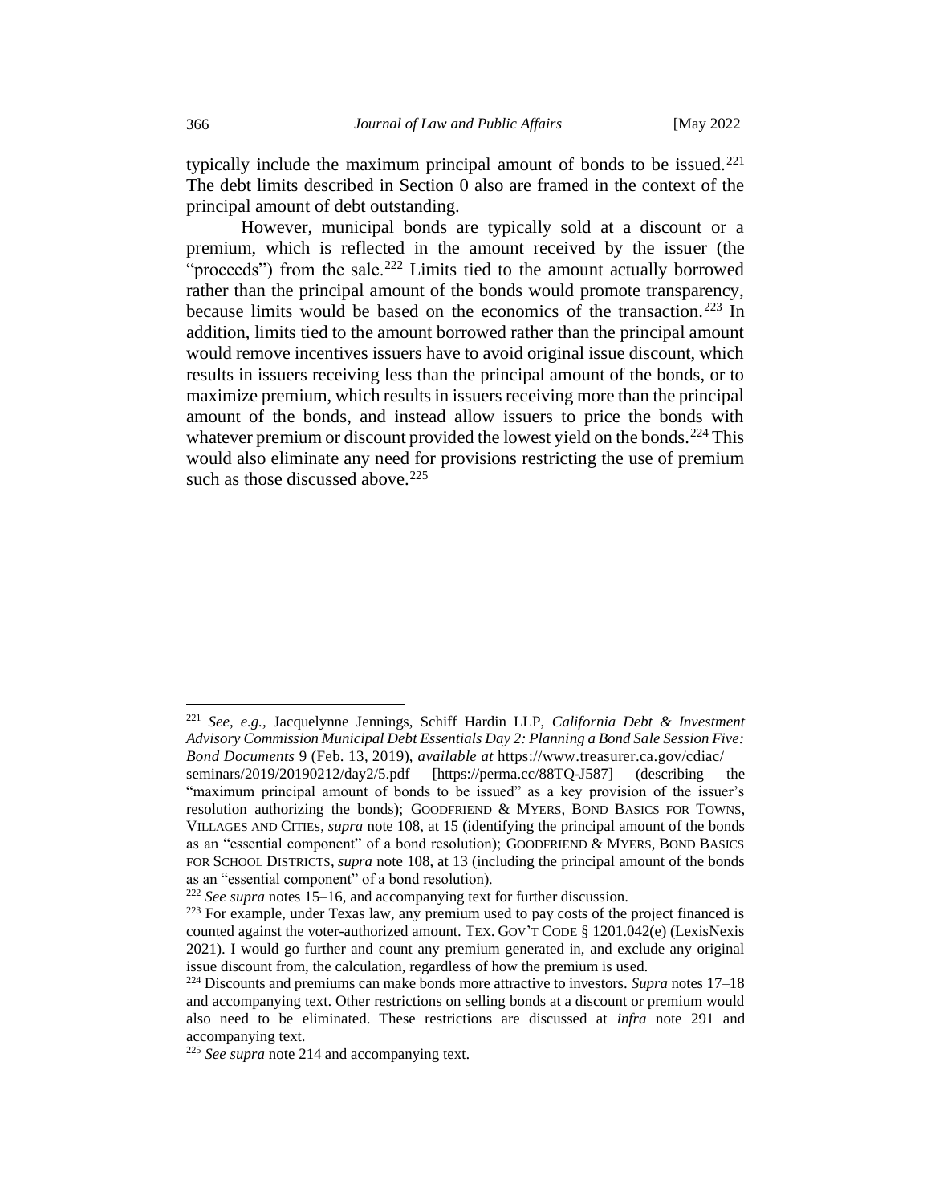typically include the maximum principal amount of bonds to be issued.[221] The debt limits described in Section 0 also are framed in the context of the principal amount of debt outstanding.

However, municipal bonds are typically sold at a discount or a premium, which is reflected in the amount received by the issuer (the "proceeds") from the sale.[222] Limits tied to the amount actually borrowed rather than the principal amount of the bonds would promote transparency, because limits would be based on the economics of the transaction.[223] In addition, limits tied to the amount borrowed rather than the principal amount would remove incentives issuers have to avoid original issue discount, which results in issuers receiving less than the principal amount of the bonds, or to maximize premium, which results in issuers receiving more than the principal amount of the bonds, and instead allow issuers to price the bonds with whatever premium or discount provided the lowest yield on the bonds.[224] This would also eliminate any need for provisions restricting the use of premium such as those discussed above.[225]

---

[221] *See, e.g.*, Jacquelynne Jennings, Schiff Hardin LLP, *California Debt & Investment Advisory Commission Municipal Debt Essentials Day 2: Planning a Bond Sale Session Five: Bond Documents* 9 (Feb. 13, 2019), *available at* https://www.treasurer.ca.gov/cdiac/seminars/2019/20190212/day2/5.pdf [https://perma.cc/88TQ-J587] (describing the "maximum principal amount of bonds to be issued" as a key provision of the issuer's resolution authorizing the bonds); GOODFRIEND & MYERS, BOND BASICS FOR TOWNS, VILLAGES AND CITIES, *supra* note 108, at 15 (identifying the principal amount of the bonds as an "essential component" of a bond resolution); GOODFRIEND & MYERS, BOND BASICS FOR SCHOOL DISTRICTS, *supra* note 108, at 13 (including the principal amount of the bonds as an "essential component" of a bond resolution).

[222] *See supra* notes 15–16, and accompanying text for further discussion.

[223] For example, under Texas law, any premium used to pay costs of the project financed is counted against the voter-authorized amount. TEX. GOV'T CODE § 1201.042(e) (LexisNexis 2021). I would go further and count any premium generated in, and exclude any original issue discount from, the calculation, regardless of how the premium is used.

[224] Discounts and premiums can make bonds more attractive to investors. *Supra* notes 17–18 and accompanying text. Other restrictions on selling bonds at a discount or premium would also need to be eliminated. These restrictions are discussed at *infra* note 291 and accompanying text.

[225] *See supra* note 214 and accompanying text.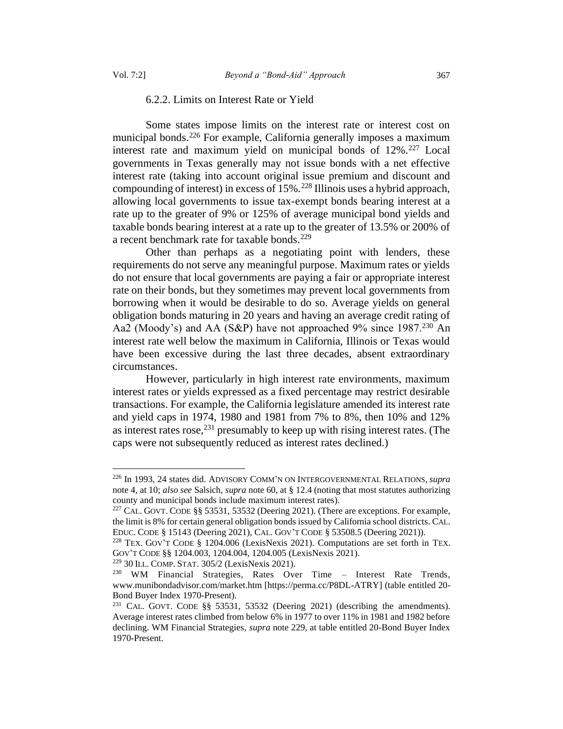### 6.2.2. Limits on Interest Rate or Yield

Some states impose limits on the interest rate or interest cost on municipal bonds.[226] For example, California generally imposes a maximum interest rate and maximum yield on municipal bonds of 12%.[227] Local governments in Texas generally may not issue bonds with a net effective interest rate (taking into account original issue premium and discount and compounding of interest) in excess of 15%.[228] Illinois uses a hybrid approach, allowing local governments to issue tax-exempt bonds bearing interest at a rate up to the greater of 9% or 125% of average municipal bond yields and taxable bonds bearing interest at a rate up to the greater of 13.5% or 200% of a recent benchmark rate for taxable bonds.[229]

Other than perhaps as a negotiating point with lenders, these requirements do not serve any meaningful purpose. Maximum rates or yields do not ensure that local governments are paying a fair or appropriate interest rate on their bonds, but they sometimes may prevent local governments from borrowing when it would be desirable to do so. Average yields on general obligation bonds maturing in 20 years and having an average credit rating of Aa2 (Moody's) and AA (S&P) have not approached 9% since 1987.[230] An interest rate well below the maximum in California, Illinois or Texas would have been excessive during the last three decades, absent extraordinary circumstances.

However, particularly in high interest rate environments, maximum interest rates or yields expressed as a fixed percentage may restrict desirable transactions. For example, the California legislature amended its interest rate and yield caps in 1974, 1980 and 1981 from 7% to 8%, then 10% and 12% as interest rates rose,[231] presumably to keep up with rising interest rates. (The caps were not subsequently reduced as interest rates declined.)

---

[226] In 1993, 24 states did. ADVISORY COMM'N ON INTERGOVERNMENTAL RELATIONS, *supra* note 4, at 10; *also see* Salsich, *supra* note 60, at § 12.4 (noting that most statutes authorizing county and municipal bonds include maximum interest rates).

[227] CAL. GOVT. CODE §§ 53531, 53532 (Deering 2021). (There are exceptions. For example, the limit is 8% for certain general obligation bonds issued by California school districts. CAL. EDUC. CODE § 15143 (Deering 2021), CAL. GOV'T CODE § 53508.5 (Deering 2021)).

[228] TEX. GOV'T CODE § 1204.006 (LexisNexis 2021). Computations are set forth in TEX. GOV'T CODE §§ 1204.003, 1204.004, 1204.005 (LexisNexis 2021).

[229] 30 ILL. COMP. STAT. 305/2 (LexisNexis 2021).

[230] WM Financial Strategies, Rates Over Time – Interest Rate Trends, www.munibondadvisor.com/market.htm [https://perma.cc/P8DL-ATRY] (table entitled 20-Bond Buyer Index 1970-Present).

[231] CAL. GOVT. CODE §§ 53531, 53532 (Deering 2021) (describing the amendments). Average interest rates climbed from below 6% in 1977 to over 11% in 1981 and 1982 before declining. WM Financial Strategies, *supra* note 229, at table entitled 20-Bond Buyer Index 1970-Present.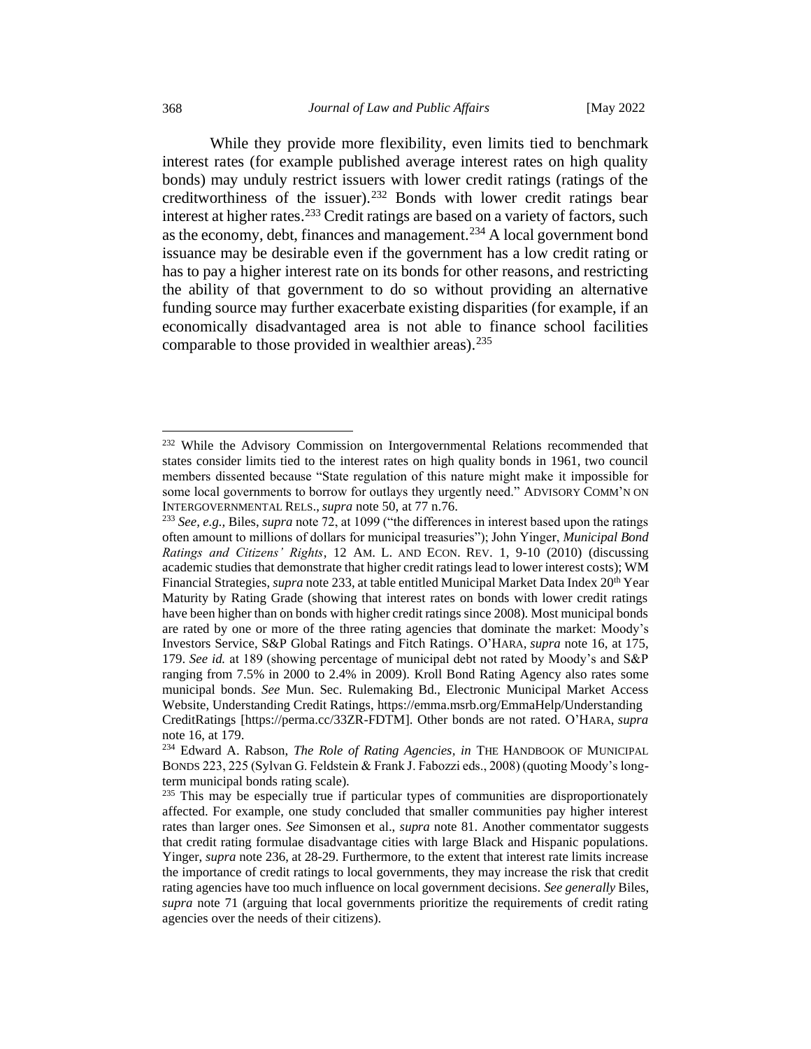While they provide more flexibility, even limits tied to benchmark interest rates (for example published average interest rates on high quality bonds) may unduly restrict issuers with lower credit ratings (ratings of the creditworthiness of the issuer).[232] Bonds with lower credit ratings bear interest at higher rates.[233] Credit ratings are based on a variety of factors, such as the economy, debt, finances and management.[234] A local government bond issuance may be desirable even if the government has a low credit rating or has to pay a higher interest rate on its bonds for other reasons, and restricting the ability of that government to do so without providing an alternative funding source may further exacerbate existing disparities (for example, if an economically disadvantaged area is not able to finance school facilities comparable to those provided in wealthier areas).[235]

---

[232] While the Advisory Commission on Intergovernmental Relations recommended that states consider limits tied to the interest rates on high quality bonds in 1961, two council members dissented because "State regulation of this nature might make it impossible for some local governments to borrow for outlays they urgently need." ADVISORY COMM'N ON INTERGOVERNMENTAL RELS., *supra* note 50, at 77 n.76.

[233] *See, e.g.*, Biles, *supra* note 72, at 1099 ("the differences in interest based upon the ratings often amount to millions of dollars for municipal treasuries"); John Yinger, *Municipal Bond Ratings and Citizens' Rights*, 12 AM. L. AND ECON. REV. 1, 9-10 (2010) (discussing academic studies that demonstrate that higher credit ratings lead to lower interest costs); WM Financial Strategies, *supra* note 233, at table entitled Municipal Market Data Index 20th Year Maturity by Rating Grade (showing that interest rates on bonds with lower credit ratings have been higher than on bonds with higher credit ratings since 2008). Most municipal bonds are rated by one or more of the three rating agencies that dominate the market: Moody's Investors Service, S&P Global Ratings and Fitch Ratings. O'HARA, *supra* note 16, at 175, 179. *See id.* at 189 (showing percentage of municipal debt not rated by Moody's and S&P ranging from 7.5% in 2000 to 2.4% in 2009). Kroll Bond Rating Agency also rates some municipal bonds. *See* Mun. Sec. Rulemaking Bd., Electronic Municipal Market Access Website, Understanding Credit Ratings, https://emma.msrb.org/EmmaHelp/Understanding CreditRatings [https://perma.cc/33ZR-FDTM]. Other bonds are not rated. O'HARA, *supra* note 16, at 179.

[234] Edward A. Rabson, *The Role of Rating Agencies*, *in* THE HANDBOOK OF MUNICIPAL BONDS 223, 225 (Sylvan G. Feldstein & Frank J. Fabozzi eds., 2008) (quoting Moody's long-term municipal bonds rating scale).

[235] This may be especially true if particular types of communities are disproportionately affected. For example, one study concluded that smaller communities pay higher interest rates than larger ones. *See* Simonsen et al., *supra* note 81. Another commentator suggests that credit rating formulae disadvantage cities with large Black and Hispanic populations. Yinger, *supra* note 236, at 28-29. Furthermore, to the extent that interest rate limits increase the importance of credit ratings to local governments, they may increase the risk that credit rating agencies have too much influence on local government decisions. *See generally* Biles, *supra* note 71 (arguing that local governments prioritize the requirements of credit rating agencies over the needs of their citizens).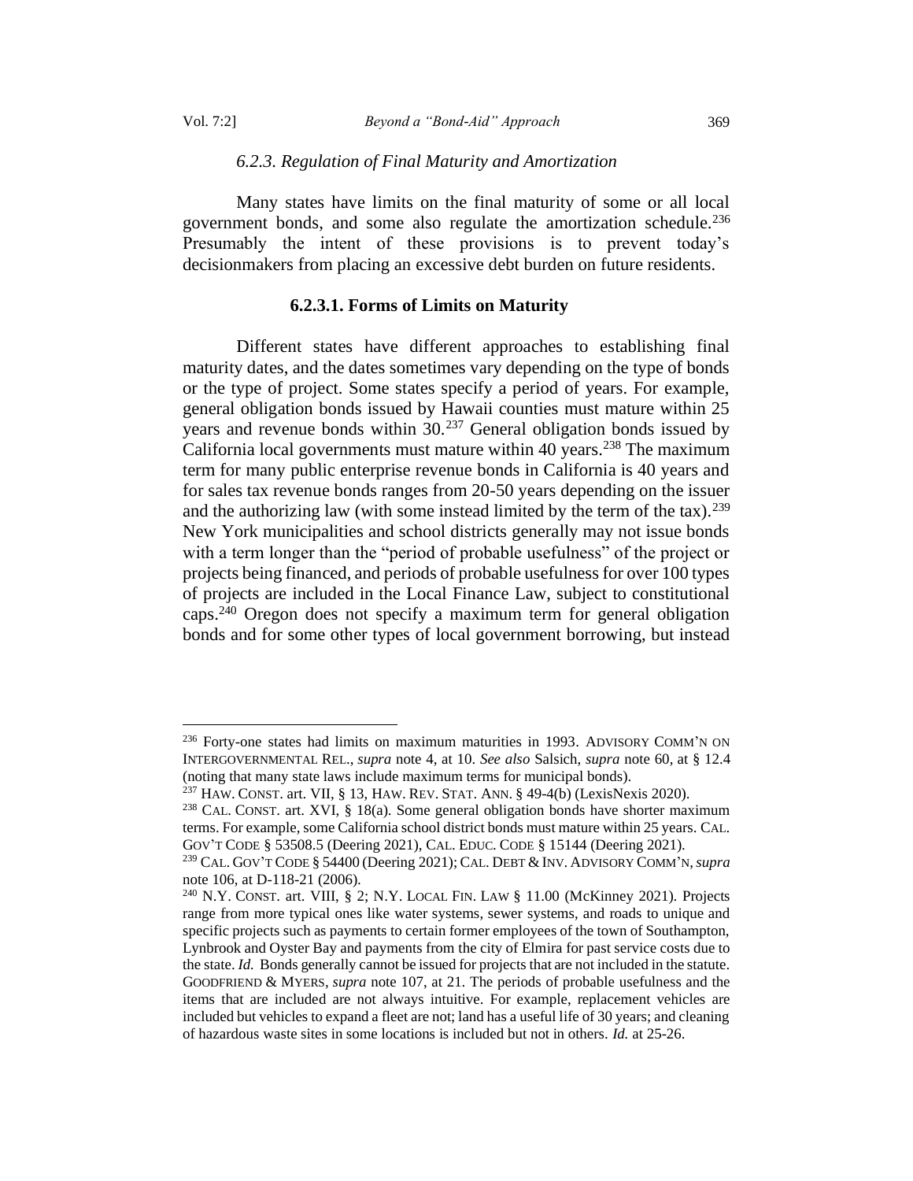### *6.2.3. Regulation of Final Maturity and Amortization*

Many states have limits on the final maturity of some or all local government bonds, and some also regulate the amortization schedule.[236] Presumably the intent of these provisions is to prevent today's decisionmakers from placing an excessive debt burden on future residents.

#### **6.2.3.1. Forms of Limits on Maturity**

Different states have different approaches to establishing final maturity dates, and the dates sometimes vary depending on the type of bonds or the type of project. Some states specify a period of years. For example, general obligation bonds issued by Hawaii counties must mature within 25 years and revenue bonds within 30.[237] General obligation bonds issued by California local governments must mature within 40 years.[238] The maximum term for many public enterprise revenue bonds in California is 40 years and for sales tax revenue bonds ranges from 20-50 years depending on the issuer and the authorizing law (with some instead limited by the term of the tax).[239] New York municipalities and school districts generally may not issue bonds with a term longer than the "period of probable usefulness" of the project or projects being financed, and periods of probable usefulness for over 100 types of projects are included in the Local Finance Law, subject to constitutional caps.[240] Oregon does not specify a maximum term for general obligation bonds and for some other types of local government borrowing, but instead

---

[236] Forty-one states had limits on maximum maturities in 1993. ADVISORY COMM'N ON INTERGOVERNMENTAL REL., *supra* note 4, at 10. *See also* Salsich, *supra* note 60, at § 12.4 (noting that many state laws include maximum terms for municipal bonds).

[237] HAW. CONST. art. VII, § 13, HAW. REV. STAT. ANN. § 49-4(b) (LexisNexis 2020).

[238] CAL. CONST. art. XVI, § 18(a). Some general obligation bonds have shorter maximum terms. For example, some California school district bonds must mature within 25 years. CAL. GOV'T CODE § 53508.5 (Deering 2021), CAL. EDUC. CODE § 15144 (Deering 2021).

[239] CAL. GOV'T CODE § 54400 (Deering 2021); CAL. DEBT & INV. ADVISORY COMM'N, *supra* note 106, at D-118-21 (2006).

[240] N.Y. CONST. art. VIII, § 2; N.Y. LOCAL FIN. LAW § 11.00 (McKinney 2021). Projects range from more typical ones like water systems, sewer systems, and roads to unique and specific projects such as payments to certain former employees of the town of Southampton, Lynbrook and Oyster Bay and payments from the city of Elmira for past service costs due to the state. *Id.* Bonds generally cannot be issued for projects that are not included in the statute. GOODFRIEND & MYERS, *supra* note 107, at 21. The periods of probable usefulness and the items that are included are not always intuitive. For example, replacement vehicles are included but vehicles to expand a fleet are not; land has a useful life of 30 years; and cleaning of hazardous waste sites in some locations is included but not in others. *Id.* at 25-26.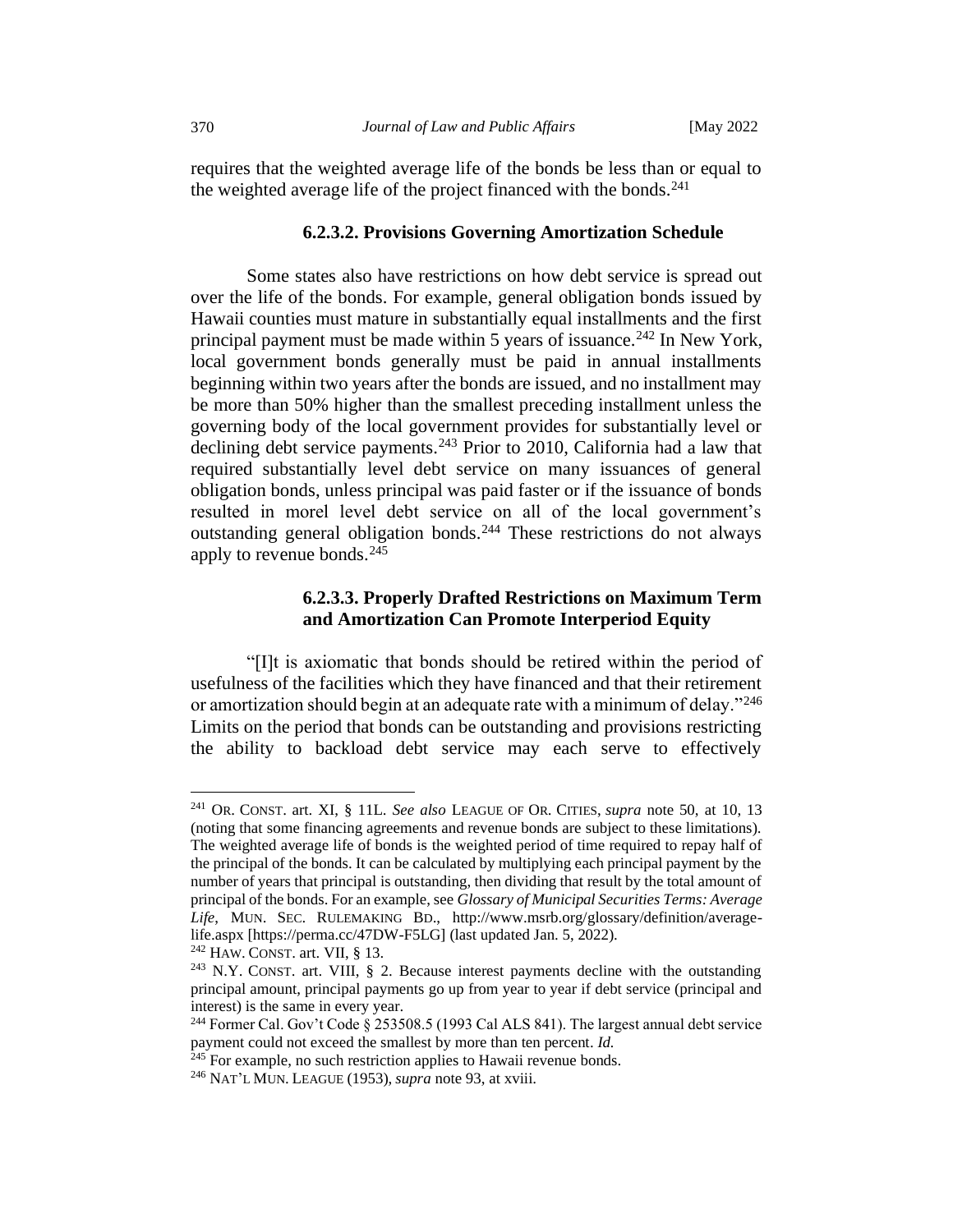requires that the weighted average life of the bonds be less than or equal to the weighted average life of the project financed with the bonds.[241]

#### 6.2.3.2. Provisions Governing Amortization Schedule

Some states also have restrictions on how debt service is spread out over the life of the bonds. For example, general obligation bonds issued by Hawaii counties must mature in substantially equal installments and the first principal payment must be made within 5 years of issuance.[242] In New York, local government bonds generally must be paid in annual installments beginning within two years after the bonds are issued, and no installment may be more than 50% higher than the smallest preceding installment unless the governing body of the local government provides for substantially level or declining debt service payments.[243] Prior to 2010, California had a law that required substantially level debt service on many issuances of general obligation bonds, unless principal was paid faster or if the issuance of bonds resulted in morel level debt service on all of the local government's outstanding general obligation bonds.[244] These restrictions do not always apply to revenue bonds.[245]

#### 6.2.3.3. Properly Drafted Restrictions on Maximum Term and Amortization Can Promote Interperiod Equity

"[I]t is axiomatic that bonds should be retired within the period of usefulness of the facilities which they have financed and that their retirement or amortization should begin at an adequate rate with a minimum of delay."[246] Limits on the period that bonds can be outstanding and provisions restricting the ability to backload debt service may each serve to effectively

---

[241] OR. CONST. art. XI, § 11L. *See also* LEAGUE OF OR. CITIES, *supra* note 50, at 10, 13 (noting that some financing agreements and revenue bonds are subject to these limitations). The weighted average life of bonds is the weighted period of time required to repay half of the principal of the bonds. It can be calculated by multiplying each principal payment by the number of years that principal is outstanding, then dividing that result by the total amount of principal of the bonds. For an example, see *Glossary of Municipal Securities Terms: Average Life*, MUN. SEC. RULEMAKING BD., http://www.msrb.org/glossary/definition/average-life.aspx [https://perma.cc/47DW-F5LG] (last updated Jan. 5, 2022).

[242] HAW. CONST. art. VII, § 13.

[243] N.Y. CONST. art. VIII, § 2. Because interest payments decline with the outstanding principal amount, principal payments go up from year to year if debt service (principal and interest) is the same in every year.

[244] Former Cal. Gov't Code § 253508.5 (1993 Cal ALS 841). The largest annual debt service payment could not exceed the smallest by more than ten percent. *Id.*

[245] For example, no such restriction applies to Hawaii revenue bonds.

[246] NAT'L MUN. LEAGUE (1953), *supra* note 93, at xviii.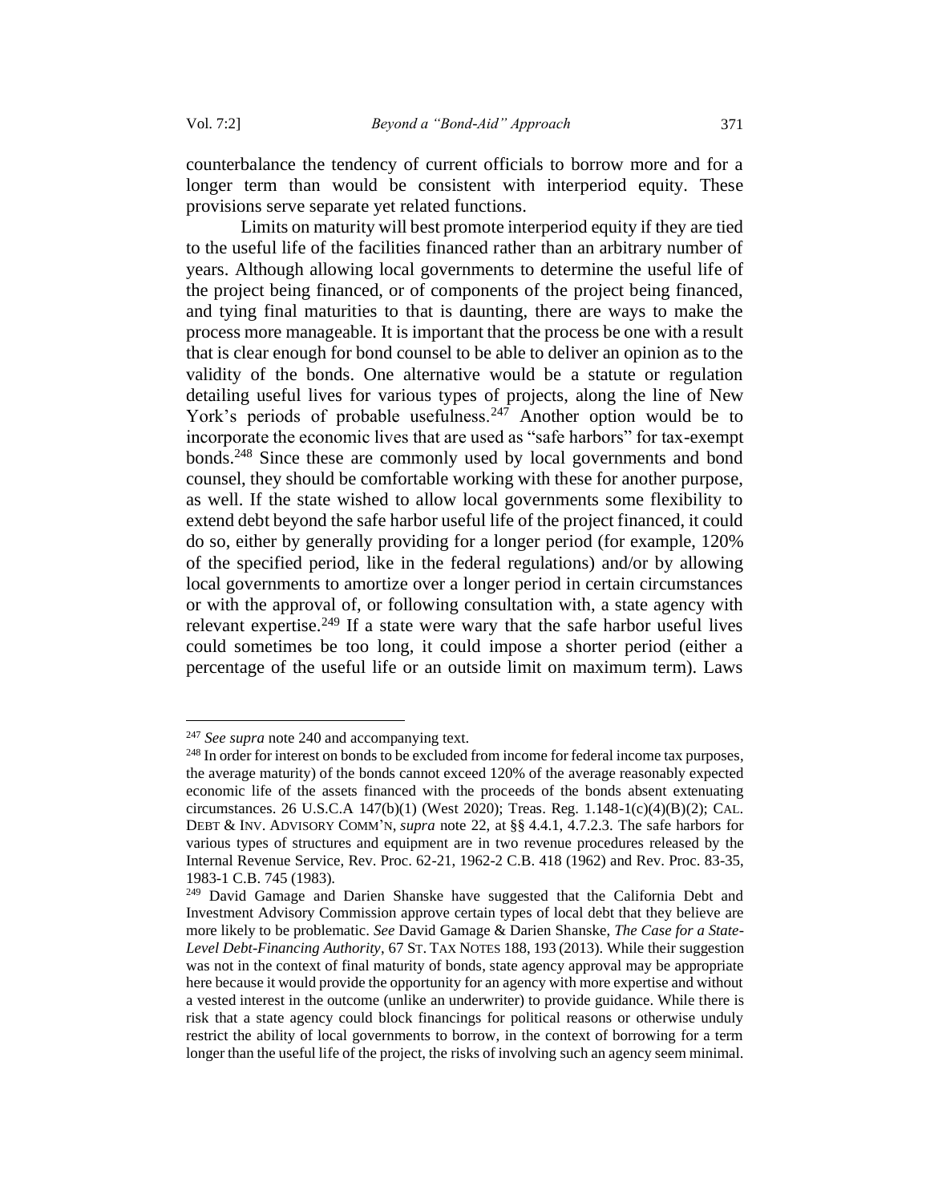counterbalance the tendency of current officials to borrow more and for a longer term than would be consistent with interperiod equity. These provisions serve separate yet related functions.

Limits on maturity will best promote interperiod equity if they are tied to the useful life of the facilities financed rather than an arbitrary number of years. Although allowing local governments to determine the useful life of the project being financed, or of components of the project being financed, and tying final maturities to that is daunting, there are ways to make the process more manageable. It is important that the process be one with a result that is clear enough for bond counsel to be able to deliver an opinion as to the validity of the bonds. One alternative would be a statute or regulation detailing useful lives for various types of projects, along the line of New York's periods of probable usefulness.[247] Another option would be to incorporate the economic lives that are used as "safe harbors" for tax-exempt bonds.[248] Since these are commonly used by local governments and bond counsel, they should be comfortable working with these for another purpose, as well. If the state wished to allow local governments some flexibility to extend debt beyond the safe harbor useful life of the project financed, it could do so, either by generally providing for a longer period (for example, 120% of the specified period, like in the federal regulations) and/or by allowing local governments to amortize over a longer period in certain circumstances or with the approval of, or following consultation with, a state agency with relevant expertise.[249] If a state were wary that the safe harbor useful lives could sometimes be too long, it could impose a shorter period (either a percentage of the useful life or an outside limit on maximum term). Laws

---

[247] *See supra* note 240 and accompanying text.

[248] In order for interest on bonds to be excluded from income for federal income tax purposes, the average maturity) of the bonds cannot exceed 120% of the average reasonably expected economic life of the assets financed with the proceeds of the bonds absent extenuating circumstances. 26 U.S.C.A 147(b)(1) (West 2020); Treas. Reg. 1.148-1(c)(4)(B)(2); CAL. DEBT & INV. ADVISORY COMM'N, *supra* note 22, at §§ 4.4.1, 4.7.2.3. The safe harbors for various types of structures and equipment are in two revenue procedures released by the Internal Revenue Service, Rev. Proc. 62-21, 1962-2 C.B. 418 (1962) and Rev. Proc. 83-35, 1983-1 C.B. 745 (1983).

[249] David Gamage and Darien Shanske have suggested that the California Debt and Investment Advisory Commission approve certain types of local debt that they believe are more likely to be problematic. *See* David Gamage & Darien Shanske, *The Case for a State-Level Debt-Financing Authority*, 67 ST. TAX NOTES 188, 193 (2013). While their suggestion was not in the context of final maturity of bonds, state agency approval may be appropriate here because it would provide the opportunity for an agency with more expertise and without a vested interest in the outcome (unlike an underwriter) to provide guidance. While there is risk that a state agency could block financings for political reasons or otherwise unduly restrict the ability of local governments to borrow, in the context of borrowing for a term longer than the useful life of the project, the risks of involving such an agency seem minimal.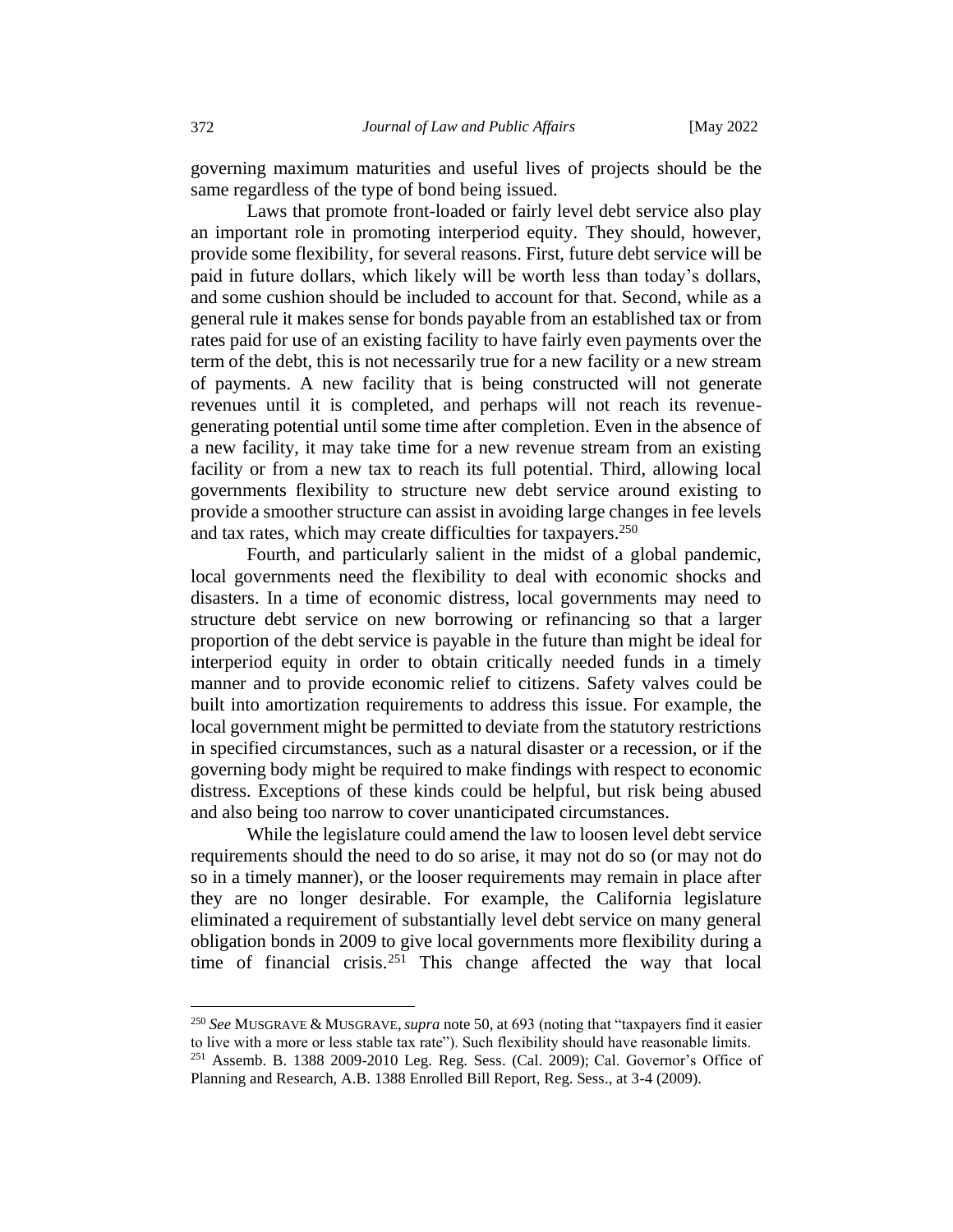governing maximum maturities and useful lives of projects should be the same regardless of the type of bond being issued.

Laws that promote front-loaded or fairly level debt service also play an important role in promoting interperiod equity. They should, however, provide some flexibility, for several reasons. First, future debt service will be paid in future dollars, which likely will be worth less than today's dollars, and some cushion should be included to account for that. Second, while as a general rule it makes sense for bonds payable from an established tax or from rates paid for use of an existing facility to have fairly even payments over the term of the debt, this is not necessarily true for a new facility or a new stream of payments. A new facility that is being constructed will not generate revenues until it is completed, and perhaps will not reach its revenue-generating potential until some time after completion. Even in the absence of a new facility, it may take time for a new revenue stream from an existing facility or from a new tax to reach its full potential. Third, allowing local governments flexibility to structure new debt service around existing to provide a smoother structure can assist in avoiding large changes in fee levels and tax rates, which may create difficulties for taxpayers.[250]

Fourth, and particularly salient in the midst of a global pandemic, local governments need the flexibility to deal with economic shocks and disasters. In a time of economic distress, local governments may need to structure debt service on new borrowing or refinancing so that a larger proportion of the debt service is payable in the future than might be ideal for interperiod equity in order to obtain critically needed funds in a timely manner and to provide economic relief to citizens. Safety valves could be built into amortization requirements to address this issue. For example, the local government might be permitted to deviate from the statutory restrictions in specified circumstances, such as a natural disaster or a recession, or if the governing body might be required to make findings with respect to economic distress. Exceptions of these kinds could be helpful, but risk being abused and also being too narrow to cover unanticipated circumstances.

While the legislature could amend the law to loosen level debt service requirements should the need to do so arise, it may not do so (or may not do so in a timely manner), or the looser requirements may remain in place after they are no longer desirable. For example, the California legislature eliminated a requirement of substantially level debt service on many general obligation bonds in 2009 to give local governments more flexibility during a time of financial crisis.[251] This change affected the way that local

---

[250] *See* MUSGRAVE & MUSGRAVE, *supra* note 50, at 693 (noting that "taxpayers find it easier to live with a more or less stable tax rate"). Such flexibility should have reasonable limits.

[251] Assemb. B. 1388 2009-2010 Leg. Reg. Sess. (Cal. 2009); Cal. Governor's Office of Planning and Research, A.B. 1388 Enrolled Bill Report, Reg. Sess., at 3-4 (2009).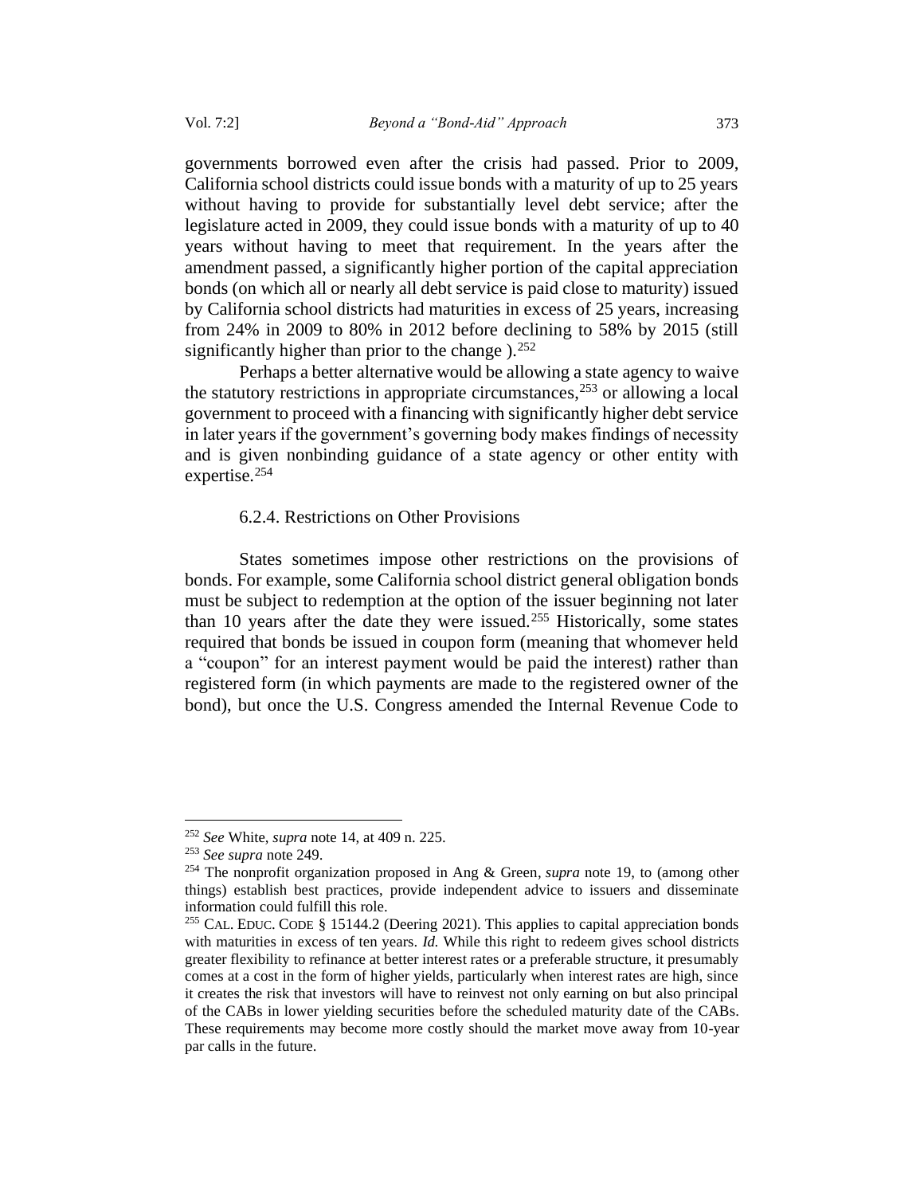governments borrowed even after the crisis had passed. Prior to 2009, California school districts could issue bonds with a maturity of up to 25 years without having to provide for substantially level debt service; after the legislature acted in 2009, they could issue bonds with a maturity of up to 40 years without having to meet that requirement. In the years after the amendment passed, a significantly higher portion of the capital appreciation bonds (on which all or nearly all debt service is paid close to maturity) issued by California school districts had maturities in excess of 25 years, increasing from 24% in 2009 to 80% in 2012 before declining to 58% by 2015 (still significantly higher than prior to the change ).[252]

Perhaps a better alternative would be allowing a state agency to waive the statutory restrictions in appropriate circumstances,[253] or allowing a local government to proceed with a financing with significantly higher debt service in later years if the government's governing body makes findings of necessity and is given nonbinding guidance of a state agency or other entity with expertise.[254]

#### 6.2.4. Restrictions on Other Provisions

States sometimes impose other restrictions on the provisions of bonds. For example, some California school district general obligation bonds must be subject to redemption at the option of the issuer beginning not later than 10 years after the date they were issued.[255] Historically, some states required that bonds be issued in coupon form (meaning that whomever held a "coupon" for an interest payment would be paid the interest) rather than registered form (in which payments are made to the registered owner of the bond), but once the U.S. Congress amended the Internal Revenue Code to

---

[252] *See* White, *supra* note 14, at 409 n. 225.

[253] *See supra* note 249.

[254] The nonprofit organization proposed in Ang & Green, *supra* note 19, to (among other things) establish best practices, provide independent advice to issuers and disseminate information could fulfill this role.

[255] CAL. EDUC. CODE § 15144.2 (Deering 2021). This applies to capital appreciation bonds with maturities in excess of ten years. *Id.* While this right to redeem gives school districts greater flexibility to refinance at better interest rates or a preferable structure, it presumably comes at a cost in the form of higher yields, particularly when interest rates are high, since it creates the risk that investors will have to reinvest not only earning on but also principal of the CABs in lower yielding securities before the scheduled maturity date of the CABs. These requirements may become more costly should the market move away from 10-year par calls in the future.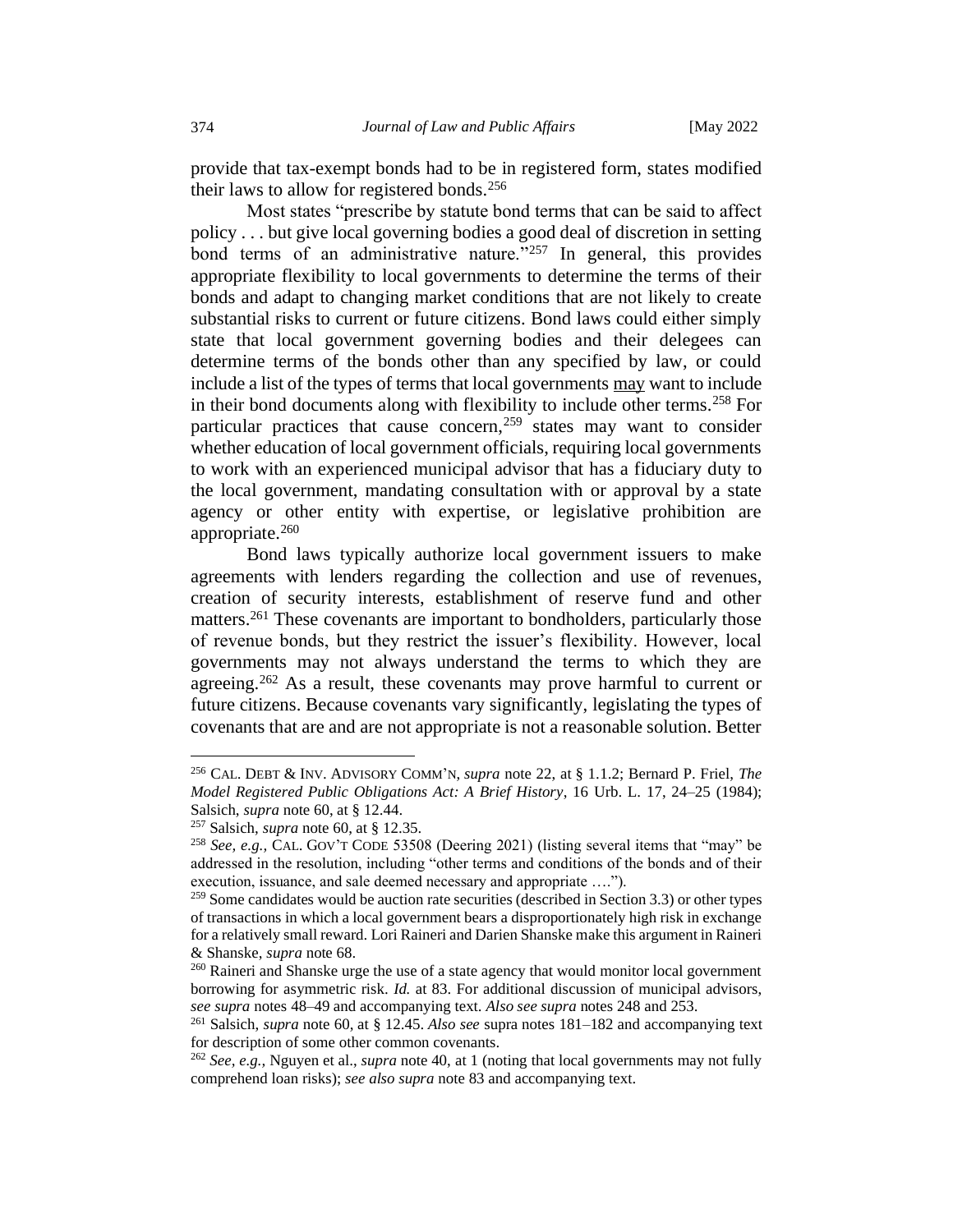provide that tax-exempt bonds had to be in registered form, states modified their laws to allow for registered bonds.[256]

Most states "prescribe by statute bond terms that can be said to affect policy . . . but give local governing bodies a good deal of discretion in setting bond terms of an administrative nature."[257] In general, this provides appropriate flexibility to local governments to determine the terms of their bonds and adapt to changing market conditions that are not likely to create substantial risks to current or future citizens. Bond laws could either simply state that local government governing bodies and their delegees can determine terms of the bonds other than any specified by law, or could include a list of the types of terms that local governments <u>may</u> want to include in their bond documents along with flexibility to include other terms.[258] For particular practices that cause concern,[259] states may want to consider whether education of local government officials, requiring local governments to work with an experienced municipal advisor that has a fiduciary duty to the local government, mandating consultation with or approval by a state agency or other entity with expertise, or legislative prohibition are appropriate.[260]

Bond laws typically authorize local government issuers to make agreements with lenders regarding the collection and use of revenues, creation of security interests, establishment of reserve fund and other matters.[261] These covenants are important to bondholders, particularly those of revenue bonds, but they restrict the issuer's flexibility. However, local governments may not always understand the terms to which they are agreeing.[262] As a result, these covenants may prove harmful to current or future citizens. Because covenants vary significantly, legislating the types of covenants that are and are not appropriate is not a reasonable solution. Better

---

[256] CAL. DEBT & INV. ADVISORY COMM'N, *supra* note 22, at § 1.1.2; Bernard P. Friel, *The Model Registered Public Obligations Act: A Brief History*, 16 Urb. L. 17, 24–25 (1984); Salsich, *supra* note 60, at § 12.44.

[257] Salsich, *supra* note 60, at § 12.35.

[258] *See, e.g.*, CAL. GOV'T CODE 53508 (Deering 2021) (listing several items that "may" be addressed in the resolution, including "other terms and conditions of the bonds and of their execution, issuance, and sale deemed necessary and appropriate ….").

[259] Some candidates would be auction rate securities (described in Section 3.3) or other types of transactions in which a local government bears a disproportionately high risk in exchange for a relatively small reward. Lori Raineri and Darien Shanske make this argument in Raineri & Shanske, *supra* note 68.

[260] Raineri and Shanske urge the use of a state agency that would monitor local government borrowing for asymmetric risk. *Id.* at 83. For additional discussion of municipal advisors, *see supra* notes 48–49 and accompanying text. *Also see supra* notes 248 and 253.

[261] Salsich, *supra* note 60, at § 12.45. *Also see* supra notes 181–182 and accompanying text for description of some other common covenants.

[262] *See, e.g.*, Nguyen et al., *supra* note 40, at 1 (noting that local governments may not fully comprehend loan risks); *see also supra* note 83 and accompanying text.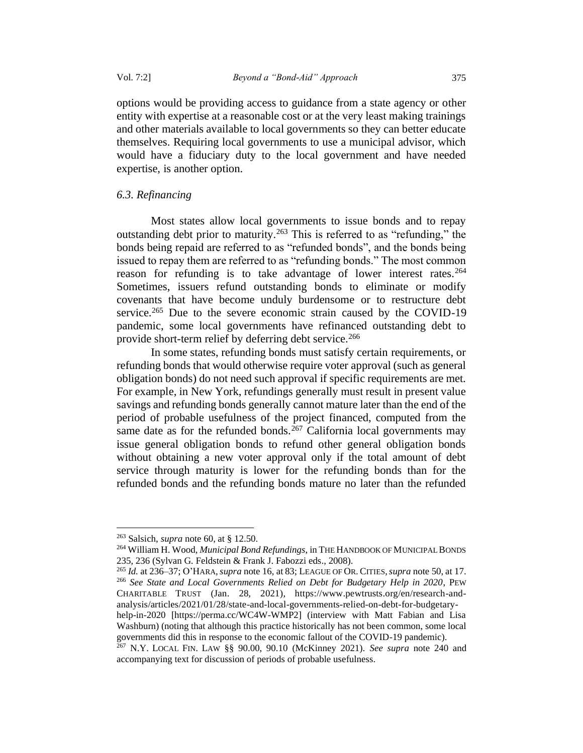options would be providing access to guidance from a state agency or other entity with expertise at a reasonable cost or at the very least making trainings and other materials available to local governments so they can better educate themselves. Requiring local governments to use a municipal advisor, which would have a fiduciary duty to the local government and have needed expertise, is another option.

### *6.3. Refinancing*

Most states allow local governments to issue bonds and to repay outstanding debt prior to maturity.[263] This is referred to as "refunding," the bonds being repaid are referred to as "refunded bonds", and the bonds being issued to repay them are referred to as "refunding bonds." The most common reason for refunding is to take advantage of lower interest rates.[264] Sometimes, issuers refund outstanding bonds to eliminate or modify covenants that have become unduly burdensome or to restructure debt service.[265] Due to the severe economic strain caused by the COVID-19 pandemic, some local governments have refinanced outstanding debt to provide short-term relief by deferring debt service.[266]

In some states, refunding bonds must satisfy certain requirements, or refunding bonds that would otherwise require voter approval (such as general obligation bonds) do not need such approval if specific requirements are met. For example, in New York, refundings generally must result in present value savings and refunding bonds generally cannot mature later than the end of the period of probable usefulness of the project financed, computed from the same date as for the refunded bonds.[267] California local governments may issue general obligation bonds to refund other general obligation bonds without obtaining a new voter approval only if the total amount of debt service through maturity is lower for the refunding bonds than for the refunded bonds and the refunding bonds mature no later than the refunded

---

[263] Salsich, *supra* note 60, at § 12.50.

[264] William H. Wood, *Municipal Bond Refundings*, in THE HANDBOOK OF MUNICIPAL BONDS 235, 236 (Sylvan G. Feldstein & Frank J. Fabozzi eds., 2008).

[265] *Id.* at 236–37; O'HARA, *supra* note 16, at 83; LEAGUE OF OR. CITIES, *supra* note 50, at 17.

[266] *See State and Local Governments Relied on Debt for Budgetary Help in 2020*, PEW CHARITABLE TRUST (Jan. 28, 2021), https://www.pewtrusts.org/en/research-and-analysis/articles/2021/01/28/state-and-local-governments-relied-on-debt-for-budgetary-help-in-2020 [https://perma.cc/WC4W-WMP2] (interview with Matt Fabian and Lisa Washburn) (noting that although this practice historically has not been common, some local governments did this in response to the economic fallout of the COVID-19 pandemic).

[267] N.Y. LOCAL FIN. LAW §§ 90.00, 90.10 (McKinney 2021). *See supra* note 240 and accompanying text for discussion of periods of probable usefulness.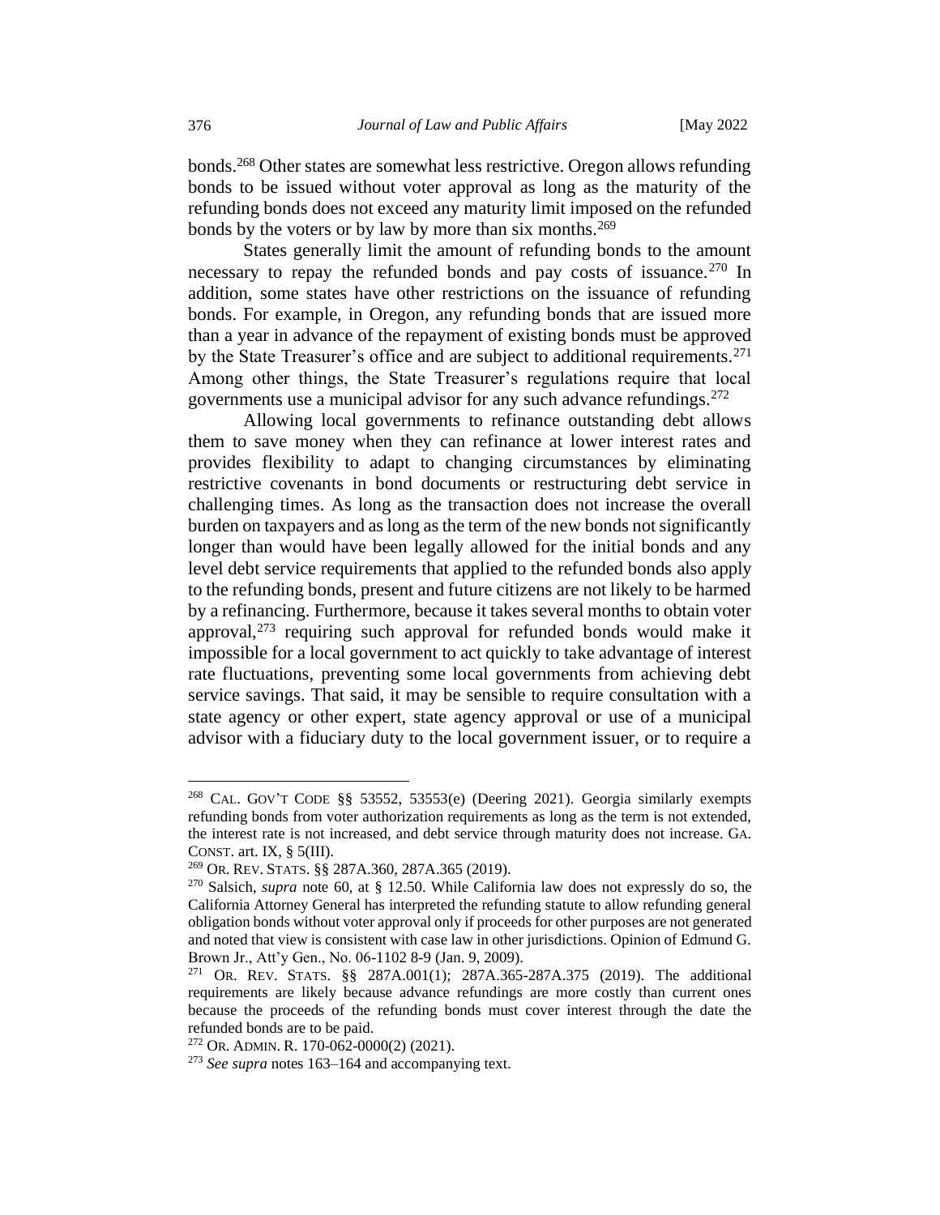bonds.[268] Other states are somewhat less restrictive. Oregon allows refunding bonds to be issued without voter approval as long as the maturity of the refunding bonds does not exceed any maturity limit imposed on the refunded bonds by the voters or by law by more than six months.[269]

States generally limit the amount of refunding bonds to the amount necessary to repay the refunded bonds and pay costs of issuance.[270] In addition, some states have other restrictions on the issuance of refunding bonds. For example, in Oregon, any refunding bonds that are issued more than a year in advance of the repayment of existing bonds must be approved by the State Treasurer's office and are subject to additional requirements.[271] Among other things, the State Treasurer's regulations require that local governments use a municipal advisor for any such advance refundings.[272]

Allowing local governments to refinance outstanding debt allows them to save money when they can refinance at lower interest rates and provides flexibility to adapt to changing circumstances by eliminating restrictive covenants in bond documents or restructuring debt service in challenging times. As long as the transaction does not increase the overall burden on taxpayers and as long as the term of the new bonds not significantly longer than would have been legally allowed for the initial bonds and any level debt service requirements that applied to the refunded bonds also apply to the refunding bonds, present and future citizens are not likely to be harmed by a refinancing. Furthermore, because it takes several months to obtain voter approval,[273] requiring such approval for refunded bonds would make it impossible for a local government to act quickly to take advantage of interest rate fluctuations, preventing some local governments from achieving debt service savings. That said, it may be sensible to require consultation with a state agency or other expert, state agency approval or use of a municipal advisor with a fiduciary duty to the local government issuer, or to require a

---

[268] CAL. GOV'T CODE §§ 53552, 53553(e) (Deering 2021). Georgia similarly exempts refunding bonds from voter authorization requirements as long as the term is not extended, the interest rate is not increased, and debt service through maturity does not increase. GA. CONST. art. IX, § 5(III).

[269] OR. REV. STATS. §§ 287A.360, 287A.365 (2019).

[270] Salsich, *supra* note 60, at § 12.50. While California law does not expressly do so, the California Attorney General has interpreted the refunding statute to allow refunding general obligation bonds without voter approval only if proceeds for other purposes are not generated and noted that view is consistent with case law in other jurisdictions. Opinion of Edmund G. Brown Jr., Att'y Gen., No. 06-1102 8-9 (Jan. 9, 2009).

[271] OR. REV. STATS. §§ 287A.001(1); 287A.365-287A.375 (2019). The additional requirements are likely because advance refundings are more costly than current ones because the proceeds of the refunding bonds must cover interest through the date the refunded bonds are to be paid.

[272] OR. ADMIN. R. 170-062-0000(2) (2021).

[273] *See supra* notes 163–164 and accompanying text.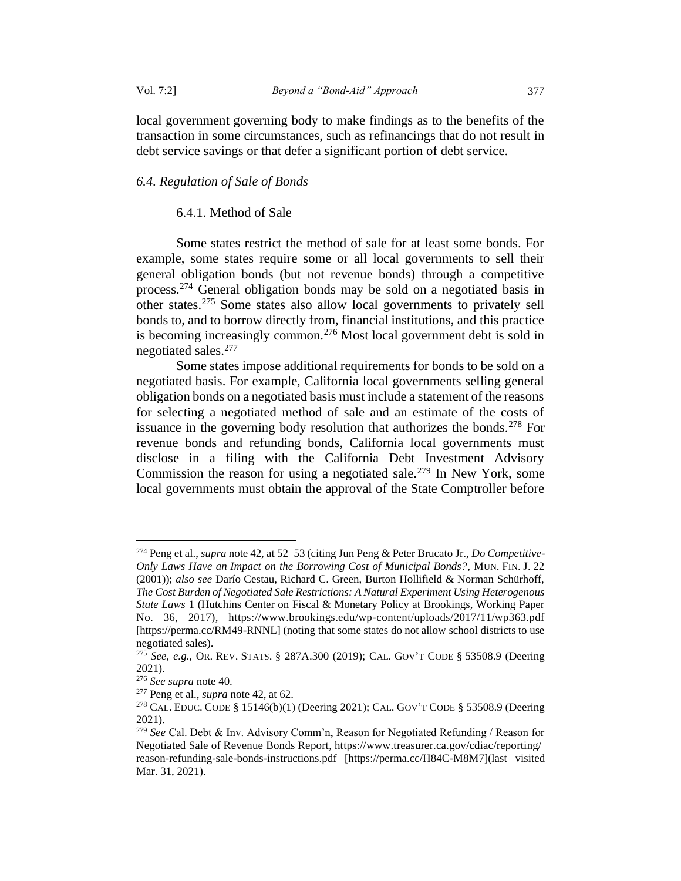local government governing body to make findings as to the benefits of the transaction in some circumstances, such as refinancings that do not result in debt service savings or that defer a significant portion of debt service.

### *6.4. Regulation of Sale of Bonds*

#### 6.4.1. Method of Sale

Some states restrict the method of sale for at least some bonds. For example, some states require some or all local governments to sell their general obligation bonds (but not revenue bonds) through a competitive process.[274] General obligation bonds may be sold on a negotiated basis in other states.[275] Some states also allow local governments to privately sell bonds to, and to borrow directly from, financial institutions, and this practice is becoming increasingly common.[276] Most local government debt is sold in negotiated sales.[277]

Some states impose additional requirements for bonds to be sold on a negotiated basis. For example, California local governments selling general obligation bonds on a negotiated basis must include a statement of the reasons for selecting a negotiated method of sale and an estimate of the costs of issuance in the governing body resolution that authorizes the bonds.[278] For revenue bonds and refunding bonds, California local governments must disclose in a filing with the California Debt Investment Advisory Commission the reason for using a negotiated sale.[279] In New York, some local governments must obtain the approval of the State Comptroller before

---

[274] Peng et al., *supra* note 42, at 52–53 (citing Jun Peng & Peter Brucato Jr., *Do Competitive-Only Laws Have an Impact on the Borrowing Cost of Municipal Bonds?*, MUN. FIN. J. 22 (2001)); *also see* Darío Cestau, Richard C. Green, Burton Hollifield & Norman Schürhoff, *The Cost Burden of Negotiated Sale Restrictions: A Natural Experiment Using Heterogenous State Laws* 1 (Hutchins Center on Fiscal & Monetary Policy at Brookings, Working Paper No. 36, 2017), https://www.brookings.edu/wp-content/uploads/2017/11/wp363.pdf [https://perma.cc/RM49-RNNL] (noting that some states do not allow school districts to use negotiated sales).

[275] *See, e.g.*, OR. REV. STATS. § 287A.300 (2019); CAL. GOV'T CODE § 53508.9 (Deering 2021).

[276] *See supra* note 40.

[277] Peng et al., *supra* note 42, at 62.

[278] CAL. EDUC. CODE § 15146(b)(1) (Deering 2021); CAL. GOV'T CODE § 53508.9 (Deering 2021).

[279] *See* Cal. Debt & Inv. Advisory Comm'n, Reason for Negotiated Refunding / Reason for Negotiated Sale of Revenue Bonds Report, https://www.treasurer.ca.gov/cdiac/reporting/reason-refunding-sale-bonds-instructions.pdf [https://perma.cc/H84C-M8M7](last visited Mar. 31, 2021).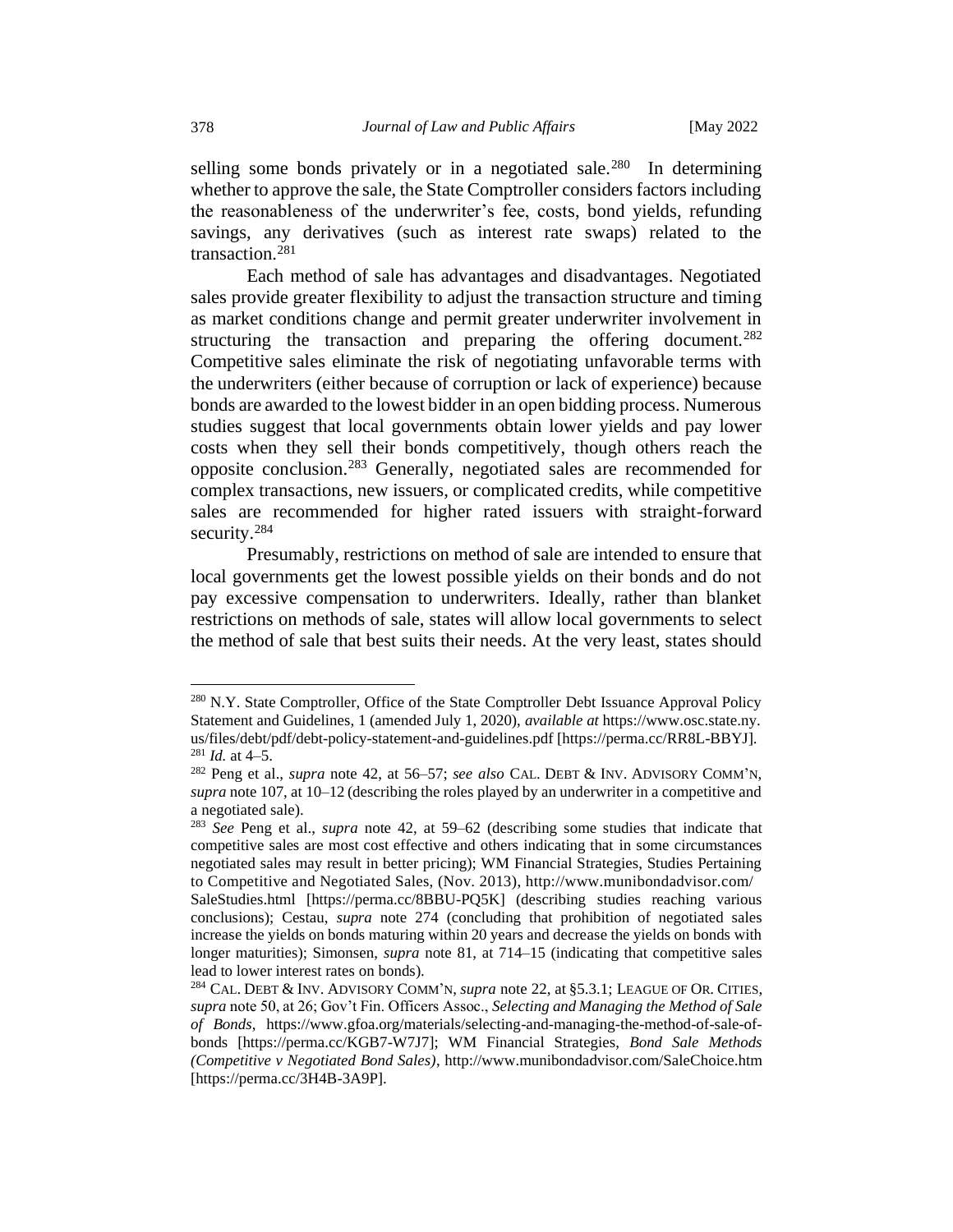selling some bonds privately or in a negotiated sale.[280] In determining whether to approve the sale, the State Comptroller considers factors including the reasonableness of the underwriter's fee, costs, bond yields, refunding savings, any derivatives (such as interest rate swaps) related to the transaction.[281]

Each method of sale has advantages and disadvantages. Negotiated sales provide greater flexibility to adjust the transaction structure and timing as market conditions change and permit greater underwriter involvement in structuring the transaction and preparing the offering document.[282] Competitive sales eliminate the risk of negotiating unfavorable terms with the underwriters (either because of corruption or lack of experience) because bonds are awarded to the lowest bidder in an open bidding process. Numerous studies suggest that local governments obtain lower yields and pay lower costs when they sell their bonds competitively, though others reach the opposite conclusion.[283] Generally, negotiated sales are recommended for complex transactions, new issuers, or complicated credits, while competitive sales are recommended for higher rated issuers with straight-forward security.[284]

Presumably, restrictions on method of sale are intended to ensure that local governments get the lowest possible yields on their bonds and do not pay excessive compensation to underwriters. Ideally, rather than blanket restrictions on methods of sale, states will allow local governments to select the method of sale that best suits their needs. At the very least, states should

---

[280] N.Y. State Comptroller, Office of the State Comptroller Debt Issuance Approval Policy Statement and Guidelines, 1 (amended July 1, 2020), *available at* https://www.osc.state.ny.us/files/debt/pdf/debt-policy-statement-and-guidelines.pdf [https://perma.cc/RR8L-BBYJ].

[281] *Id.* at 4–5.

[282] Peng et al., *supra* note 42, at 56–57; *see also* CAL. DEBT & INV. ADVISORY COMM'N, *supra* note 107, at 10–12 (describing the roles played by an underwriter in a competitive and a negotiated sale).

[283] *See* Peng et al., *supra* note 42, at 59–62 (describing some studies that indicate that competitive sales are most cost effective and others indicating that in some circumstances negotiated sales may result in better pricing); WM Financial Strategies, Studies Pertaining to Competitive and Negotiated Sales, (Nov. 2013), http://www.munibondadvisor.com/SaleStudies.html [https://perma.cc/8BBU-PQ5K] (describing studies reaching various conclusions); Cestau, *supra* note 274 (concluding that prohibition of negotiated sales increase the yields on bonds maturing within 20 years and decrease the yields on bonds with longer maturities); Simonsen, *supra* note 81, at 714–15 (indicating that competitive sales lead to lower interest rates on bonds).

[284] CAL. DEBT & INV. ADVISORY COMM'N, *supra* note 22, at §5.3.1; LEAGUE OF OR. CITIES, *supra* note 50, at 26; Gov't Fin. Officers Assoc., *Selecting and Managing the Method of Sale of Bonds*, https://www.gfoa.org/materials/selecting-and-managing-the-method-of-sale-of-bonds [https://perma.cc/KGB7-W7J7]; WM Financial Strategies, *Bond Sale Methods (Competitive v Negotiated Bond Sales)*, http://www.munibondadvisor.com/SaleChoice.htm [https://perma.cc/3H4B-3A9P].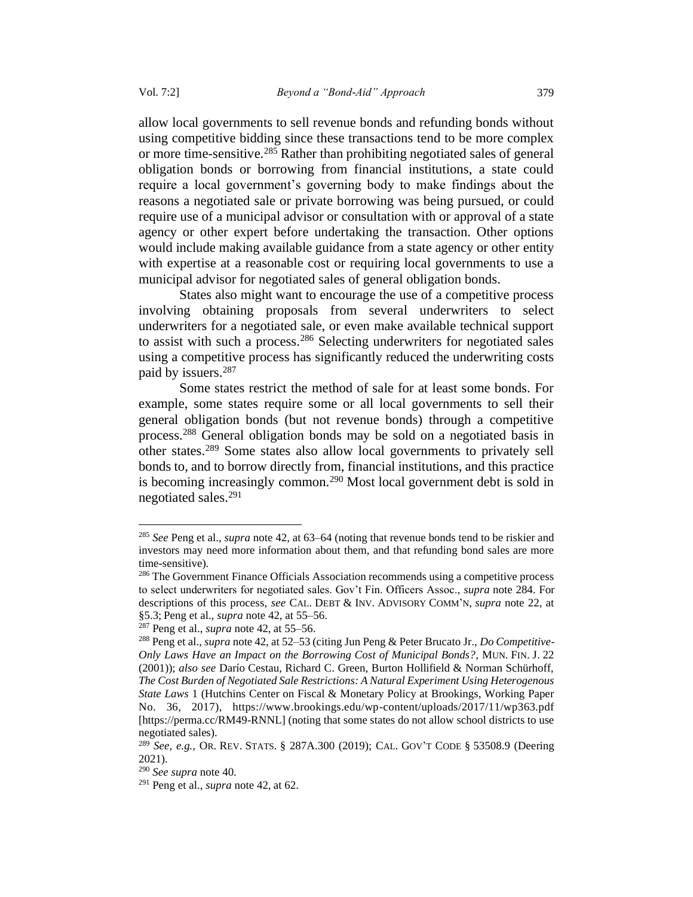allow local governments to sell revenue bonds and refunding bonds without using competitive bidding since these transactions tend to be more complex or more time-sensitive.[285] Rather than prohibiting negotiated sales of general obligation bonds or borrowing from financial institutions, a state could require a local government's governing body to make findings about the reasons a negotiated sale or private borrowing was being pursued, or could require use of a municipal advisor or consultation with or approval of a state agency or other expert before undertaking the transaction. Other options would include making available guidance from a state agency or other entity with expertise at a reasonable cost or requiring local governments to use a municipal advisor for negotiated sales of general obligation bonds.

States also might want to encourage the use of a competitive process involving obtaining proposals from several underwriters to select underwriters for a negotiated sale, or even make available technical support to assist with such a process.[286] Selecting underwriters for negotiated sales using a competitive process has significantly reduced the underwriting costs paid by issuers.[287]

Some states restrict the method of sale for at least some bonds. For example, some states require some or all local governments to sell their general obligation bonds (but not revenue bonds) through a competitive process.[288] General obligation bonds may be sold on a negotiated basis in other states.[289] Some states also allow local governments to privately sell bonds to, and to borrow directly from, financial institutions, and this practice is becoming increasingly common.[290] Most local government debt is sold in negotiated sales.[291]

---

[285] *See* Peng et al., *supra* note 42, at 63–64 (noting that revenue bonds tend to be riskier and investors may need more information about them, and that refunding bond sales are more time-sensitive).

[286] The Government Finance Officials Association recommends using a competitive process to select underwriters for negotiated sales. Gov't Fin. Officers Assoc., *supra* note 284. For descriptions of this process, *see* CAL. DEBT & INV. ADVISORY COMM'N, *supra* note 22, at §5.3; Peng et al., *supra* note 42, at 55–56.

[287] Peng et al., *supra* note 42, at 55–56.

[288] Peng et al., *supra* note 42, at 52–53 (citing Jun Peng & Peter Brucato Jr., *Do Competitive-Only Laws Have an Impact on the Borrowing Cost of Municipal Bonds?*, MUN. FIN. J. 22 (2001)); *also see* Darío Cestau, Richard C. Green, Burton Hollifield & Norman Schürhoff, *The Cost Burden of Negotiated Sale Restrictions: A Natural Experiment Using Heterogenous State Laws* 1 (Hutchins Center on Fiscal & Monetary Policy at Brookings, Working Paper No. 36, 2017), https://www.brookings.edu/wp-content/uploads/2017/11/wp363.pdf [https://perma.cc/RM49-RNNL] (noting that some states do not allow school districts to use negotiated sales).

[289] *See, e.g.,* OR. REV. STATS. § 287A.300 (2019); CAL. GOV'T CODE § 53508.9 (Deering 2021).

[290] *See supra* note 40.

[291] Peng et al., *supra* note 42, at 62.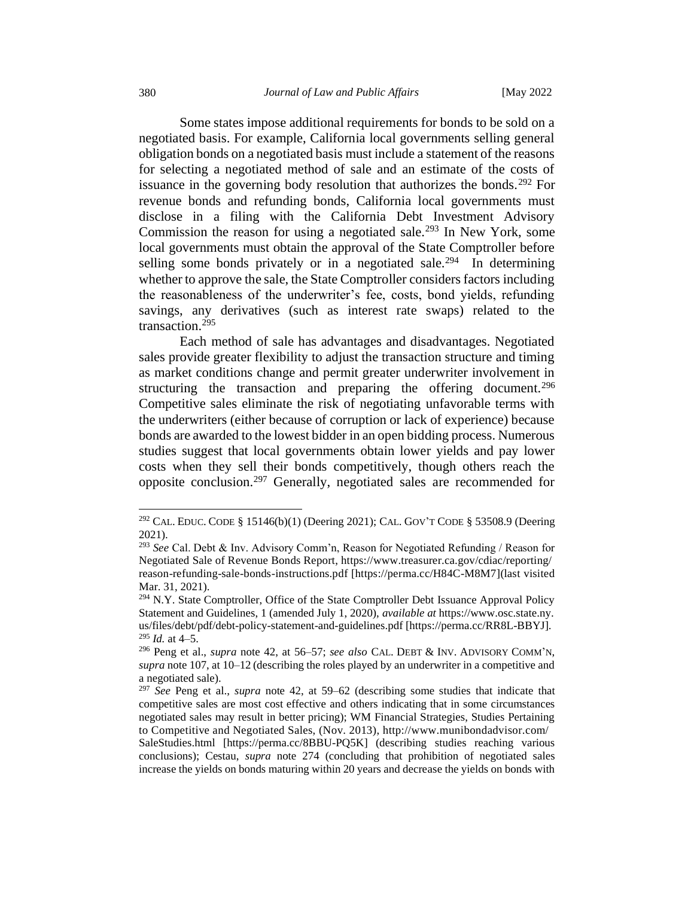Some states impose additional requirements for bonds to be sold on a negotiated basis. For example, California local governments selling general obligation bonds on a negotiated basis must include a statement of the reasons for selecting a negotiated method of sale and an estimate of the costs of issuance in the governing body resolution that authorizes the bonds.[292] For revenue bonds and refunding bonds, California local governments must disclose in a filing with the California Debt Investment Advisory Commission the reason for using a negotiated sale.[293] In New York, some local governments must obtain the approval of the State Comptroller before selling some bonds privately or in a negotiated sale.[294] In determining whether to approve the sale, the State Comptroller considers factors including the reasonableness of the underwriter's fee, costs, bond yields, refunding savings, any derivatives (such as interest rate swaps) related to the transaction.[295]

Each method of sale has advantages and disadvantages. Negotiated sales provide greater flexibility to adjust the transaction structure and timing as market conditions change and permit greater underwriter involvement in structuring the transaction and preparing the offering document.[296] Competitive sales eliminate the risk of negotiating unfavorable terms with the underwriters (either because of corruption or lack of experience) because bonds are awarded to the lowest bidder in an open bidding process. Numerous studies suggest that local governments obtain lower yields and pay lower costs when they sell their bonds competitively, though others reach the opposite conclusion.[297] Generally, negotiated sales are recommended for

---

[292] CAL. EDUC. CODE § 15146(b)(1) (Deering 2021); CAL. GOV'T CODE § 53508.9 (Deering 2021).

[293] *See* Cal. Debt & Inv. Advisory Comm'n, Reason for Negotiated Refunding / Reason for Negotiated Sale of Revenue Bonds Report, https://www.treasurer.ca.gov/cdiac/reporting/reason-refunding-sale-bonds-instructions.pdf [https://perma.cc/H84C-M8M7](last visited Mar. 31, 2021).

[294] N.Y. State Comptroller, Office of the State Comptroller Debt Issuance Approval Policy Statement and Guidelines, 1 (amended July 1, 2020), *available at* https://www.osc.state.ny.us/files/debt/pdf/debt-policy-statement-and-guidelines.pdf [https://perma.cc/RR8L-BBYJ].

[295] *Id.* at 4–5.

[296] Peng et al., *supra* note 42, at 56–57; *see also* CAL. DEBT & INV. ADVISORY COMM'N, *supra* note 107, at 10–12 (describing the roles played by an underwriter in a competitive and a negotiated sale).

[297] *See* Peng et al., *supra* note 42, at 59–62 (describing some studies that indicate that competitive sales are most cost effective and others indicating that in some circumstances negotiated sales may result in better pricing); WM Financial Strategies, Studies Pertaining to Competitive and Negotiated Sales, (Nov. 2013), http://www.munibondadvisor.com/SaleStudies.html [https://perma.cc/8BBU-PQ5K] (describing studies reaching various conclusions); Cestau, *supra* note 274 (concluding that prohibition of negotiated sales increase the yields on bonds maturing within 20 years and decrease the yields on bonds with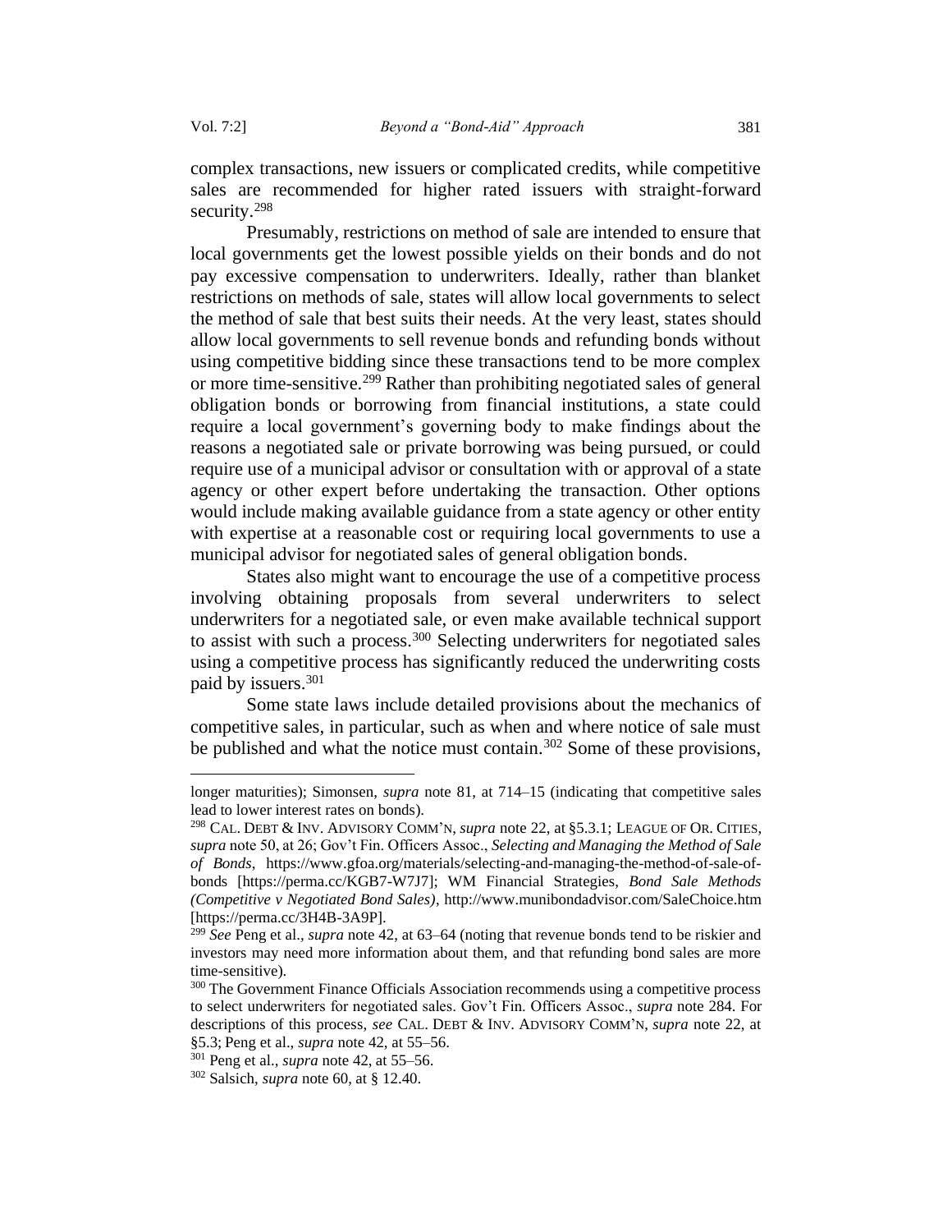complex transactions, new issuers or complicated credits, while competitive sales are recommended for higher rated issuers with straight-forward security.[298]

Presumably, restrictions on method of sale are intended to ensure that local governments get the lowest possible yields on their bonds and do not pay excessive compensation to underwriters. Ideally, rather than blanket restrictions on methods of sale, states will allow local governments to select the method of sale that best suits their needs. At the very least, states should allow local governments to sell revenue bonds and refunding bonds without using competitive bidding since these transactions tend to be more complex or more time-sensitive.[299] Rather than prohibiting negotiated sales of general obligation bonds or borrowing from financial institutions, a state could require a local government's governing body to make findings about the reasons a negotiated sale or private borrowing was being pursued, or could require use of a municipal advisor or consultation with or approval of a state agency or other expert before undertaking the transaction. Other options would include making available guidance from a state agency or other entity with expertise at a reasonable cost or requiring local governments to use a municipal advisor for negotiated sales of general obligation bonds.

States also might want to encourage the use of a competitive process involving obtaining proposals from several underwriters to select underwriters for a negotiated sale, or even make available technical support to assist with such a process.[300] Selecting underwriters for negotiated sales using a competitive process has significantly reduced the underwriting costs paid by issuers.[301]

Some state laws include detailed provisions about the mechanics of competitive sales, in particular, such as when and where notice of sale must be published and what the notice must contain.[302] Some of these provisions,

---

longer maturities); Simonsen, *supra* note 81, at 714–15 (indicating that competitive sales lead to lower interest rates on bonds).

[298] CAL. DEBT & INV. ADVISORY COMM'N, *supra* note 22, at §5.3.1; LEAGUE OF OR. CITIES, *supra* note 50, at 26; Gov't Fin. Officers Assoc., *Selecting and Managing the Method of Sale of Bonds*, https://www.gfoa.org/materials/selecting-and-managing-the-method-of-sale-of-bonds [https://perma.cc/KGB7-W7J7]; WM Financial Strategies, *Bond Sale Methods (Competitive v Negotiated Bond Sales)*, http://www.munibondadvisor.com/SaleChoice.htm [https://perma.cc/3H4B-3A9P].

[299] *See* Peng et al., *supra* note 42, at 63–64 (noting that revenue bonds tend to be riskier and investors may need more information about them, and that refunding bond sales are more time-sensitive).

[300] The Government Finance Officials Association recommends using a competitive process to select underwriters for negotiated sales. Gov't Fin. Officers Assoc., *supra* note 284. For descriptions of this process, *see* CAL. DEBT & INV. ADVISORY COMM'N, *supra* note 22, at §5.3; Peng et al., *supra* note 42, at 55–56.

[301] Peng et al., *supra* note 42, at 55–56.

[302] Salsich, *supra* note 60, at § 12.40.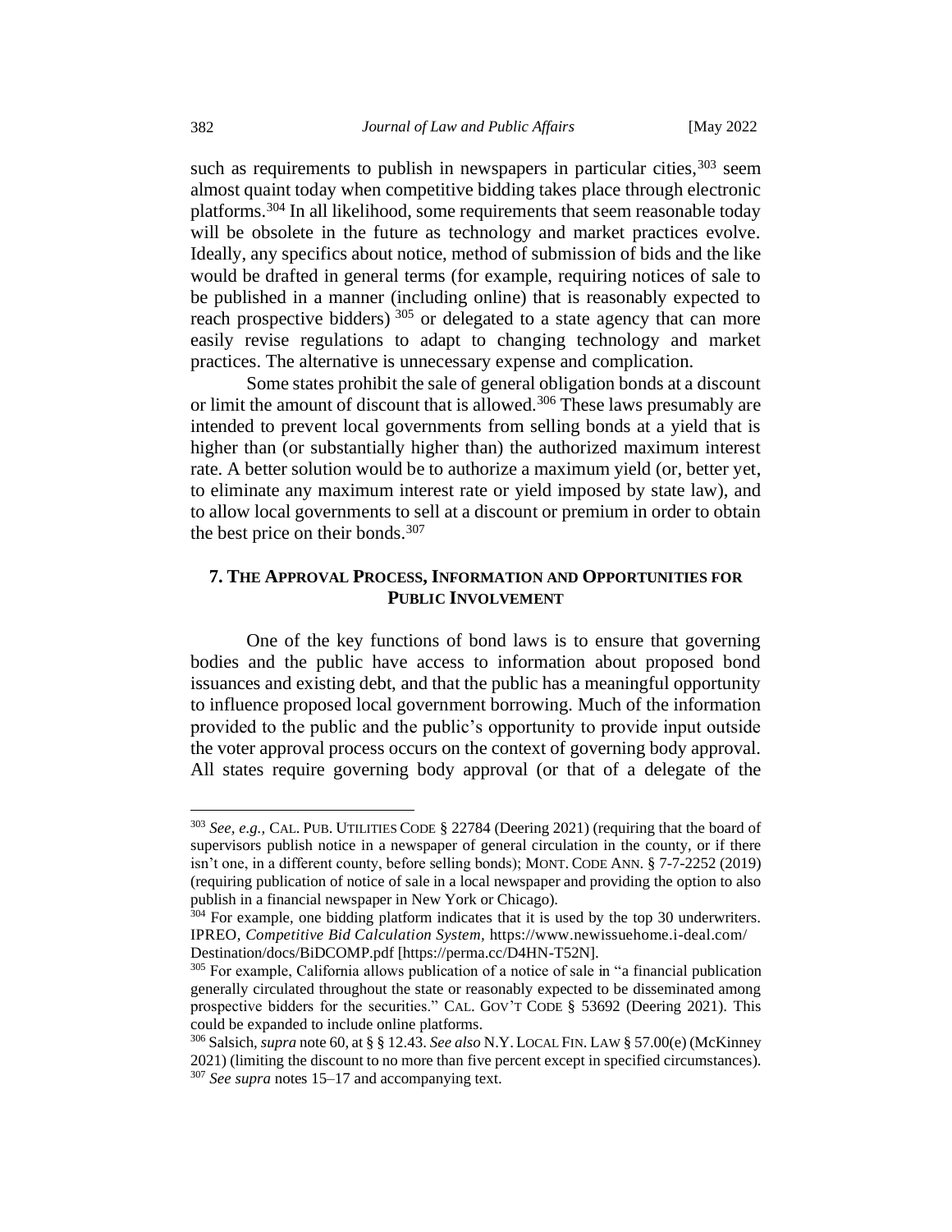such as requirements to publish in newspapers in particular cities,[303] seem almost quaint today when competitive bidding takes place through electronic platforms.[304] In all likelihood, some requirements that seem reasonable today will be obsolete in the future as technology and market practices evolve. Ideally, any specifics about notice, method of submission of bids and the like would be drafted in general terms (for example, requiring notices of sale to be published in a manner (including online) that is reasonably expected to reach prospective bidders) [305] or delegated to a state agency that can more easily revise regulations to adapt to changing technology and market practices. The alternative is unnecessary expense and complication.

Some states prohibit the sale of general obligation bonds at a discount or limit the amount of discount that is allowed.[306] These laws presumably are intended to prevent local governments from selling bonds at a yield that is higher than (or substantially higher than) the authorized maximum interest rate. A better solution would be to authorize a maximum yield (or, better yet, to eliminate any maximum interest rate or yield imposed by state law), and to allow local governments to sell at a discount or premium in order to obtain the best price on their bonds.[307]

## 7. The Approval Process, Information and Opportunities for Public Involvement

One of the key functions of bond laws is to ensure that governing bodies and the public have access to information about proposed bond issuances and existing debt, and that the public has a meaningful opportunity to influence proposed local government borrowing. Much of the information provided to the public and the public's opportunity to provide input outside the voter approval process occurs on the context of governing body approval. All states require governing body approval (or that of a delegate of the

---

[303] *See, e.g.*, CAL. PUB. UTILITIES CODE § 22784 (Deering 2021) (requiring that the board of supervisors publish notice in a newspaper of general circulation in the county, or if there isn't one, in a different county, before selling bonds); MONT. CODE ANN. § 7-7-2252 (2019) (requiring publication of notice of sale in a local newspaper and providing the option to also publish in a financial newspaper in New York or Chicago).

[304] For example, one bidding platform indicates that it is used by the top 30 underwriters. IPREO, *Competitive Bid Calculation System*, https://www.newissuehome.i-deal.com/Destination/docs/BiDCOMP.pdf [https://perma.cc/D4HN-T52N].

[305] For example, California allows publication of a notice of sale in "a financial publication generally circulated throughout the state or reasonably expected to be disseminated among prospective bidders for the securities." CAL. GOV'T CODE § 53692 (Deering 2021). This could be expanded to include online platforms.

[306] Salsich, *supra* note 60, at § § 12.43. *See also* N.Y. LOCAL FIN. LAW § 57.00(e) (McKinney 2021) (limiting the discount to no more than five percent except in specified circumstances).

[307] *See supra* notes 15–17 and accompanying text.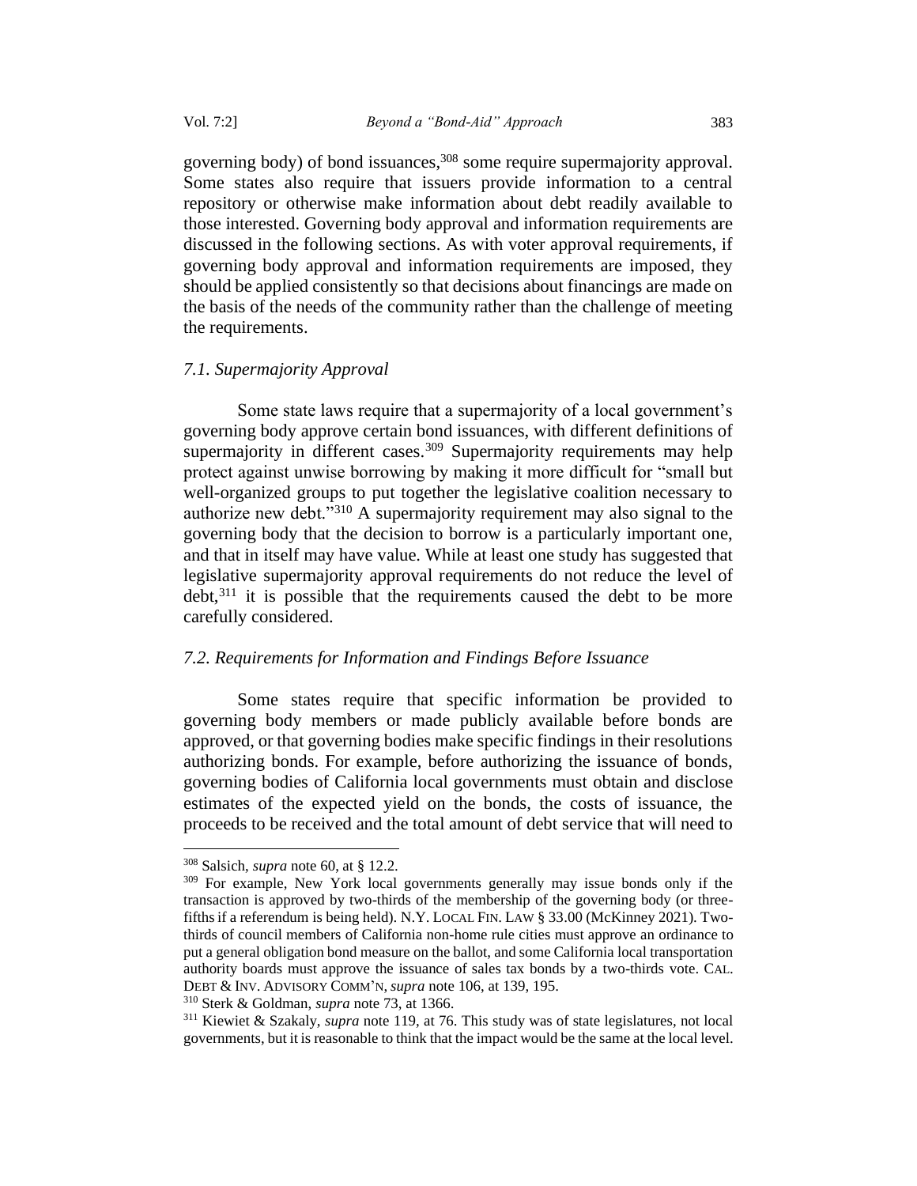governing body) of bond issuances,[308] some require supermajority approval. Some states also require that issuers provide information to a central repository or otherwise make information about debt readily available to those interested. Governing body approval and information requirements are discussed in the following sections. As with voter approval requirements, if governing body approval and information requirements are imposed, they should be applied consistently so that decisions about financings are made on the basis of the needs of the community rather than the challenge of meeting the requirements.

### *7.1. Supermajority Approval*

Some state laws require that a supermajority of a local government's governing body approve certain bond issuances, with different definitions of supermajority in different cases.[309] Supermajority requirements may help protect against unwise borrowing by making it more difficult for "small but well-organized groups to put together the legislative coalition necessary to authorize new debt."[310] A supermajority requirement may also signal to the governing body that the decision to borrow is a particularly important one, and that in itself may have value. While at least one study has suggested that legislative supermajority approval requirements do not reduce the level of debt,[311] it is possible that the requirements caused the debt to be more carefully considered.

### *7.2. Requirements for Information and Findings Before Issuance*

Some states require that specific information be provided to governing body members or made publicly available before bonds are approved, or that governing bodies make specific findings in their resolutions authorizing bonds. For example, before authorizing the issuance of bonds, governing bodies of California local governments must obtain and disclose estimates of the expected yield on the bonds, the costs of issuance, the proceeds to be received and the total amount of debt service that will need to

---

[308] Salsich, *supra* note 60, at § 12.2.

[309] For example, New York local governments generally may issue bonds only if the transaction is approved by two-thirds of the membership of the governing body (or three-fifths if a referendum is being held). N.Y. LOCAL FIN. LAW § 33.00 (McKinney 2021). Two-thirds of council members of California non-home rule cities must approve an ordinance to put a general obligation bond measure on the ballot, and some California local transportation authority boards must approve the issuance of sales tax bonds by a two-thirds vote. CAL. DEBT & INV. ADVISORY COMM'N, *supra* note 106, at 139, 195.

[310] Sterk & Goldman, *supra* note 73, at 1366.

[311] Kiewiet & Szakaly, *supra* note 119, at 76. This study was of state legislatures, not local governments, but it is reasonable to think that the impact would be the same at the local level.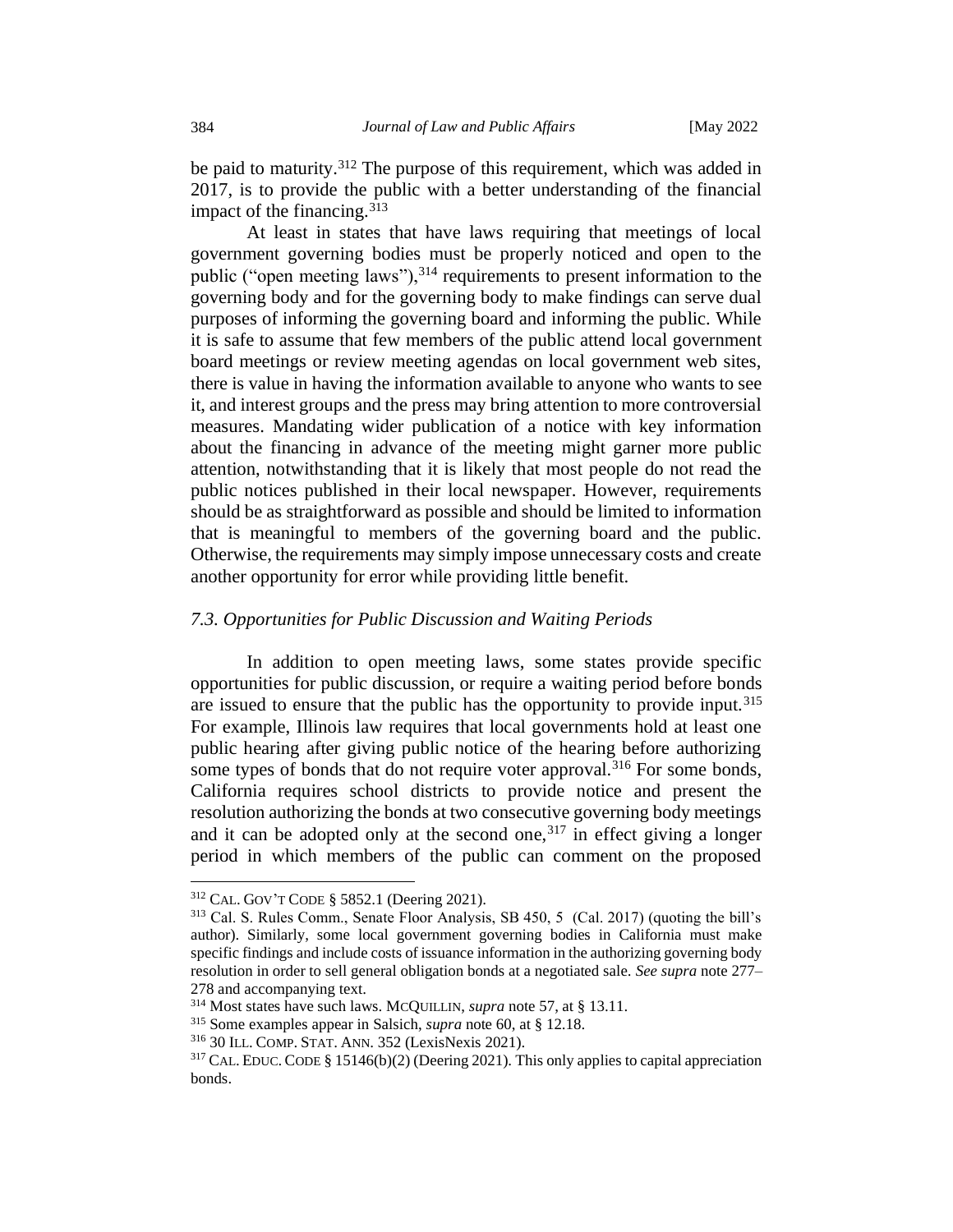be paid to maturity.[312] The purpose of this requirement, which was added in 2017, is to provide the public with a better understanding of the financial impact of the financing.[313]

At least in states that have laws requiring that meetings of local government governing bodies must be properly noticed and open to the public ("open meeting laws"),[314] requirements to present information to the governing body and for the governing body to make findings can serve dual purposes of informing the governing board and informing the public. While it is safe to assume that few members of the public attend local government board meetings or review meeting agendas on local government web sites, there is value in having the information available to anyone who wants to see it, and interest groups and the press may bring attention to more controversial measures. Mandating wider publication of a notice with key information about the financing in advance of the meeting might garner more public attention, notwithstanding that it is likely that most people do not read the public notices published in their local newspaper. However, requirements should be as straightforward as possible and should be limited to information that is meaningful to members of the governing board and the public. Otherwise, the requirements may simply impose unnecessary costs and create another opportunity for error while providing little benefit.

### *7.3. Opportunities for Public Discussion and Waiting Periods*

In addition to open meeting laws, some states provide specific opportunities for public discussion, or require a waiting period before bonds are issued to ensure that the public has the opportunity to provide input.[315] For example, Illinois law requires that local governments hold at least one public hearing after giving public notice of the hearing before authorizing some types of bonds that do not require voter approval.[316] For some bonds, California requires school districts to provide notice and present the resolution authorizing the bonds at two consecutive governing body meetings and it can be adopted only at the second one,[317] in effect giving a longer period in which members of the public can comment on the proposed

---

[312] CAL. GOV'T CODE § 5852.1 (Deering 2021).

[313] Cal. S. Rules Comm., Senate Floor Analysis, SB 450, 5 (Cal. 2017) (quoting the bill's author). Similarly, some local government governing bodies in California must make specific findings and include costs of issuance information in the authorizing governing body resolution in order to sell general obligation bonds at a negotiated sale. *See supra* note 277–278 and accompanying text.

[314] Most states have such laws. MCQUILLIN, *supra* note 57, at § 13.11.

[315] Some examples appear in Salsich, *supra* note 60, at § 12.18.

[316] 30 ILL. COMP. STAT. ANN. 352 (LexisNexis 2021).

[317] CAL. EDUC. CODE § 15146(b)(2) (Deering 2021). This only applies to capital appreciation bonds.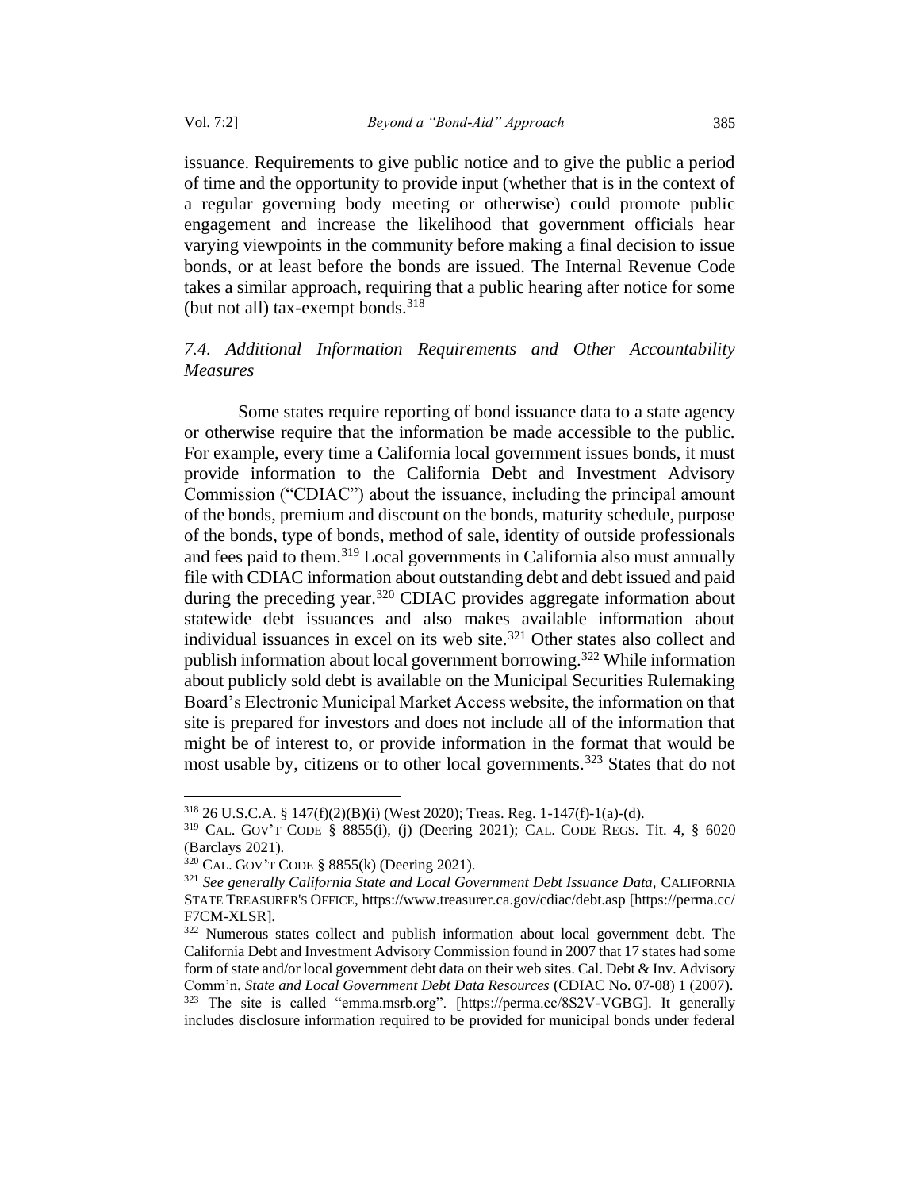issuance. Requirements to give public notice and to give the public a period of time and the opportunity to provide input (whether that is in the context of a regular governing body meeting or otherwise) could promote public engagement and increase the likelihood that government officials hear varying viewpoints in the community before making a final decision to issue bonds, or at least before the bonds are issued. The Internal Revenue Code takes a similar approach, requiring that a public hearing after notice for some (but not all) tax-exempt bonds.[318]

### *7.4. Additional Information Requirements and Other Accountability Measures*

Some states require reporting of bond issuance data to a state agency or otherwise require that the information be made accessible to the public. For example, every time a California local government issues bonds, it must provide information to the California Debt and Investment Advisory Commission ("CDIAC") about the issuance, including the principal amount of the bonds, premium and discount on the bonds, maturity schedule, purpose of the bonds, type of bonds, method of sale, identity of outside professionals and fees paid to them.[319] Local governments in California also must annually file with CDIAC information about outstanding debt and debt issued and paid during the preceding year.[320] CDIAC provides aggregate information about statewide debt issuances and also makes available information about individual issuances in excel on its web site.[321] Other states also collect and publish information about local government borrowing.[322] While information about publicly sold debt is available on the Municipal Securities Rulemaking Board's Electronic Municipal Market Access website, the information on that site is prepared for investors and does not include all of the information that might be of interest to, or provide information in the format that would be most usable by, citizens or to other local governments.[323] States that do not

---

[318] 26 U.S.C.A. § 147(f)(2)(B)(i) (West 2020); Treas. Reg. 1-147(f)-1(a)-(d).

[319] CAL. GOV'T CODE § 8855(i), (j) (Deering 2021); CAL. CODE REGS. Tit. 4, § 6020 (Barclays 2021).

[320] CAL. GOV'T CODE § 8855(k) (Deering 2021).

[321] *See generally California State and Local Government Debt Issuance Data*, CALIFORNIA STATE TREASURER'S OFFICE, https://www.treasurer.ca.gov/cdiac/debt.asp [https://perma.cc/F7CM-XLSR].

[322] Numerous states collect and publish information about local government debt. The California Debt and Investment Advisory Commission found in 2007 that 17 states had some form of state and/or local government debt data on their web sites. Cal. Debt & Inv. Advisory Comm'n, *State and Local Government Debt Data Resources* (CDIAC No. 07-08) 1 (2007).

[323] The site is called "emma.msrb.org". [https://perma.cc/8S2V-VGBG]. It generally includes disclosure information required to be provided for municipal bonds under federal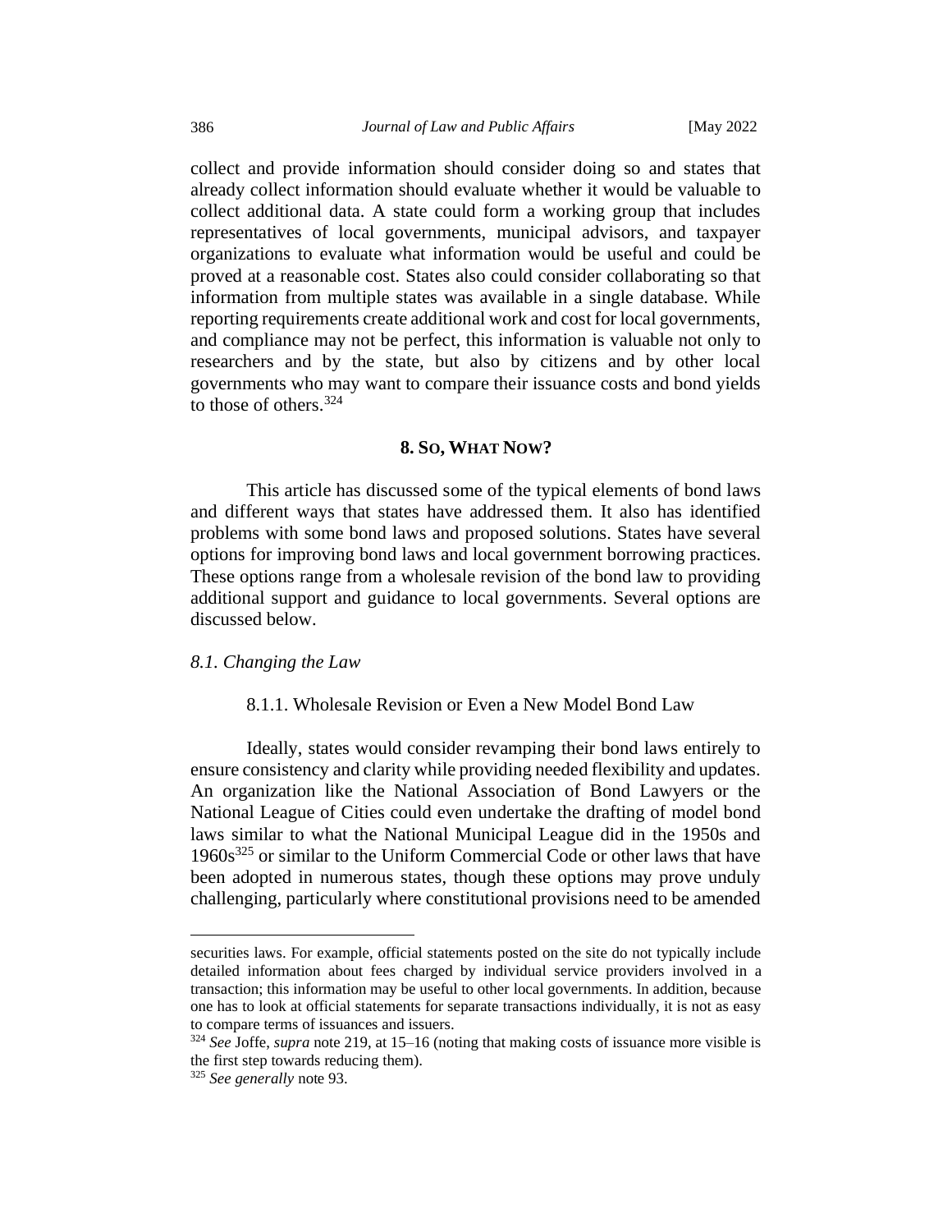collect and provide information should consider doing so and states that already collect information should evaluate whether it would be valuable to collect additional data. A state could form a working group that includes representatives of local governments, municipal advisors, and taxpayer organizations to evaluate what information would be useful and could be proved at a reasonable cost. States also could consider collaborating so that information from multiple states was available in a single database. While reporting requirements create additional work and cost for local governments, and compliance may not be perfect, this information is valuable not only to researchers and by the state, but also by citizens and by other local governments who may want to compare their issuance costs and bond yields to those of others.[324]

## 8. So, What Now?

This article has discussed some of the typical elements of bond laws and different ways that states have addressed them. It also has identified problems with some bond laws and proposed solutions. States have several options for improving bond laws and local government borrowing practices. These options range from a wholesale revision of the bond law to providing additional support and guidance to local governments. Several options are discussed below.

### *8.1. Changing the Law*

#### 8.1.1. Wholesale Revision or Even a New Model Bond Law

Ideally, states would consider revamping their bond laws entirely to ensure consistency and clarity while providing needed flexibility and updates. An organization like the National Association of Bond Lawyers or the National League of Cities could even undertake the drafting of model bond laws similar to what the National Municipal League did in the 1950s and 1960s[325] or similar to the Uniform Commercial Code or other laws that have been adopted in numerous states, though these options may prove unduly challenging, particularly where constitutional provisions need to be amended

---

securities laws. For example, official statements posted on the site do not typically include detailed information about fees charged by individual service providers involved in a transaction; this information may be useful to other local governments. In addition, because one has to look at official statements for separate transactions individually, it is not as easy to compare terms of issuances and issuers.

[324] *See* Joffe, *supra* note 219, at 15–16 (noting that making costs of issuance more visible is the first step towards reducing them).

[325] *See generally* note 93.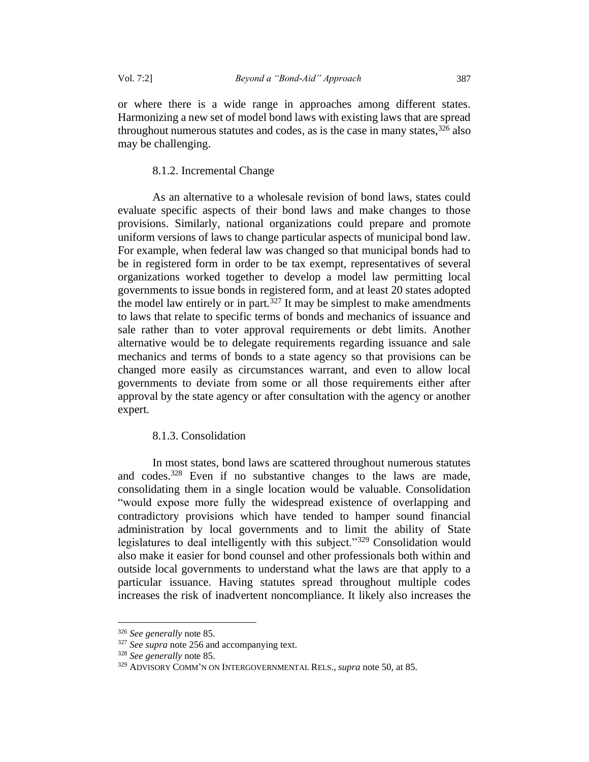or where there is a wide range in approaches among different states. Harmonizing a new set of model bond laws with existing laws that are spread throughout numerous statutes and codes, as is the case in many states,[326] also may be challenging.

#### 8.1.2. Incremental Change

As an alternative to a wholesale revision of bond laws, states could evaluate specific aspects of their bond laws and make changes to those provisions. Similarly, national organizations could prepare and promote uniform versions of laws to change particular aspects of municipal bond law. For example, when federal law was changed so that municipal bonds had to be in registered form in order to be tax exempt, representatives of several organizations worked together to develop a model law permitting local governments to issue bonds in registered form, and at least 20 states adopted the model law entirely or in part.[327] It may be simplest to make amendments to laws that relate to specific terms of bonds and mechanics of issuance and sale rather than to voter approval requirements or debt limits. Another alternative would be to delegate requirements regarding issuance and sale mechanics and terms of bonds to a state agency so that provisions can be changed more easily as circumstances warrant, and even to allow local governments to deviate from some or all those requirements either after approval by the state agency or after consultation with the agency or another expert.

#### 8.1.3. Consolidation

In most states, bond laws are scattered throughout numerous statutes and codes.[328] Even if no substantive changes to the laws are made, consolidating them in a single location would be valuable. Consolidation "would expose more fully the widespread existence of overlapping and contradictory provisions which have tended to hamper sound financial administration by local governments and to limit the ability of State legislatures to deal intelligently with this subject."[329] Consolidation would also make it easier for bond counsel and other professionals both within and outside local governments to understand what the laws are that apply to a particular issuance. Having statutes spread throughout multiple codes increases the risk of inadvertent noncompliance. It likely also increases the

---

[326] *See generally* note 85.

[327] *See supra* note 256 and accompanying text.

[328] *See generally* note 85.

[329] ADVISORY COMM'N ON INTERGOVERNMENTAL RELS., *supra* note 50, at 85.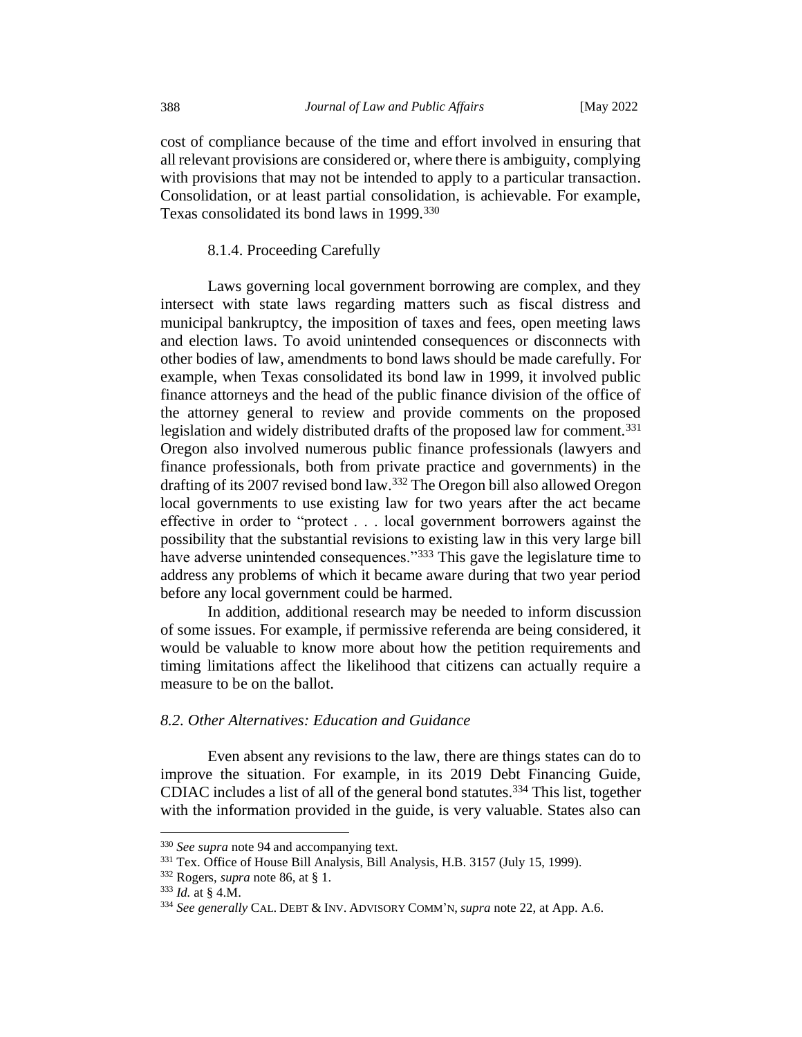cost of compliance because of the time and effort involved in ensuring that all relevant provisions are considered or, where there is ambiguity, complying with provisions that may not be intended to apply to a particular transaction. Consolidation, or at least partial consolidation, is achievable. For example, Texas consolidated its bond laws in 1999.[330]

#### 8.1.4. Proceeding Carefully

Laws governing local government borrowing are complex, and they intersect with state laws regarding matters such as fiscal distress and municipal bankruptcy, the imposition of taxes and fees, open meeting laws and election laws. To avoid unintended consequences or disconnects with other bodies of law, amendments to bond laws should be made carefully. For example, when Texas consolidated its bond law in 1999, it involved public finance attorneys and the head of the public finance division of the office of the attorney general to review and provide comments on the proposed legislation and widely distributed drafts of the proposed law for comment.[331] Oregon also involved numerous public finance professionals (lawyers and finance professionals, both from private practice and governments) in the drafting of its 2007 revised bond law.[332] The Oregon bill also allowed Oregon local governments to use existing law for two years after the act became effective in order to "protect . . . local government borrowers against the possibility that the substantial revisions to existing law in this very large bill have adverse unintended consequences."[333] This gave the legislature time to address any problems of which it became aware during that two year period before any local government could be harmed.

In addition, additional research may be needed to inform discussion of some issues. For example, if permissive referenda are being considered, it would be valuable to know more about how the petition requirements and timing limitations affect the likelihood that citizens can actually require a measure to be on the ballot.

### *8.2. Other Alternatives: Education and Guidance*

Even absent any revisions to the law, there are things states can do to improve the situation. For example, in its 2019 Debt Financing Guide, CDIAC includes a list of all of the general bond statutes.[334] This list, together with the information provided in the guide, is very valuable. States also can

---

[330] *See supra* note 94 and accompanying text.

[331] Tex. Office of House Bill Analysis, Bill Analysis, H.B. 3157 (July 15, 1999).

[332] Rogers, *supra* note 86, at § 1.

[333] *Id.* at § 4.M.

[334] *See generally* CAL. DEBT & INV. ADVISORY COMM'N, *supra* note 22, at App. A.6.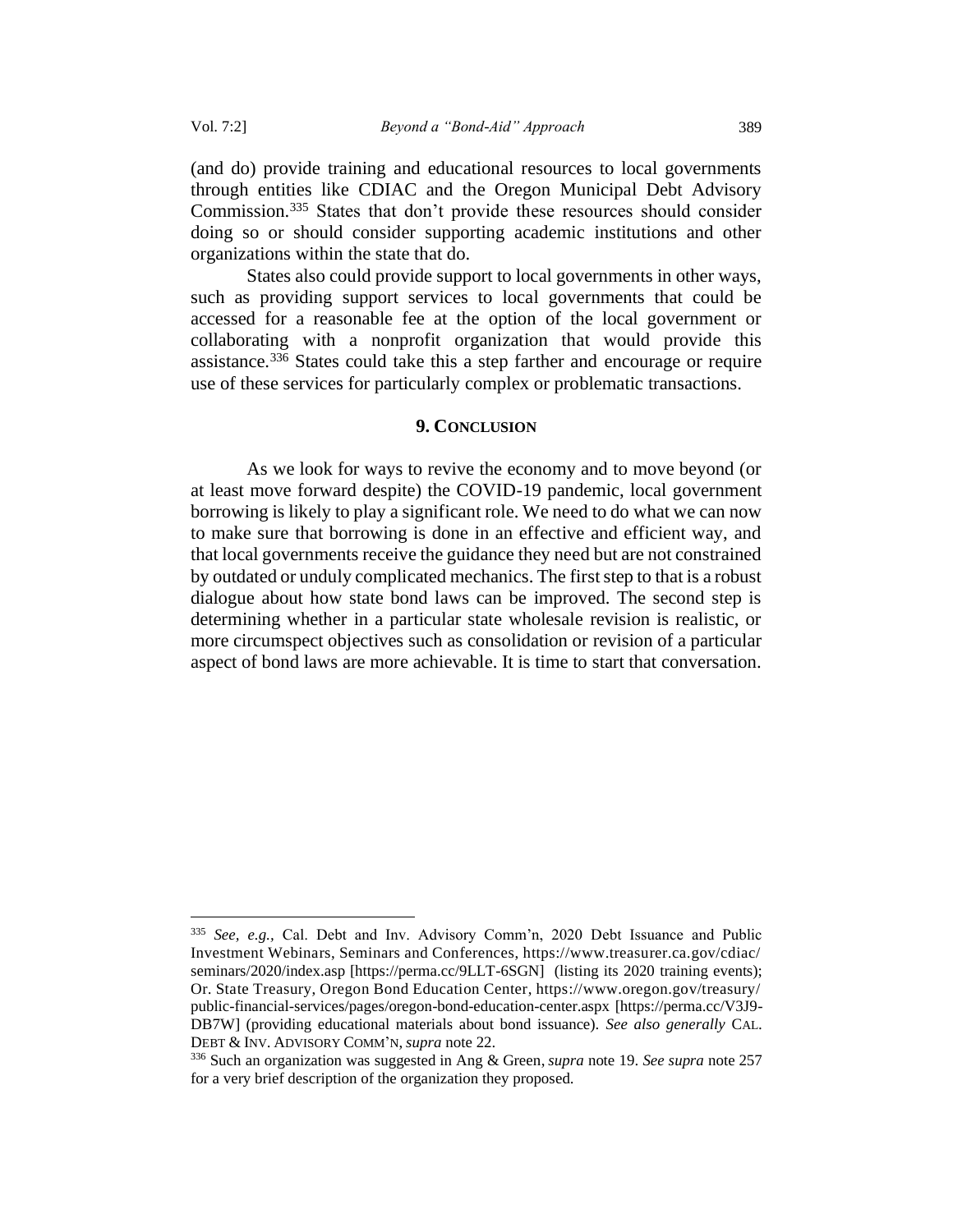(and do) provide training and educational resources to local governments through entities like CDIAC and the Oregon Municipal Debt Advisory Commission.[335] States that don't provide these resources should consider doing so or should consider supporting academic institutions and other organizations within the state that do.

States also could provide support to local governments in other ways, such as providing support services to local governments that could be accessed for a reasonable fee at the option of the local government or collaborating with a nonprofit organization that would provide this assistance.[336] States could take this a step farther and encourage or require use of these services for particularly complex or problematic transactions.

## 9. Conclusion

As we look for ways to revive the economy and to move beyond (or at least move forward despite) the COVID-19 pandemic, local government borrowing is likely to play a significant role. We need to do what we can now to make sure that borrowing is done in an effective and efficient way, and that local governments receive the guidance they need but are not constrained by outdated or unduly complicated mechanics. The first step to that is a robust dialogue about how state bond laws can be improved. The second step is determining whether in a particular state wholesale revision is realistic, or more circumspect objectives such as consolidation or revision of a particular aspect of bond laws are more achievable. It is time to start that conversation.

---

[335] *See, e.g.*, Cal. Debt and Inv. Advisory Comm'n, 2020 Debt Issuance and Public Investment Webinars, Seminars and Conferences, https://www.treasurer.ca.gov/cdiac/seminars/2020/index.asp [https://perma.cc/9LLT-6SGN] (listing its 2020 training events); Or. State Treasury, Oregon Bond Education Center, https://www.oregon.gov/treasury/public-financial-services/pages/oregon-bond-education-center.aspx [https://perma.cc/V3J9-DB7W] (providing educational materials about bond issuance). *See also generally* CAL. DEBT & INV. ADVISORY COMM'N, *supra* note 22.

[336] Such an organization was suggested in Ang & Green, *supra* note 19. *See supra* note 257 for a very brief description of the organization they proposed.